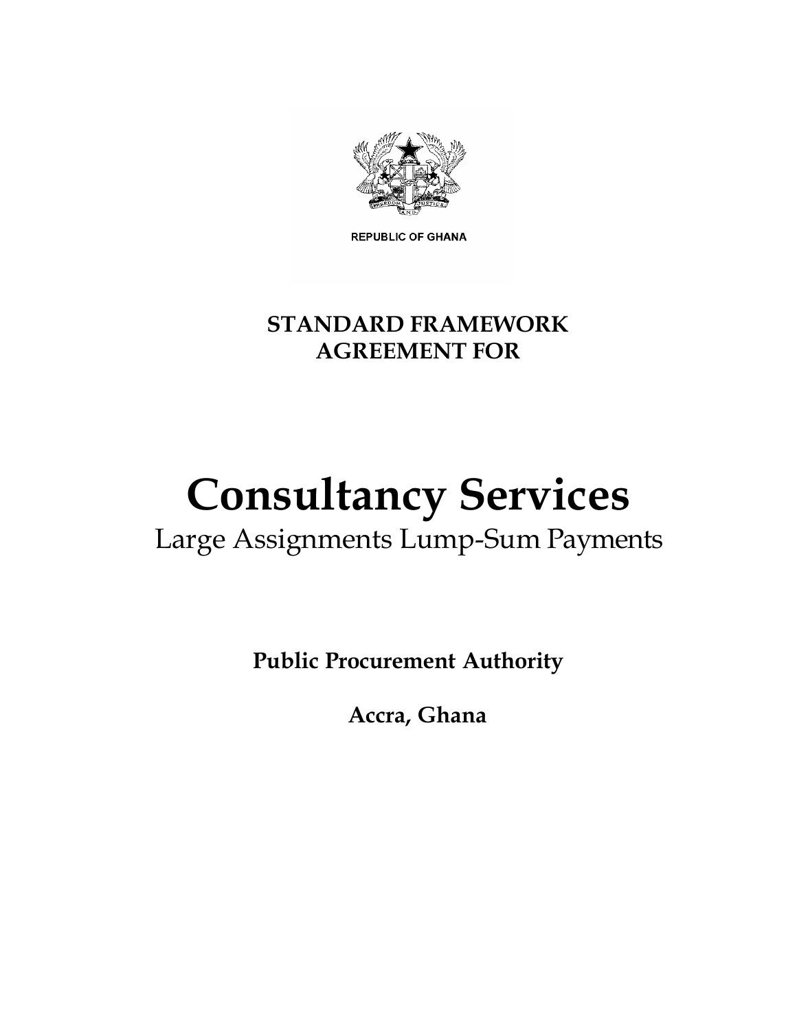REPUBLIC OF GHANA

**STANDARD FRAMEWORK AGREEMENT FOR**

# Consultancy Services

## Large Assignments Lump-Sum Payments

**Public Procurement Authority**

**Accra, Ghana**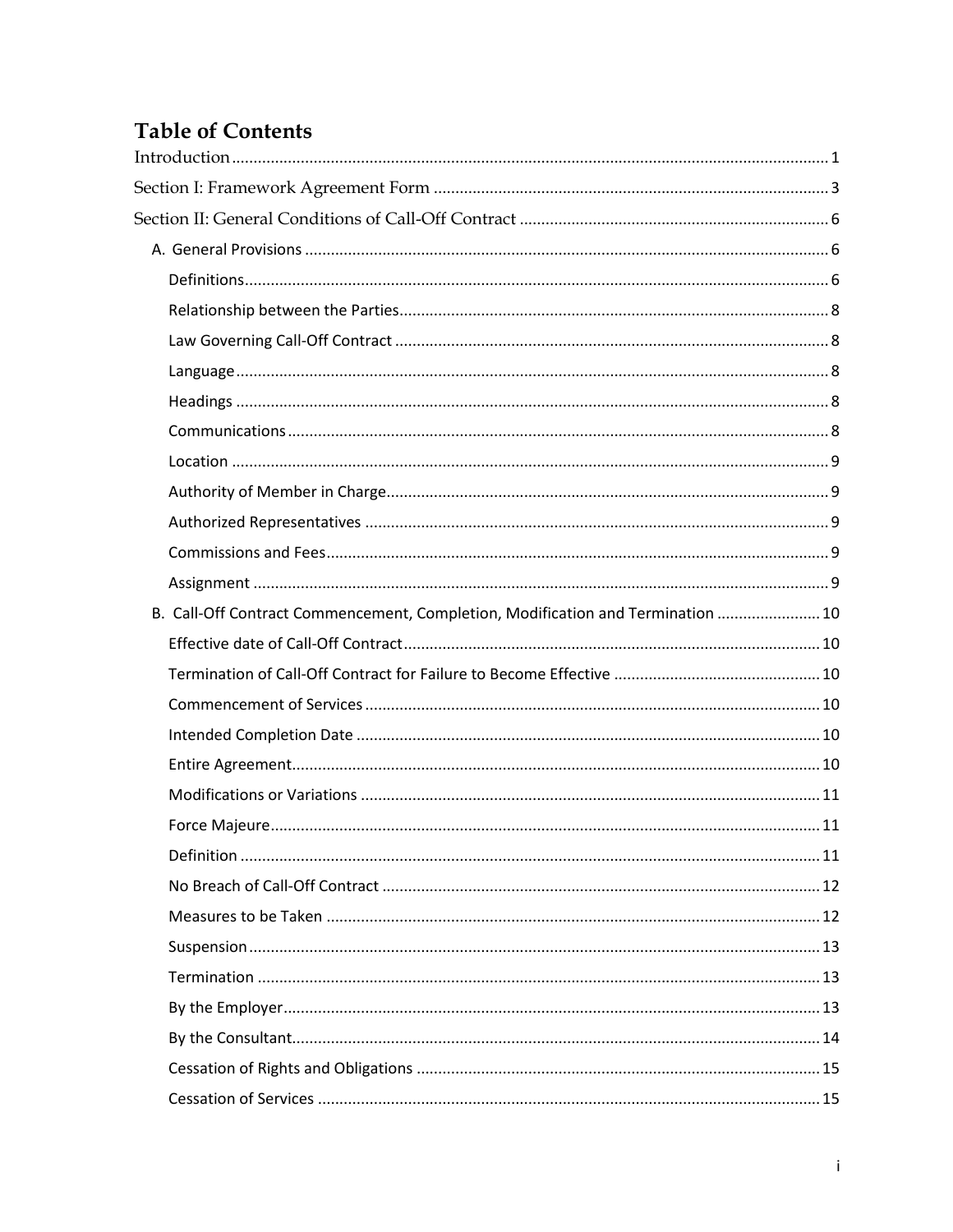# Table of Contents

Introduction ........................................................................................................................................ 1

Section I: Framework Agreement Form ........................................................................................ 3

Section II: General Conditions of Call-Off Contract ...................................................................... 6

- A. General Provisions ........................................................................................................ 6
  - Definitions ...................................................................................................................... 6
  - Relationship between the Parties .................................................................................. 8
  - Law Governing Call-Off Contract ................................................................................... 8
  - Language ........................................................................................................................ 8
  - Headings ........................................................................................................................ 8
  - Communications ............................................................................................................ 8
  - Location ......................................................................................................................... 9
  - Authority of Member in Charge ..................................................................................... 9
  - Authorized Representatives .......................................................................................... 9
  - Commissions and Fees ................................................................................................... 9
  - Assignment .................................................................................................................... 9
- B. Call-Off Contract Commencement, Completion, Modification and Termination ........................ 10
  - Effective date of Call-Off Contract ................................................................................ 10
  - Termination of Call-Off Contract for Failure to Become Effective ................................ 10
  - Commencement of Services ......................................................................................... 10
  - Intended Completion Date ........................................................................................... 10
  - Entire Agreement .......................................................................................................... 10
  - Modifications or Variations ......................................................................................... 11
  - Force Majeure ............................................................................................................... 11
  - Definition ...................................................................................................................... 11
  - No Breach of Call-Off Contract .................................................................................... 12
  - Measures to be Taken .................................................................................................. 12
  - Suspension .................................................................................................................... 13
  - Termination .................................................................................................................. 13
  - By the Employer ............................................................................................................ 13
  - By the Consultant .......................................................................................................... 14
  - Cessation of Rights and Obligations ............................................................................. 15
  - Cessation of Services .................................................................................................... 15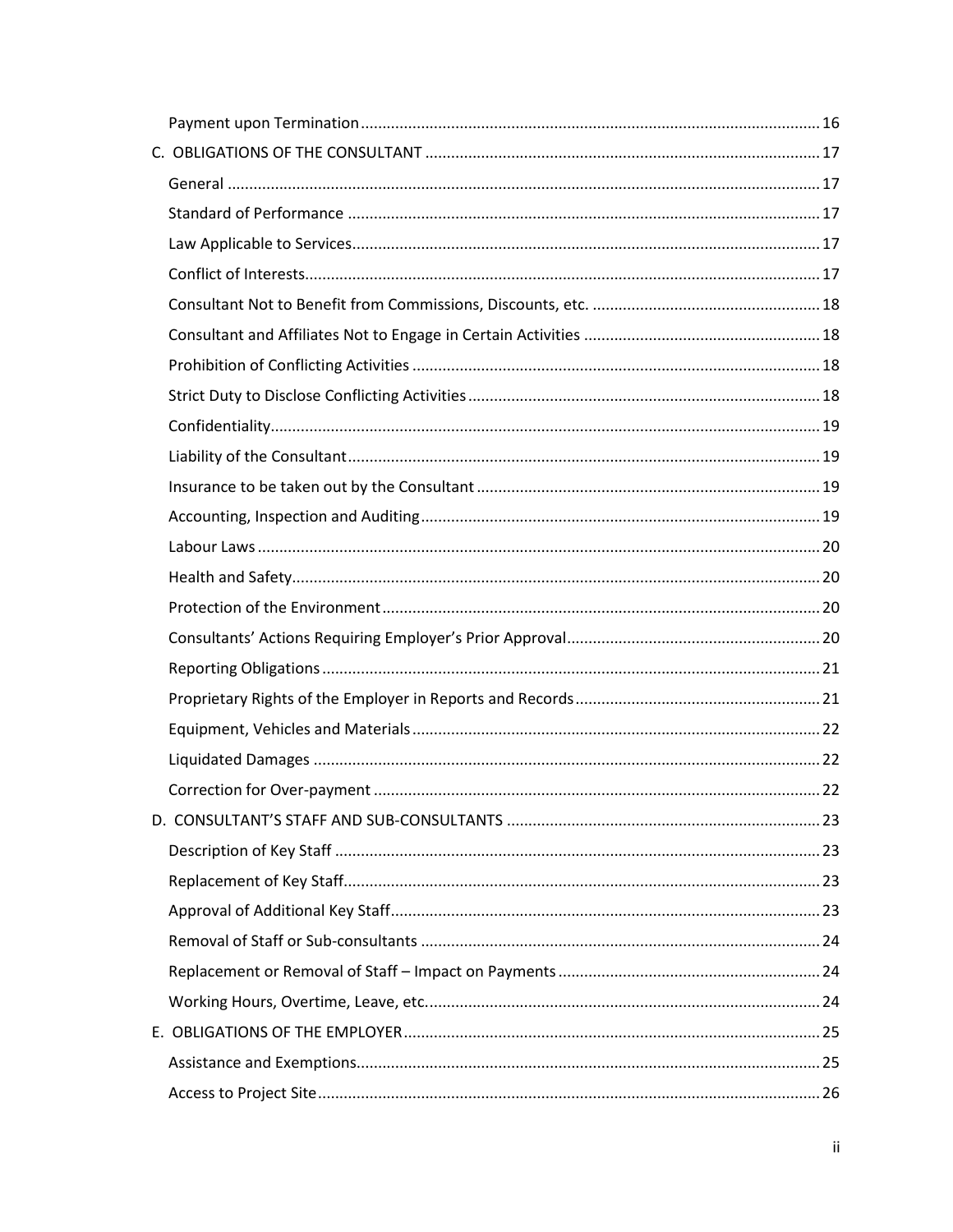Payment upon Termination ........................................................................................................ 16

C. OBLIGATIONS OF THE CONSULTANT ........................................................................................... 17

General ........................................................................................................................................ 17

Standard of Performance ............................................................................................................ 17

Law Applicable to Services........................................................................................................... 17

Conflict of Interests...................................................................................................................... 17

Consultant Not to Benefit from Commissions, Discounts, etc. ..................................................... 18

Consultant and Affiliates Not to Engage in Certain Activities ....................................................... 18

Prohibition of Conflicting Activities .............................................................................................. 18

Strict Duty to Disclose Conflicting Activities ................................................................................. 18

Confidentiality.............................................................................................................................. 19

Liability of the Consultant............................................................................................................. 19

Insurance to be taken out by the Consultant ............................................................................... 19

Accounting, Inspection and Auditing............................................................................................ 19

Labour Laws ................................................................................................................................. 20

Health and Safety......................................................................................................................... 20

Protection of the Environment .................................................................................................... 20

Consultants' Actions Requiring Employer's Prior Approval........................................................... 20

Reporting Obligations .................................................................................................................. 21

Proprietary Rights of the Employer in Reports and Records......................................................... 21

Equipment, Vehicles and Materials .............................................................................................. 22

Liquidated Damages .................................................................................................................... 22

Correction for Over-payment ....................................................................................................... 22

D. CONSULTANT'S STAFF AND SUB-CONSULTANTS ........................................................................ 23

Description of Key Staff ................................................................................................................ 23

Replacement of Key Staff.............................................................................................................. 23

Approval of Additional Key Staff................................................................................................... 23

Removal of Staff or Sub-consultants ............................................................................................ 24

Replacement or Removal of Staff – Impact on Payments ............................................................ 24

Working Hours, Overtime, Leave, etc........................................................................................... 24

E. OBLIGATIONS OF THE EMPLOYER................................................................................................ 25

Assistance and Exemptions........................................................................................................... 25

Access to Project Site.................................................................................................................... 26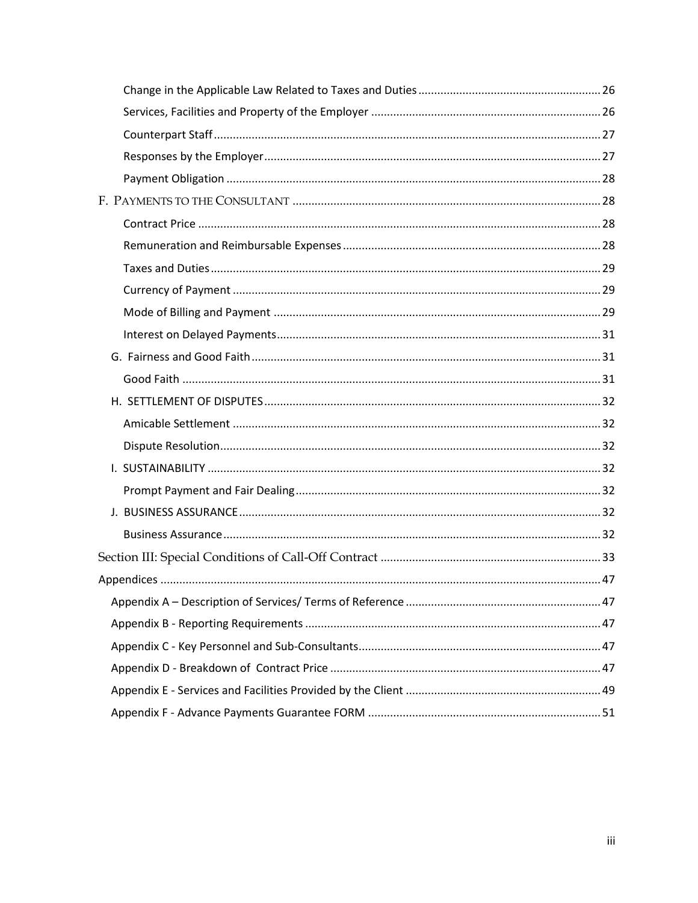Change in the Applicable Law Related to Taxes and Duties ........................................................ 26
Services, Facilities and Property of the Employer ........................................................................ 26
Counterpart Staff ........................................................................................................................ 27
Responses by the Employer ......................................................................................................... 27
Payment Obligation ..................................................................................................................... 28

F. PAYMENTS TO THE CONSULTANT ................................................................................................ 28
Contract Price .............................................................................................................................. 28
Remuneration and Reimbursable Expenses ................................................................................. 28
Taxes and Duties .......................................................................................................................... 29
Currency of Payment .................................................................................................................... 29
Mode of Billing and Payment ....................................................................................................... 29
Interest on Delayed Payments ...................................................................................................... 31

G. Fairness and Good Faith .............................................................................................................. 31
Good Faith .................................................................................................................................... 31

H. SETTLEMENT OF DISPUTES .......................................................................................................... 32
Amicable Settlement .................................................................................................................... 32
Dispute Resolution ........................................................................................................................ 32

I. SUSTAINABILITY ............................................................................................................................ 32
Prompt Payment and Fair Dealing ................................................................................................ 32

J. BUSINESS ASSURANCE .................................................................................................................. 32
Business Assurance ....................................................................................................................... 32

Section III: Special Conditions of Call-Off Contract ..................................................................... 33

Appendices .......................................................................................................................................... 47
Appendix A – Description of Services/ Terms of Reference ............................................................. 47
Appendix B - Reporting Requirements ............................................................................................. 47
Appendix C - Key Personnel and Sub-Consultants ............................................................................ 47
Appendix D - Breakdown of Contract Price ..................................................................................... 47
Appendix E - Services and Facilities Provided by the Client ............................................................. 49
Appendix F - Advance Payments Guarantee FORM .......................................................................... 51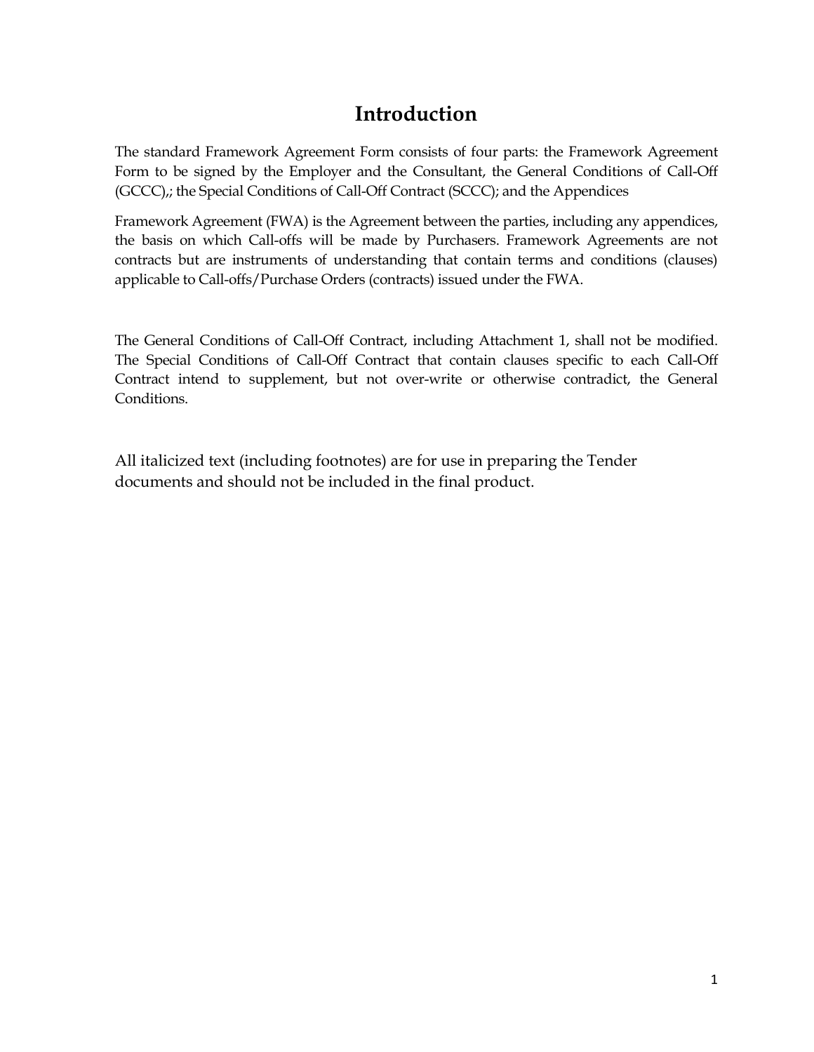# Introduction

The standard Framework Agreement Form consists of four parts: the Framework Agreement Form to be signed by the Employer and the Consultant, the General Conditions of Call-Off (GCCC),; the Special Conditions of Call-Off Contract (SCCC); and the Appendices

Framework Agreement (FWA) is the Agreement between the parties, including any appendices, the basis on which Call-offs will be made by Purchasers. Framework Agreements are not contracts but are instruments of understanding that contain terms and conditions (clauses) applicable to Call-offs/Purchase Orders (contracts) issued under the FWA.

The General Conditions of Call-Off Contract, including Attachment 1, shall not be modified. The Special Conditions of Call-Off Contract that contain clauses specific to each Call-Off Contract intend to supplement, but not over-write or otherwise contradict, the General Conditions.

All italicized text (including footnotes) are for use in preparing the Tender documents and should not be included in the final product.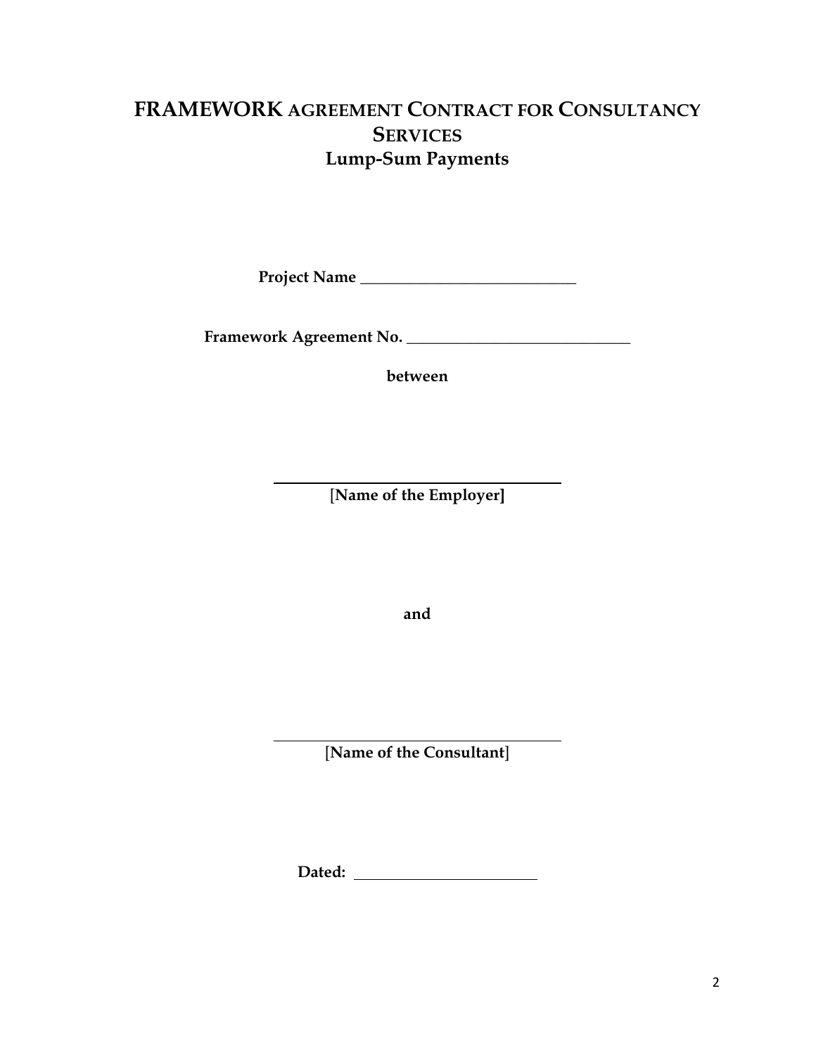# FRAMEWORK AGREEMENT CONTRACT FOR CONSULTANCY SERVICES
## Lump-Sum Payments

**Project Name \_\_\_\_\_\_\_\_\_\_\_\_\_\_\_\_\_\_\_\_\_\_\_\_\_\_\_\_**

**Framework Agreement No. \_\_\_\_\_\_\_\_\_\_\_\_\_\_\_\_\_\_\_\_\_\_\_\_\_\_\_\_**

**between**

\_\_\_\_\_\_\_\_\_\_\_\_\_\_\_\_\_\_\_\_\_\_\_\_\_\_\_\_\_\_\_\_\_\_\_\_

**[Name of the Employer]**

**and**

\_\_\_\_\_\_\_\_\_\_\_\_\_\_\_\_\_\_\_\_\_\_\_\_\_\_\_\_\_\_\_\_\_\_\_\_

**[Name of the Consultant]**

**Dated:** \_\_\_\_\_\_\_\_\_\_\_\_\_\_\_\_\_\_\_\_\_\_\_\_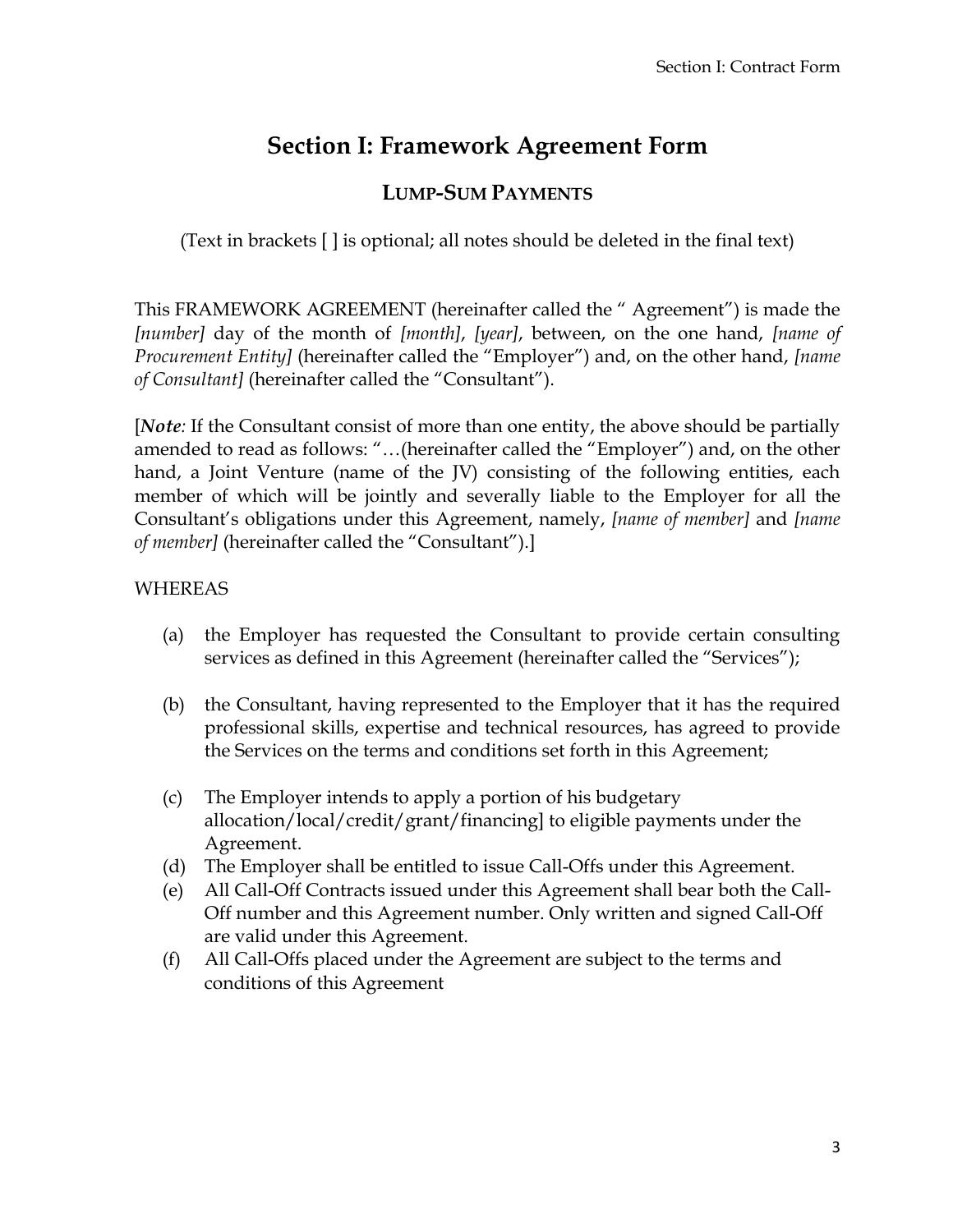# Section I: Framework Agreement Form

## LUMP-SUM PAYMENTS

(Text in brackets [ ] is optional; all notes should be deleted in the final text)

This FRAMEWORK AGREEMENT (hereinafter called the " Agreement") is made the *[number]* day of the month of *[month]*, *[year]*, between, on the one hand, *[name of Procurement Entity]* (hereinafter called the "Employer") and, on the other hand, *[name of Consultant]* (hereinafter called the "Consultant").

[***Note:*** If the Consultant consist of more than one entity, the above should be partially amended to read as follows: "…(hereinafter called the "Employer") and, on the other hand, a Joint Venture (name of the JV) consisting of the following entities, each member of which will be jointly and severally liable to the Employer for all the Consultant's obligations under this Agreement, namely, *[name of member]* and *[name of member]* (hereinafter called the "Consultant").]

WHEREAS

(a) the Employer has requested the Consultant to provide certain consulting services as defined in this Agreement (hereinafter called the "Services");

(b) the Consultant, having represented to the Employer that it has the required professional skills, expertise and technical resources, has agreed to provide the Services on the terms and conditions set forth in this Agreement;

(c) The Employer intends to apply a portion of his budgetary allocation/local/credit/grant/financing] to eligible payments under the Agreement.

(d) The Employer shall be entitled to issue Call-Offs under this Agreement.

(e) All Call-Off Contracts issued under this Agreement shall bear both the Call-Off number and this Agreement number. Only written and signed Call-Off are valid under this Agreement.

(f) All Call-Offs placed under the Agreement are subject to the terms and conditions of this Agreement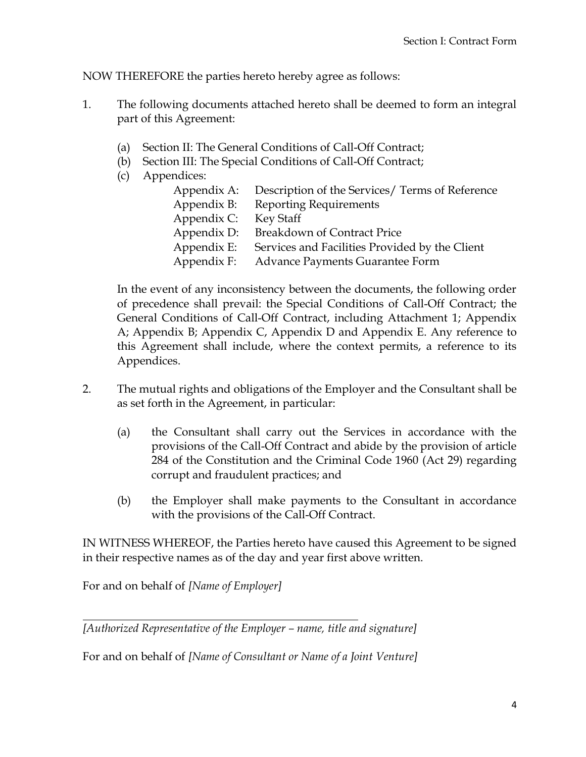NOW THEREFORE the parties hereto hereby agree as follows:

1. The following documents attached hereto shall be deemed to form an integral part of this Agreement:

   (a) Section II: The General Conditions of Call-Off Contract;
   (b) Section III: The Special Conditions of Call-Off Contract;
   (c) Appendices:

   | | |
   |---|---|
   | Appendix A: | Description of the Services/ Terms of Reference |
   | Appendix B: | Reporting Requirements |
   | Appendix C: | Key Staff |
   | Appendix D: | Breakdown of Contract Price |
   | Appendix E: | Services and Facilities Provided by the Client |
   | Appendix F: | Advance Payments Guarantee Form |

   In the event of any inconsistency between the documents, the following order of precedence shall prevail: the Special Conditions of Call-Off Contract; the General Conditions of Call-Off Contract, including Attachment 1; Appendix A; Appendix B; Appendix C, Appendix D and Appendix E. Any reference to this Agreement shall include, where the context permits, a reference to its Appendices.

2. The mutual rights and obligations of the Employer and the Consultant shall be as set forth in the Agreement, in particular:

   (a) the Consultant shall carry out the Services in accordance with the provisions of the Call-Off Contract and abide by the provision of article 284 of the Constitution and the Criminal Code 1960 (Act 29) regarding corrupt and fraudulent practices; and

   (b) the Employer shall make payments to the Consultant in accordance with the provisions of the Call-Off Contract.

IN WITNESS WHEREOF, the Parties hereto have caused this Agreement to be signed in their respective names as of the day and year first above written.

For and on behalf of *[Name of Employer]*

\_\_\_\_\_\_\_\_\_\_\_\_\_\_\_\_\_\_\_\_\_\_\_\_\_\_\_\_\_\_\_\_\_\_\_\_\_\_\_\_\_\_\_\_

*[Authorized Representative of the Employer – name, title and signature]*

For and on behalf of *[Name of Consultant or Name of a Joint Venture]*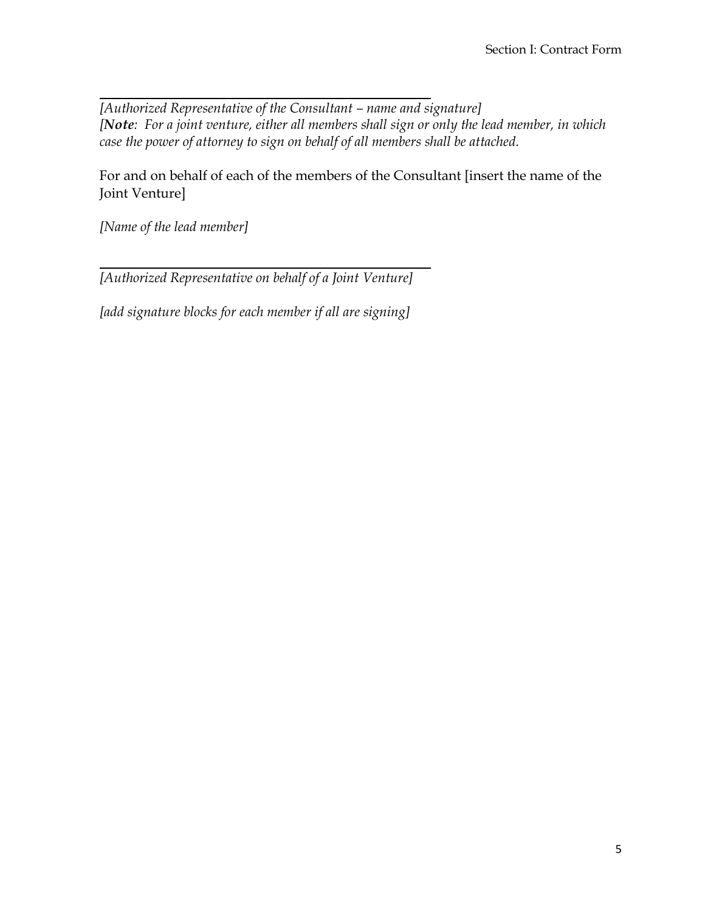\_\_\_\_\_\_\_\_\_\_\_\_\_\_\_\_\_\_\_\_\_\_\_\_\_\_\_\_\_\_\_\_\_\_\_\_\_\_\_\_\_\_\_\_

*[Authorized Representative of the Consultant – name and signature]*
*[**Note**: For a joint venture, either all members shall sign or only the lead member, in which case the power of attorney to sign on behalf of all members shall be attached.*

For and on behalf of each of the members of the Consultant [insert the name of the Joint Venture]

*[Name of the lead member]*

\_\_\_\_\_\_\_\_\_\_\_\_\_\_\_\_\_\_\_\_\_\_\_\_\_\_\_\_\_\_\_\_\_\_\_\_\_\_\_\_\_\_\_\_

*[Authorized Representative on behalf of a Joint Venture]*

*[add signature blocks for each member if all are signing]*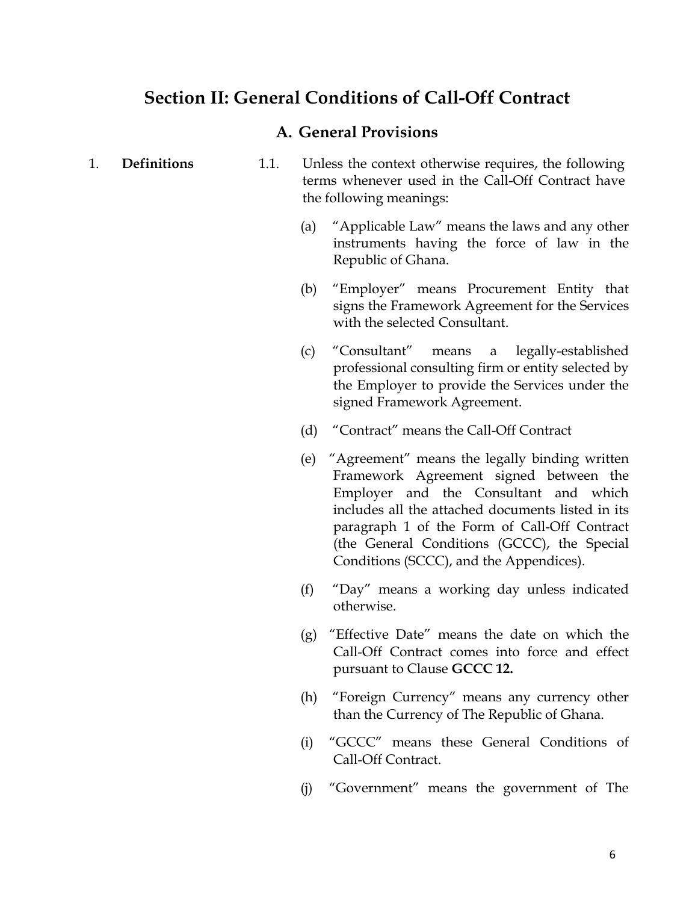# Section II: General Conditions of Call-Off Contract

## A. General Provisions

1. **Definitions**

1.1. Unless the context otherwise requires, the following terms whenever used in the Call-Off Contract have the following meanings:

(a) "Applicable Law" means the laws and any other instruments having the force of law in the Republic of Ghana.

(b) "Employer" means Procurement Entity that signs the Framework Agreement for the Services with the selected Consultant.

(c) "Consultant" means a legally-established professional consulting firm or entity selected by the Employer to provide the Services under the signed Framework Agreement.

(d) "Contract" means the Call-Off Contract

(e) "Agreement" means the legally binding written Framework Agreement signed between the Employer and the Consultant and which includes all the attached documents listed in its paragraph 1 of the Form of Call-Off Contract (the General Conditions (GCCC), the Special Conditions (SCCC), and the Appendices).

(f) "Day" means a working day unless indicated otherwise.

(g) "Effective Date" means the date on which the Call-Off Contract comes into force and effect pursuant to Clause **GCCC 12.**

(h) "Foreign Currency" means any currency other than the Currency of The Republic of Ghana.

(i) "GCCC" means these General Conditions of Call-Off Contract.

(j) "Government" means the government of The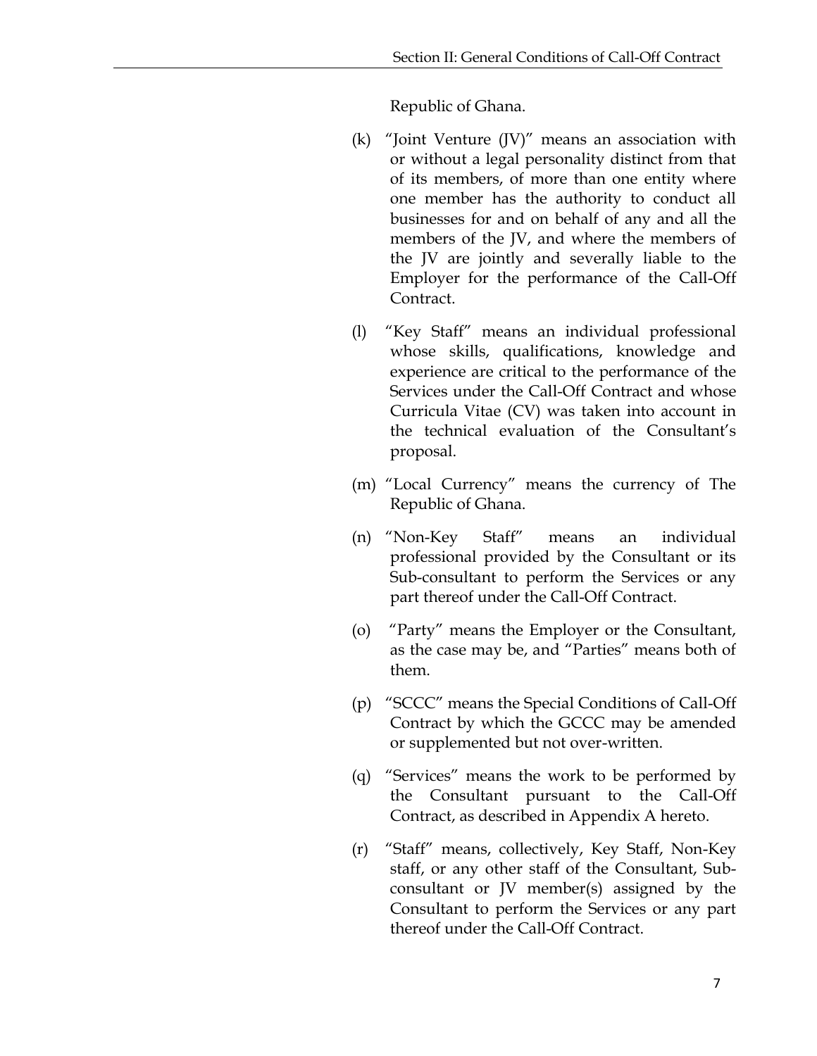Republic of Ghana.

(k) "Joint Venture (JV)" means an association with or without a legal personality distinct from that of its members, of more than one entity where one member has the authority to conduct all businesses for and on behalf of any and all the members of the JV, and where the members of the JV are jointly and severally liable to the Employer for the performance of the Call-Off Contract.

(l) "Key Staff" means an individual professional whose skills, qualifications, knowledge and experience are critical to the performance of the Services under the Call-Off Contract and whose Curricula Vitae (CV) was taken into account in the technical evaluation of the Consultant's proposal.

(m) "Local Currency" means the currency of The Republic of Ghana.

(n) "Non-Key Staff" means an individual professional provided by the Consultant or its Sub-consultant to perform the Services or any part thereof under the Call-Off Contract.

(o) "Party" means the Employer or the Consultant, as the case may be, and "Parties" means both of them.

(p) "SCCC" means the Special Conditions of Call-Off Contract by which the GCCC may be amended or supplemented but not over-written.

(q) "Services" means the work to be performed by the Consultant pursuant to the Call-Off Contract, as described in Appendix A hereto.

(r) "Staff" means, collectively, Key Staff, Non-Key staff, or any other staff of the Consultant, Sub-consultant or JV member(s) assigned by the Consultant to perform the Services or any part thereof under the Call-Off Contract.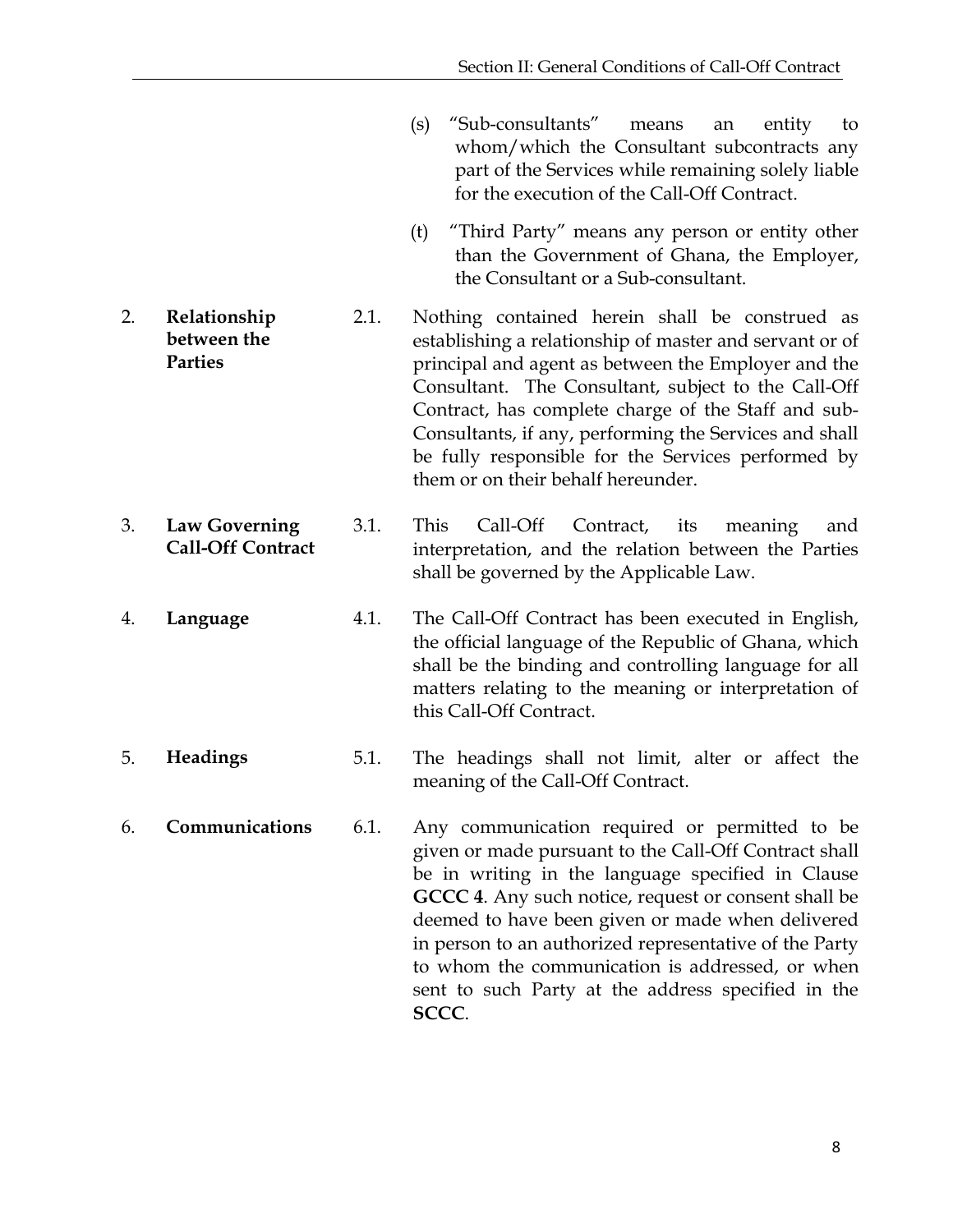(s) "Sub-consultants" means an entity to whom/which the Consultant subcontracts any part of the Services while remaining solely liable for the execution of the Call-Off Contract.

(t) "Third Party" means any person or entity other than the Government of Ghana, the Employer, the Consultant or a Sub-consultant.

2. **Relationship between the Parties**

2.1. Nothing contained herein shall be construed as establishing a relationship of master and servant or of principal and agent as between the Employer and the Consultant. The Consultant, subject to the Call-Off Contract, has complete charge of the Staff and sub-Consultants, if any, performing the Services and shall be fully responsible for the Services performed by them or on their behalf hereunder.

3. **Law Governing Call-Off Contract**

3.1. This Call-Off Contract, its meaning and interpretation, and the relation between the Parties shall be governed by the Applicable Law.

4. **Language**

4.1. The Call-Off Contract has been executed in English, the official language of the Republic of Ghana, which shall be the binding and controlling language for all matters relating to the meaning or interpretation of this Call-Off Contract.

5. **Headings**

5.1. The headings shall not limit, alter or affect the meaning of the Call-Off Contract.

6. **Communications**

6.1. Any communication required or permitted to be given or made pursuant to the Call-Off Contract shall be in writing in the language specified in Clause **GCCC 4**. Any such notice, request or consent shall be deemed to have been given or made when delivered in person to an authorized representative of the Party to whom the communication is addressed, or when sent to such Party at the address specified in the **SCCC**.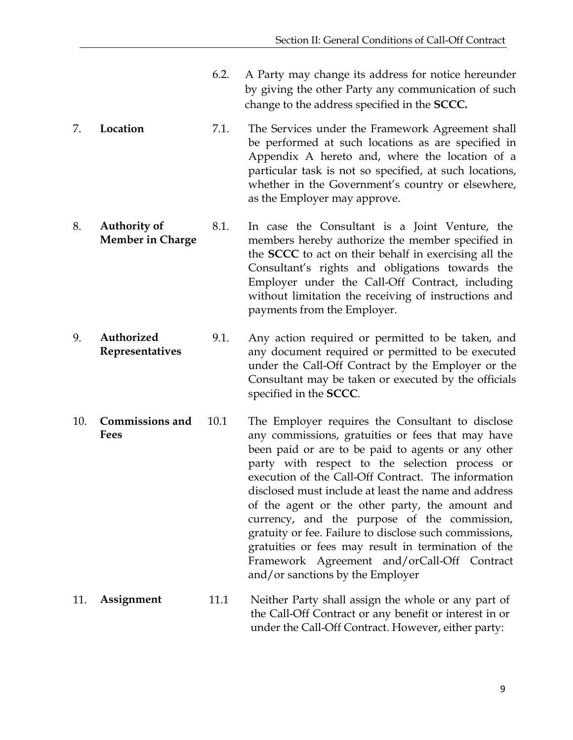6.2. A Party may change its address for notice hereunder by giving the other Party any communication of such change to the address specified in the **SCCC.**

7. **Location**

7.1. The Services under the Framework Agreement shall be performed at such locations as are specified in Appendix A hereto and, where the location of a particular task is not so specified, at such locations, whether in the Government's country or elsewhere, as the Employer may approve.

8. **Authority of Member in Charge**

8.1. In case the Consultant is a Joint Venture, the members hereby authorize the member specified in the **SCCC** to act on their behalf in exercising all the Consultant's rights and obligations towards the Employer under the Call-Off Contract, including without limitation the receiving of instructions and payments from the Employer.

9. **Authorized Representatives**

9.1. Any action required or permitted to be taken, and any document required or permitted to be executed under the Call-Off Contract by the Employer or the Consultant may be taken or executed by the officials specified in the **SCCC**.

10. **Commissions and Fees**

10.1 The Employer requires the Consultant to disclose any commissions, gratuities or fees that may have been paid or are to be paid to agents or any other party with respect to the selection process or execution of the Call-Off Contract. The information disclosed must include at least the name and address of the agent or the other party, the amount and currency, and the purpose of the commission, gratuity or fee. Failure to disclose such commissions, gratuities or fees may result in termination of the Framework Agreement and/orCall-Off Contract and/or sanctions by the Employer

11. **Assignment**

11.1 Neither Party shall assign the whole or any part of the Call-Off Contract or any benefit or interest in or under the Call-Off Contract. However, either party: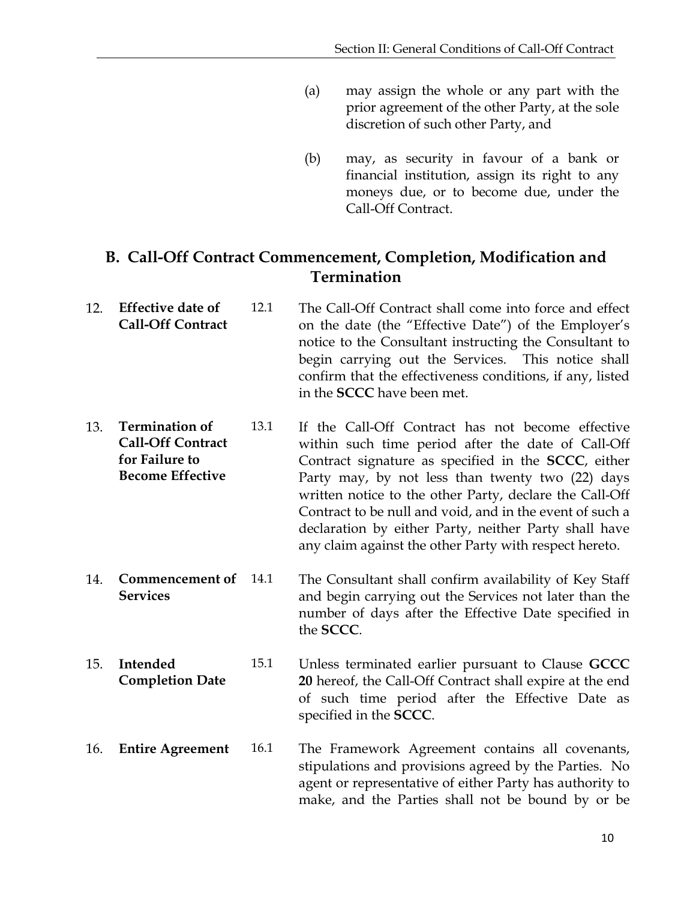(a) may assign the whole or any part with the prior agreement of the other Party, at the sole discretion of such other Party, and

(b) may, as security in favour of a bank or financial institution, assign its right to any moneys due, or to become due, under the Call-Off Contract.

## B. Call-Off Contract Commencement, Completion, Modification and Termination

**12. Effective date of Call-Off Contract**

12.1 The Call-Off Contract shall come into force and effect on the date (the "Effective Date") of the Employer's notice to the Consultant instructing the Consultant to begin carrying out the Services. This notice shall confirm that the effectiveness conditions, if any, listed in the **SCCC** have been met.

**13. Termination of Call-Off Contract for Failure to Become Effective**

13.1 If the Call-Off Contract has not become effective within such time period after the date of Call-Off Contract signature as specified in the **SCCC**, either Party may, by not less than twenty two (22) days written notice to the other Party, declare the Call-Off Contract to be null and void, and in the event of such a declaration by either Party, neither Party shall have any claim against the other Party with respect hereto.

**14. Commencement of Services**

14.1 The Consultant shall confirm availability of Key Staff and begin carrying out the Services not later than the number of days after the Effective Date specified in the **SCCC**.

**15. Intended Completion Date**

15.1 Unless terminated earlier pursuant to Clause **GCCC 20** hereof, the Call-Off Contract shall expire at the end of such time period after the Effective Date as specified in the **SCCC**.

**16. Entire Agreement**

16.1 The Framework Agreement contains all covenants, stipulations and provisions agreed by the Parties. No agent or representative of either Party has authority to make, and the Parties shall not be bound by or be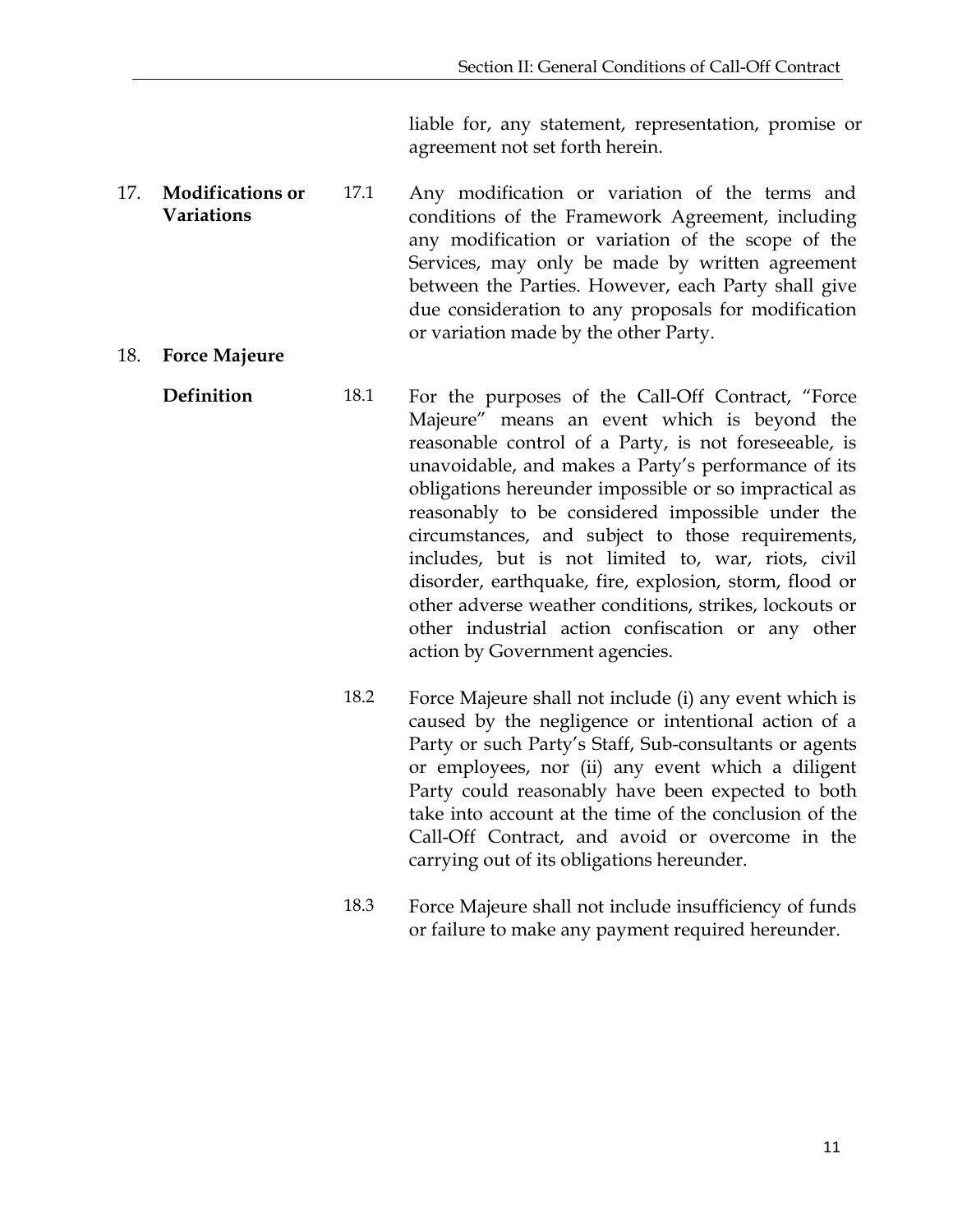liable for, any statement, representation, promise or agreement not set forth herein.

## 17. Modifications or Variations

17.1 Any modification or variation of the terms and conditions of the Framework Agreement, including any modification or variation of the scope of the Services, may only be made by written agreement between the Parties. However, each Party shall give due consideration to any proposals for modification or variation made by the other Party.

## 18. Force Majeure

### Definition

18.1 For the purposes of the Call-Off Contract, "Force Majeure" means an event which is beyond the reasonable control of a Party, is not foreseeable, is unavoidable, and makes a Party's performance of its obligations hereunder impossible or so impractical as reasonably to be considered impossible under the circumstances, and subject to those requirements, includes, but is not limited to, war, riots, civil disorder, earthquake, fire, explosion, storm, flood or other adverse weather conditions, strikes, lockouts or other industrial action confiscation or any other action by Government agencies.

18.2 Force Majeure shall not include (i) any event which is caused by the negligence or intentional action of a Party or such Party's Staff, Sub-consultants or agents or employees, nor (ii) any event which a diligent Party could reasonably have been expected to both take into account at the time of the conclusion of the Call-Off Contract, and avoid or overcome in the carrying out of its obligations hereunder.

18.3 Force Majeure shall not include insufficiency of funds or failure to make any payment required hereunder.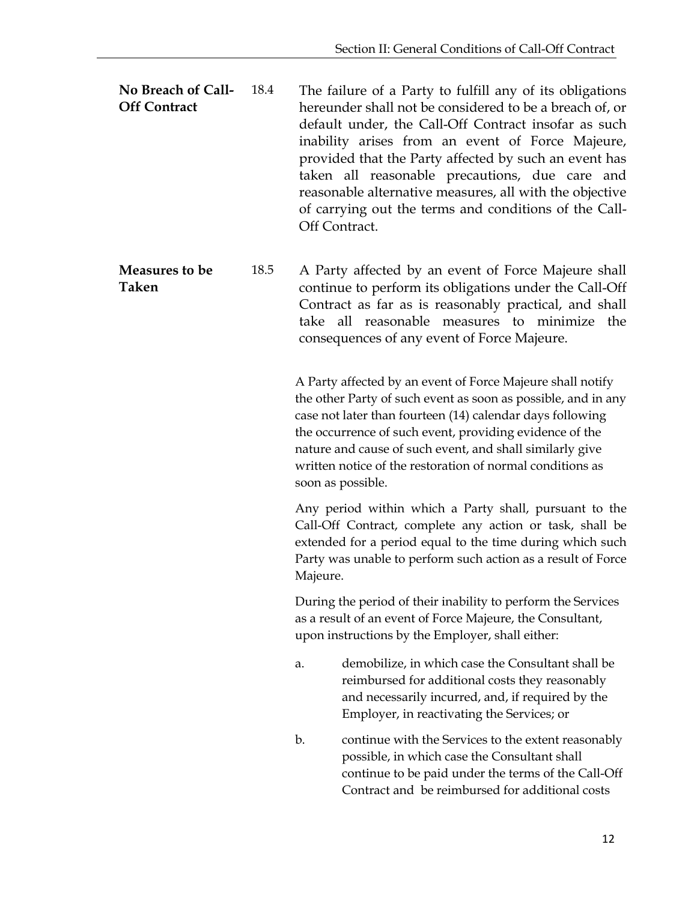**No Breach of Call-Off Contract**

18.4 The failure of a Party to fulfill any of its obligations hereunder shall not be considered to be a breach of, or default under, the Call-Off Contract insofar as such inability arises from an event of Force Majeure, provided that the Party affected by such an event has taken all reasonable precautions, due care and reasonable alternative measures, all with the objective of carrying out the terms and conditions of the Call-Off Contract.

**Measures to be Taken**

18.5 A Party affected by an event of Force Majeure shall continue to perform its obligations under the Call-Off Contract as far as is reasonably practical, and shall take all reasonable measures to minimize the consequences of any event of Force Majeure.

A Party affected by an event of Force Majeure shall notify the other Party of such event as soon as possible, and in any case not later than fourteen (14) calendar days following the occurrence of such event, providing evidence of the nature and cause of such event, and shall similarly give written notice of the restoration of normal conditions as soon as possible.

Any period within which a Party shall, pursuant to the Call-Off Contract, complete any action or task, shall be extended for a period equal to the time during which such Party was unable to perform such action as a result of Force Majeure.

During the period of their inability to perform the Services as a result of an event of Force Majeure, the Consultant, upon instructions by the Employer, shall either:

a. demobilize, in which case the Consultant shall be reimbursed for additional costs they reasonably and necessarily incurred, and, if required by the Employer, in reactivating the Services; or

b. continue with the Services to the extent reasonably possible, in which case the Consultant shall continue to be paid under the terms of the Call-Off Contract and be reimbursed for additional costs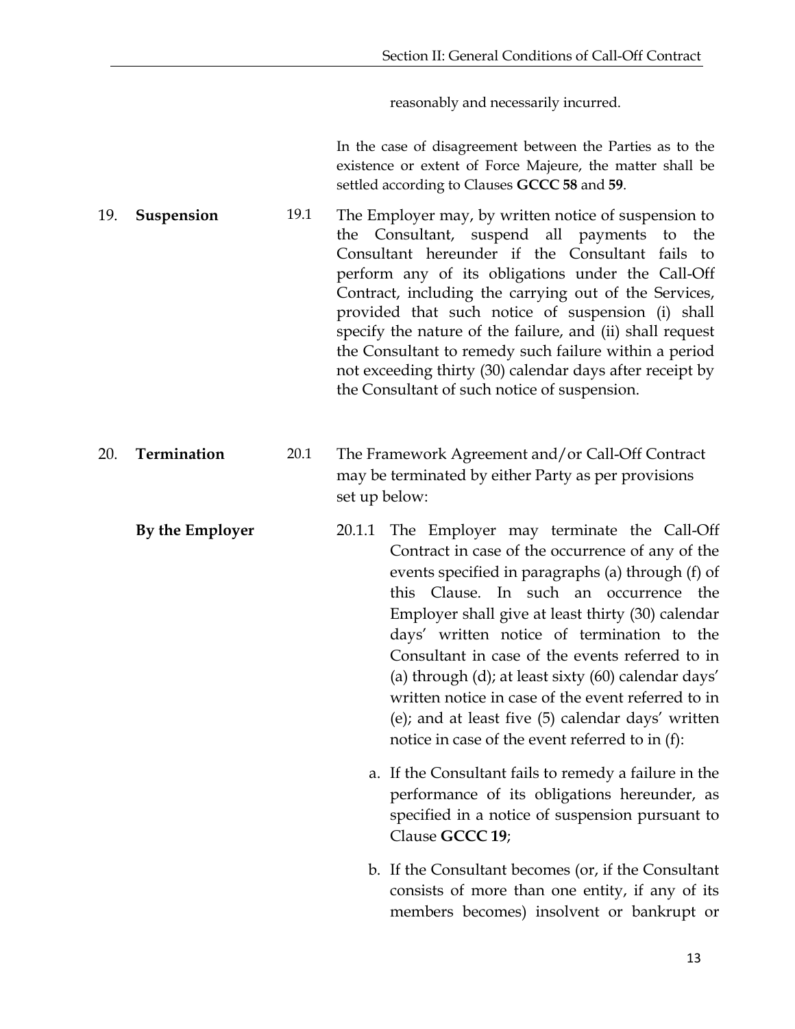reasonably and necessarily incurred.

In the case of disagreement between the Parties as to the existence or extent of Force Majeure, the matter shall be settled according to Clauses **GCCC 58** and **59**.

## 19. Suspension

19.1 The Employer may, by written notice of suspension to the Consultant, suspend all payments to the Consultant hereunder if the Consultant fails to perform any of its obligations under the Call-Off Contract, including the carrying out of the Services, provided that such notice of suspension (i) shall specify the nature of the failure, and (ii) shall request the Consultant to remedy such failure within a period not exceeding thirty (30) calendar days after receipt by the Consultant of such notice of suspension.

## 20. Termination

20.1 The Framework Agreement and/or Call-Off Contract may be terminated by either Party as per provisions set up below:

**By the Employer**

20.1.1 The Employer may terminate the Call-Off Contract in case of the occurrence of any of the events specified in paragraphs (a) through (f) of this Clause. In such an occurrence the Employer shall give at least thirty (30) calendar days' written notice of termination to the Consultant in case of the events referred to in (a) through (d); at least sixty (60) calendar days' written notice in case of the event referred to in (e); and at least five (5) calendar days' written notice in case of the event referred to in (f):

a. If the Consultant fails to remedy a failure in the performance of its obligations hereunder, as specified in a notice of suspension pursuant to Clause **GCCC 19**;

b. If the Consultant becomes (or, if the Consultant consists of more than one entity, if any of its members becomes) insolvent or bankrupt or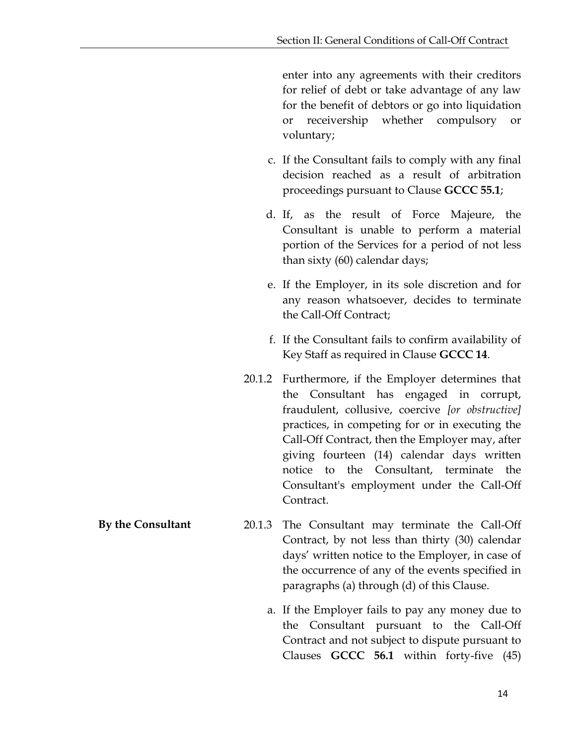enter into any agreements with their creditors for relief of debt or take advantage of any law for the benefit of debtors or go into liquidation or receivership whether compulsory or voluntary;

c. If the Consultant fails to comply with any final decision reached as a result of arbitration proceedings pursuant to Clause **GCCC 55.1**;

d. If, as the result of Force Majeure, the Consultant is unable to perform a material portion of the Services for a period of not less than sixty (60) calendar days;

e. If the Employer, in its sole discretion and for any reason whatsoever, decides to terminate the Call-Off Contract;

f. If the Consultant fails to confirm availability of Key Staff as required in Clause **GCCC 14**.

20.1.2 Furthermore, if the Employer determines that the Consultant has engaged in corrupt, fraudulent, collusive, coercive *[or obstructive]* practices, in competing for or in executing the Call-Off Contract, then the Employer may, after giving fourteen (14) calendar days written notice to the Consultant, terminate the Consultant's employment under the Call-Off Contract.

**By the Consultant**

20.1.3 The Consultant may terminate the Call-Off Contract, by not less than thirty (30) calendar days' written notice to the Employer, in case of the occurrence of any of the events specified in paragraphs (a) through (d) of this Clause.

a. If the Employer fails to pay any money due to the Consultant pursuant to the Call-Off Contract and not subject to dispute pursuant to Clauses **GCCC 56.1** within forty-five (45)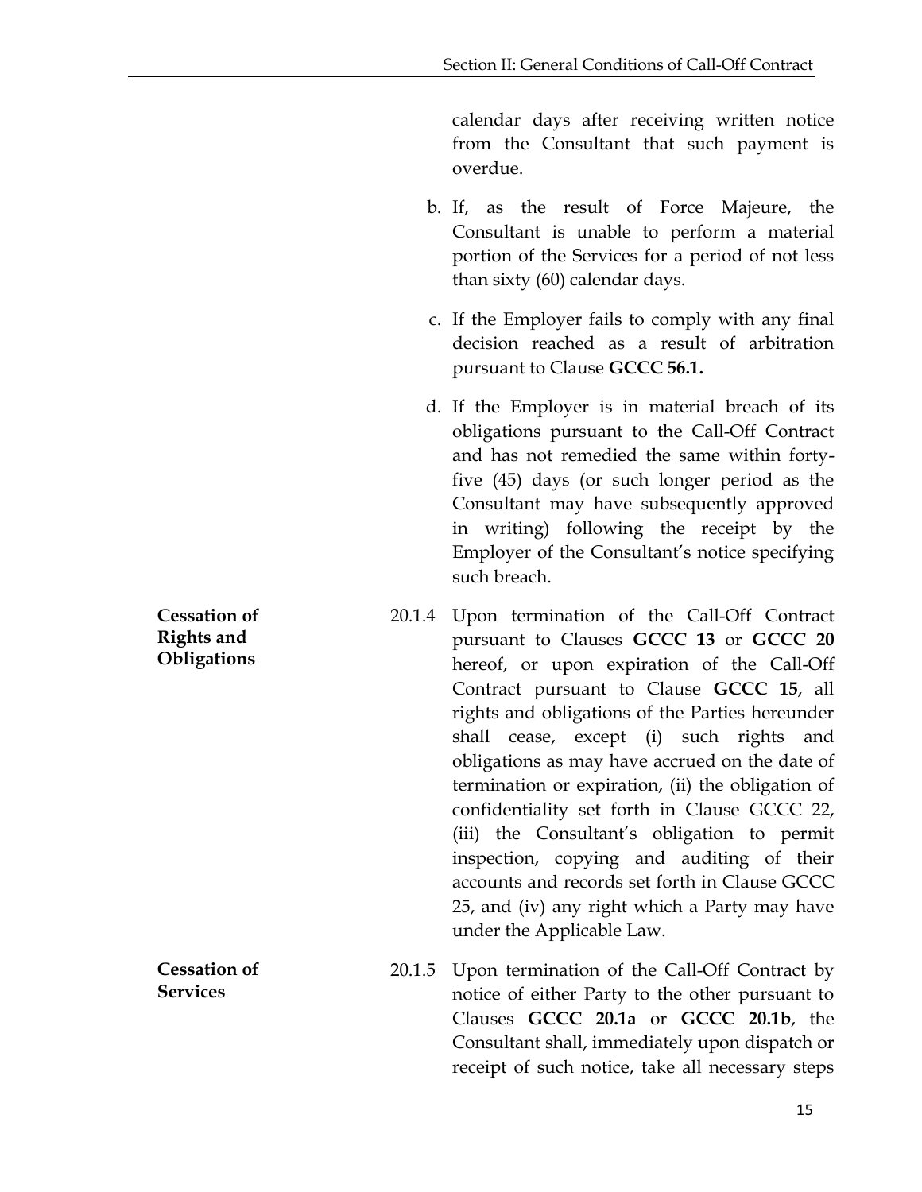calendar days after receiving written notice from the Consultant that such payment is overdue.

b. If, as the result of Force Majeure, the Consultant is unable to perform a material portion of the Services for a period of not less than sixty (60) calendar days.

c. If the Employer fails to comply with any final decision reached as a result of arbitration pursuant to Clause **GCCC 56.1.**

d. If the Employer is in material breach of its obligations pursuant to the Call-Off Contract and has not remedied the same within forty-five (45) days (or such longer period as the Consultant may have subsequently approved in writing) following the receipt by the Employer of the Consultant's notice specifying such breach.

**Cessation of Rights and Obligations**

20.1.4 Upon termination of the Call-Off Contract pursuant to Clauses **GCCC 13** or **GCCC 20** hereof, or upon expiration of the Call-Off Contract pursuant to Clause **GCCC 15**, all rights and obligations of the Parties hereunder shall cease, except (i) such rights and obligations as may have accrued on the date of termination or expiration, (ii) the obligation of confidentiality set forth in Clause GCCC 22, (iii) the Consultant's obligation to permit inspection, copying and auditing of their accounts and records set forth in Clause GCCC 25, and (iv) any right which a Party may have under the Applicable Law.

**Cessation of Services**

20.1.5 Upon termination of the Call-Off Contract by notice of either Party to the other pursuant to Clauses **GCCC 20.1a** or **GCCC 20.1b**, the Consultant shall, immediately upon dispatch or receipt of such notice, take all necessary steps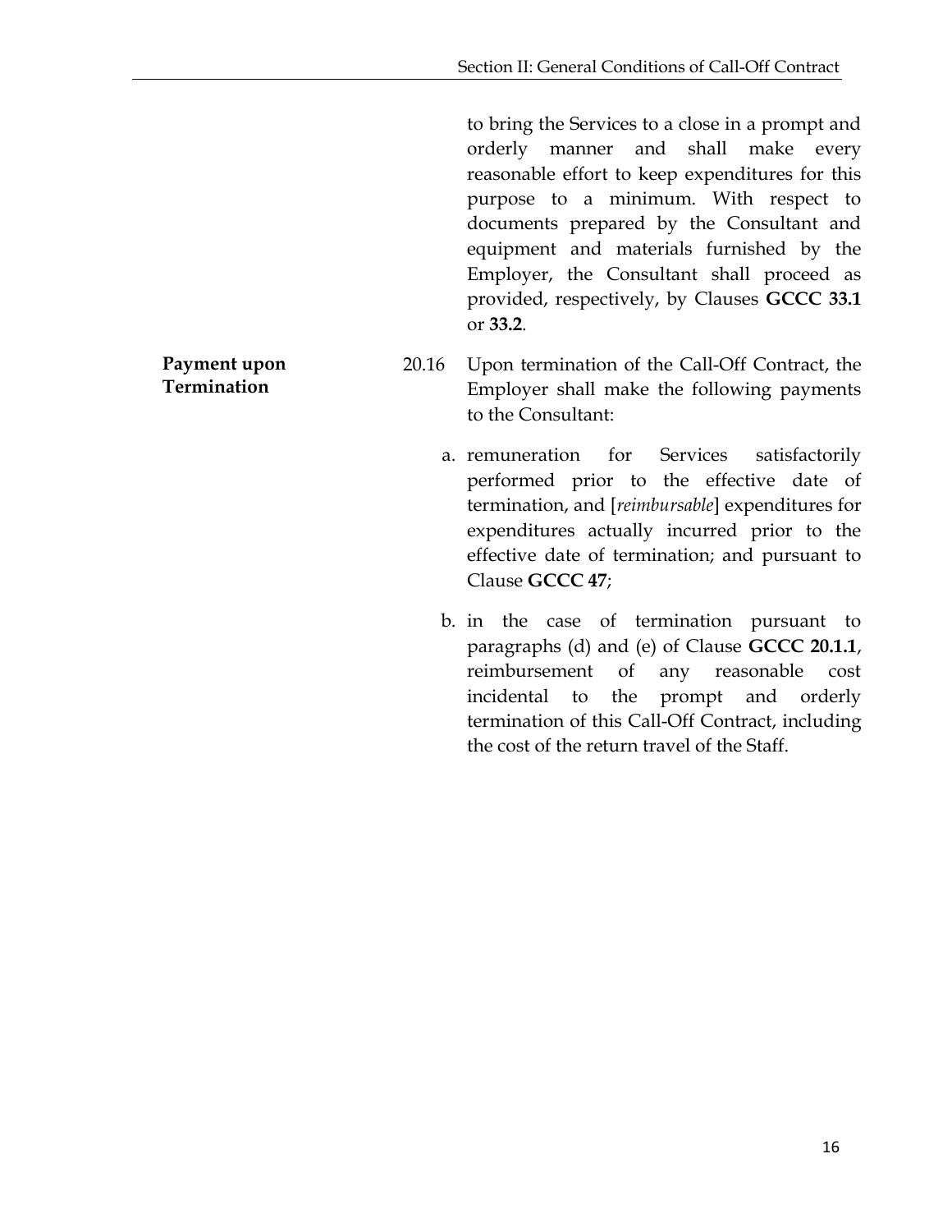to bring the Services to a close in a prompt and orderly manner and shall make every reasonable effort to keep expenditures for this purpose to a minimum. With respect to documents prepared by the Consultant and equipment and materials furnished by the Employer, the Consultant shall proceed as provided, respectively, by Clauses **GCCC 33.1** or **33.2**.

**Payment upon Termination**

20.16 Upon termination of the Call-Off Contract, the Employer shall make the following payments to the Consultant:

a. remuneration for Services satisfactorily performed prior to the effective date of termination, and [*reimbursable*] expenditures for expenditures actually incurred prior to the effective date of termination; and pursuant to Clause **GCCC 47**;

b. in the case of termination pursuant to paragraphs (d) and (e) of Clause **GCCC 20.1.1**, reimbursement of any reasonable cost incidental to the prompt and orderly termination of this Call-Off Contract, including the cost of the return travel of the Staff.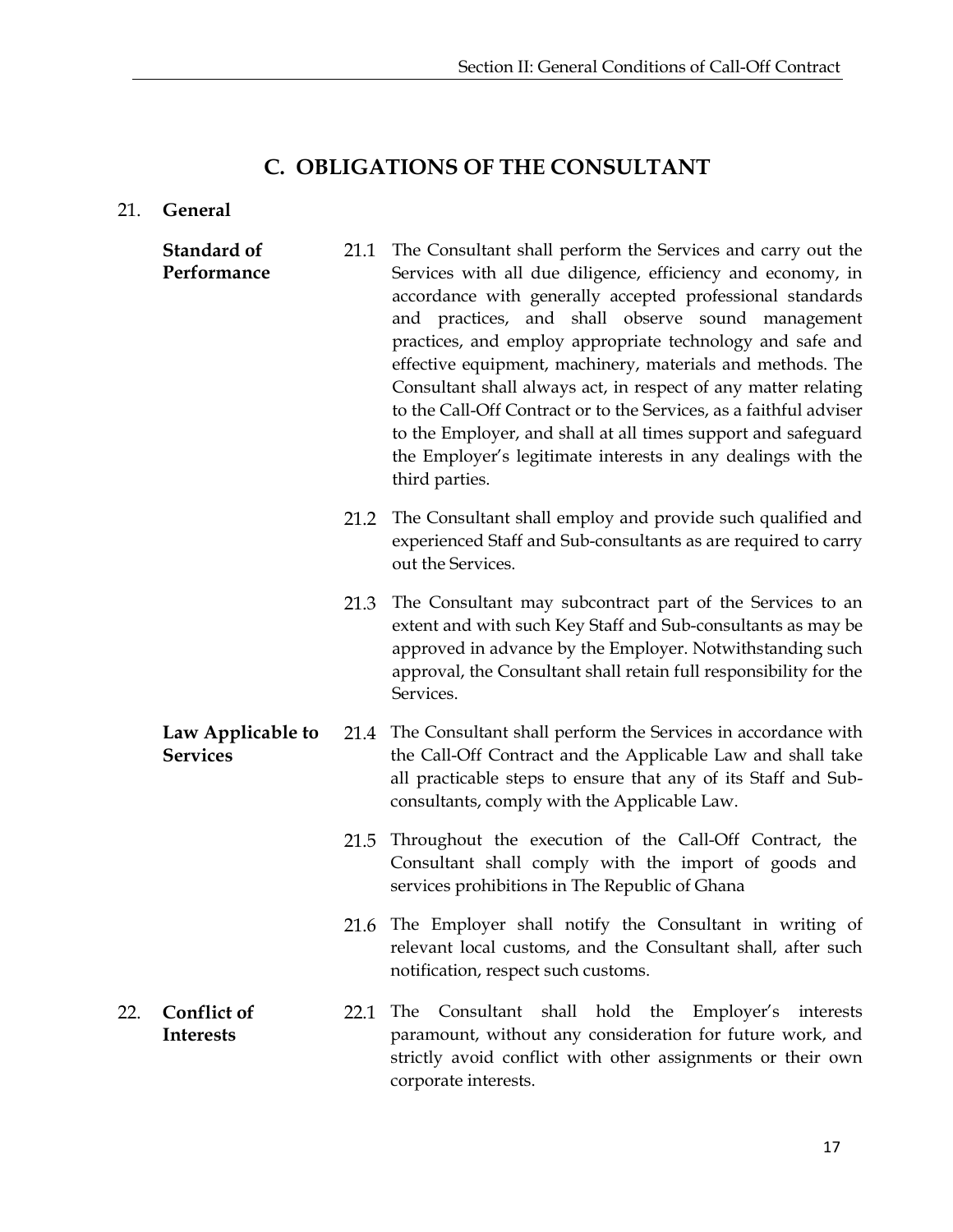## C. OBLIGATIONS OF THE CONSULTANT

### 21. General

**Standard of Performance**

21.1 The Consultant shall perform the Services and carry out the Services with all due diligence, efficiency and economy, in accordance with generally accepted professional standards and practices, and shall observe sound management practices, and employ appropriate technology and safe and effective equipment, machinery, materials and methods. The Consultant shall always act, in respect of any matter relating to the Call-Off Contract or to the Services, as a faithful adviser to the Employer, and shall at all times support and safeguard the Employer's legitimate interests in any dealings with the third parties.

21.2 The Consultant shall employ and provide such qualified and experienced Staff and Sub-consultants as are required to carry out the Services.

21.3 The Consultant may subcontract part of the Services to an extent and with such Key Staff and Sub-consultants as may be approved in advance by the Employer. Notwithstanding such approval, the Consultant shall retain full responsibility for the Services.

**Law Applicable to Services**

21.4 The Consultant shall perform the Services in accordance with the Call-Off Contract and the Applicable Law and shall take all practicable steps to ensure that any of its Staff and Sub-consultants, comply with the Applicable Law.

21.5 Throughout the execution of the Call-Off Contract, the Consultant shall comply with the import of goods and services prohibitions in The Republic of Ghana

21.6 The Employer shall notify the Consultant in writing of relevant local customs, and the Consultant shall, after such notification, respect such customs.

### 22. Conflict of Interests

22.1 The Consultant shall hold the Employer's interests paramount, without any consideration for future work, and strictly avoid conflict with other assignments or their own corporate interests.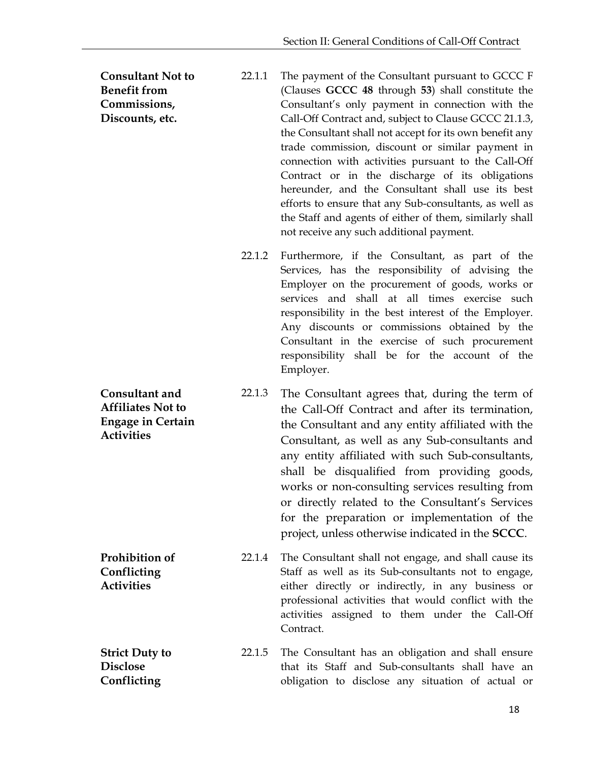**Consultant Not to Benefit from Commissions, Discounts, etc.**

22.1.1 The payment of the Consultant pursuant to GCCC F (Clauses **GCCC 48** through **53**) shall constitute the Consultant's only payment in connection with the Call-Off Contract and, subject to Clause GCCC 21.1.3, the Consultant shall not accept for its own benefit any trade commission, discount or similar payment in connection with activities pursuant to the Call-Off Contract or in the discharge of its obligations hereunder, and the Consultant shall use its best efforts to ensure that any Sub-consultants, as well as the Staff and agents of either of them, similarly shall not receive any such additional payment.

22.1.2 Furthermore, if the Consultant, as part of the Services, has the responsibility of advising the Employer on the procurement of goods, works or services and shall at all times exercise such responsibility in the best interest of the Employer. Any discounts or commissions obtained by the Consultant in the exercise of such procurement responsibility shall be for the account of the Employer.

**Consultant and Affiliates Not to Engage in Certain Activities**

22.1.3 The Consultant agrees that, during the term of the Call-Off Contract and after its termination, the Consultant and any entity affiliated with the Consultant, as well as any Sub-consultants and any entity affiliated with such Sub-consultants, shall be disqualified from providing goods, works or non-consulting services resulting from or directly related to the Consultant's Services for the preparation or implementation of the project, unless otherwise indicated in the **SCCC**.

**Prohibition of Conflicting Activities**

22.1.4 The Consultant shall not engage, and shall cause its Staff as well as its Sub-consultants not to engage, either directly or indirectly, in any business or professional activities that would conflict with the activities assigned to them under the Call-Off Contract.

**Strict Duty to Disclose Conflicting**

22.1.5 The Consultant has an obligation and shall ensure that its Staff and Sub-consultants shall have an obligation to disclose any situation of actual or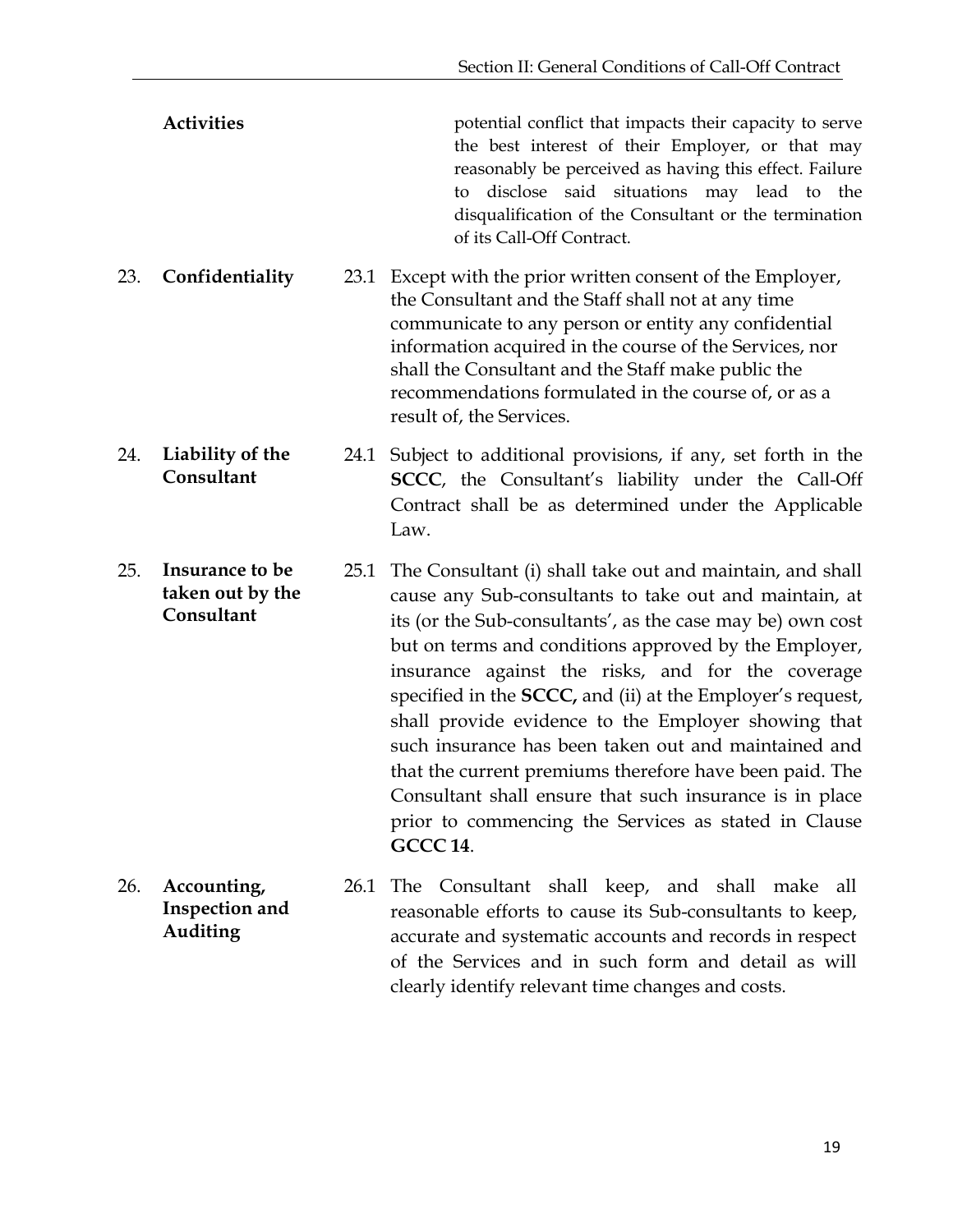**Activities**

potential conflict that impacts their capacity to serve the best interest of their Employer, or that may reasonably be perceived as having this effect. Failure to disclose said situations may lead to the disqualification of the Consultant or the termination of its Call-Off Contract.

23. **Confidentiality**

23.1 Except with the prior written consent of the Employer, the Consultant and the Staff shall not at any time communicate to any person or entity any confidential information acquired in the course of the Services, nor shall the Consultant and the Staff make public the recommendations formulated in the course of, or as a result of, the Services.

24. **Liability of the Consultant**

24.1 Subject to additional provisions, if any, set forth in the **SCCC**, the Consultant's liability under the Call-Off Contract shall be as determined under the Applicable Law.

25. **Insurance to be taken out by the Consultant**

25.1 The Consultant (i) shall take out and maintain, and shall cause any Sub-consultants to take out and maintain, at its (or the Sub-consultants', as the case may be) own cost but on terms and conditions approved by the Employer, insurance against the risks, and for the coverage specified in the **SCCC,** and (ii) at the Employer's request, shall provide evidence to the Employer showing that such insurance has been taken out and maintained and that the current premiums therefore have been paid. The Consultant shall ensure that such insurance is in place prior to commencing the Services as stated in Clause **GCCC 14**.

26. **Accounting, Inspection and Auditing**

26.1 The Consultant shall keep, and shall make all reasonable efforts to cause its Sub-consultants to keep, accurate and systematic accounts and records in respect of the Services and in such form and detail as will clearly identify relevant time changes and costs.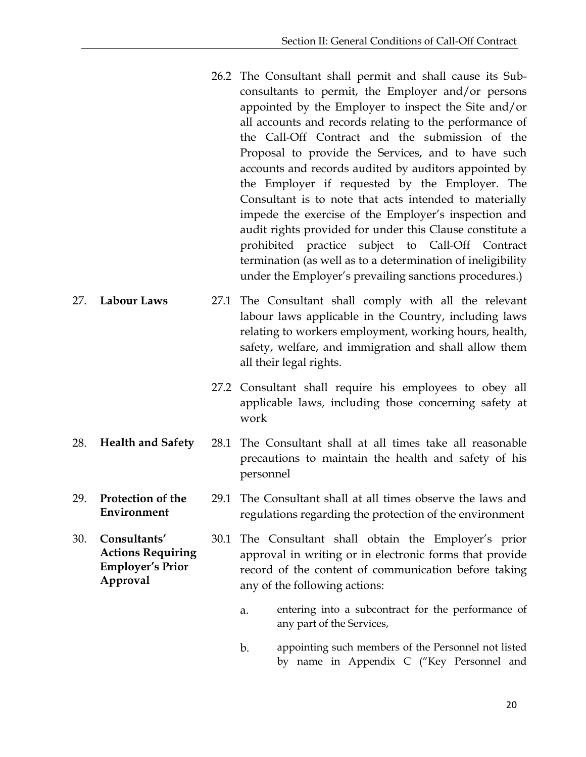26.2 The Consultant shall permit and shall cause its Sub-consultants to permit, the Employer and/or persons appointed by the Employer to inspect the Site and/or all accounts and records relating to the performance of the Call-Off Contract and the submission of the Proposal to provide the Services, and to have such accounts and records audited by auditors appointed by the Employer if requested by the Employer. The Consultant is to note that acts intended to materially impede the exercise of the Employer's inspection and audit rights provided for under this Clause constitute a prohibited practice subject to Call-Off Contract termination (as well as to a determination of ineligibility under the Employer's prevailing sanctions procedures.)

**27. Labour Laws**

27.1 The Consultant shall comply with all the relevant labour laws applicable in the Country, including laws relating to workers employment, working hours, health, safety, welfare, and immigration and shall allow them all their legal rights.

27.2 Consultant shall require his employees to obey all applicable laws, including those concerning safety at work

**28. Health and Safety**

28.1 The Consultant shall at all times take all reasonable precautions to maintain the health and safety of his personnel

**29. Protection of the Environment**

29.1 The Consultant shall at all times observe the laws and regulations regarding the protection of the environment

**30. Consultants' Actions Requiring Employer's Prior Approval**

30.1 The Consultant shall obtain the Employer's prior approval in writing or in electronic forms that provide record of the content of communication before taking any of the following actions:

a. entering into a subcontract for the performance of any part of the Services,

b. appointing such members of the Personnel not listed by name in Appendix C ("Key Personnel and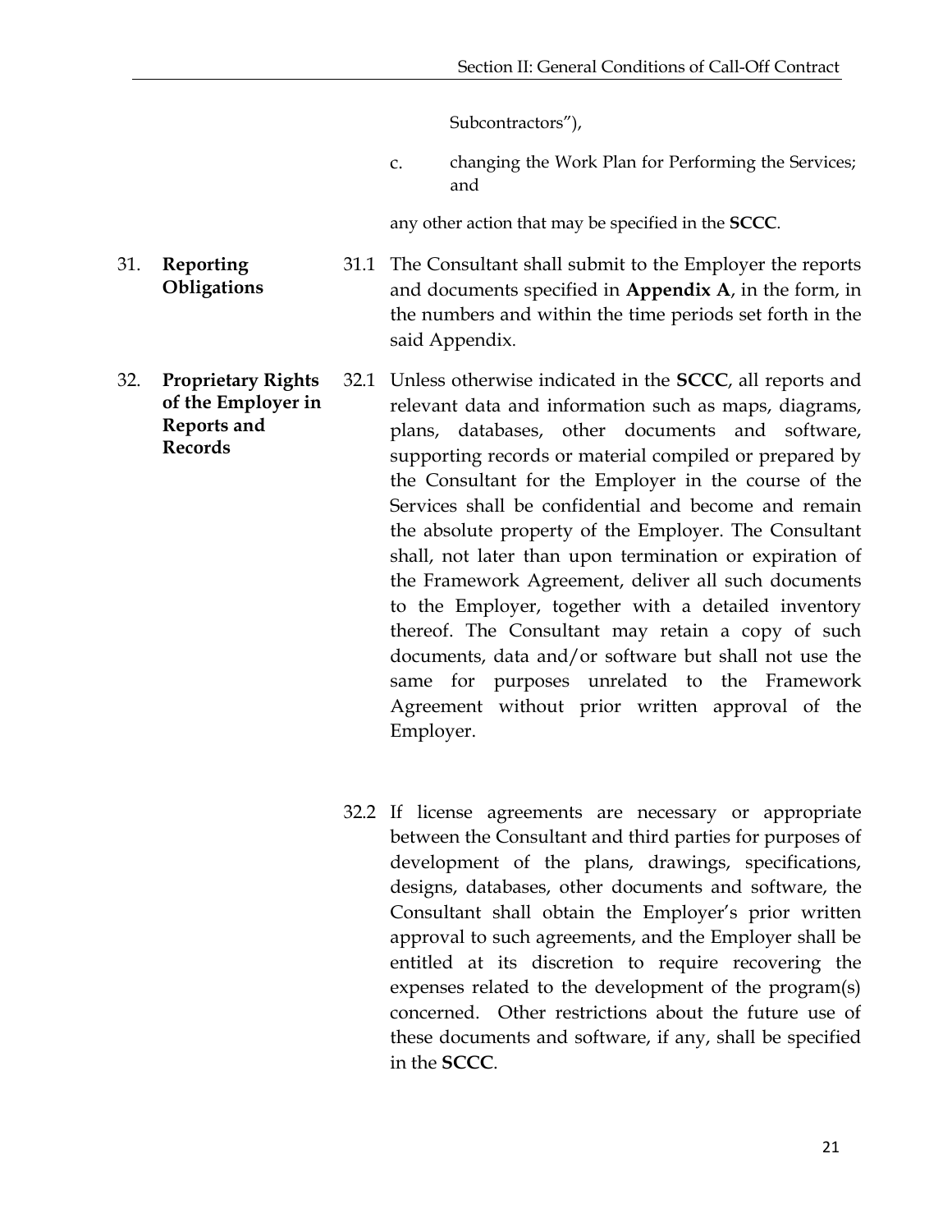Subcontractors"),

c. changing the Work Plan for Performing the Services; and

any other action that may be specified in the **SCCC**.

**31. Reporting Obligations**

31.1 The Consultant shall submit to the Employer the reports and documents specified in **Appendix A**, in the form, in the numbers and within the time periods set forth in the said Appendix.

**32. Proprietary Rights of the Employer in Reports and Records**

32.1 Unless otherwise indicated in the **SCCC**, all reports and relevant data and information such as maps, diagrams, plans, databases, other documents and software, supporting records or material compiled or prepared by the Consultant for the Employer in the course of the Services shall be confidential and become and remain the absolute property of the Employer. The Consultant shall, not later than upon termination or expiration of the Framework Agreement, deliver all such documents to the Employer, together with a detailed inventory thereof. The Consultant may retain a copy of such documents, data and/or software but shall not use the same for purposes unrelated to the Framework Agreement without prior written approval of the Employer.

32.2 If license agreements are necessary or appropriate between the Consultant and third parties for purposes of development of the plans, drawings, specifications, designs, databases, other documents and software, the Consultant shall obtain the Employer's prior written approval to such agreements, and the Employer shall be entitled at its discretion to require recovering the expenses related to the development of the program(s) concerned. Other restrictions about the future use of these documents and software, if any, shall be specified in the **SCCC**.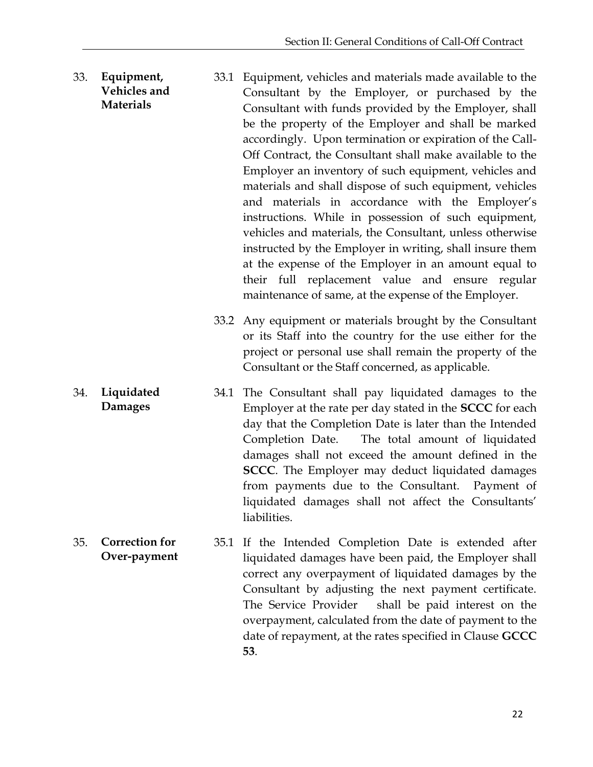**33. Equipment, Vehicles and Materials**

33.1 Equipment, vehicles and materials made available to the Consultant by the Employer, or purchased by the Consultant with funds provided by the Employer, shall be the property of the Employer and shall be marked accordingly. Upon termination or expiration of the Call-Off Contract, the Consultant shall make available to the Employer an inventory of such equipment, vehicles and materials and shall dispose of such equipment, vehicles and materials in accordance with the Employer's instructions. While in possession of such equipment, vehicles and materials, the Consultant, unless otherwise instructed by the Employer in writing, shall insure them at the expense of the Employer in an amount equal to their full replacement value and ensure regular maintenance of same, at the expense of the Employer.

33.2 Any equipment or materials brought by the Consultant or its Staff into the country for the use either for the project or personal use shall remain the property of the Consultant or the Staff concerned, as applicable.

**34. Liquidated Damages**

34.1 The Consultant shall pay liquidated damages to the Employer at the rate per day stated in the **SCCC** for each day that the Completion Date is later than the Intended Completion Date. The total amount of liquidated damages shall not exceed the amount defined in the **SCCC**. The Employer may deduct liquidated damages from payments due to the Consultant. Payment of liquidated damages shall not affect the Consultants' liabilities.

**35. Correction for Over-payment**

35.1 If the Intended Completion Date is extended after liquidated damages have been paid, the Employer shall correct any overpayment of liquidated damages by the Consultant by adjusting the next payment certificate. The Service Provider shall be paid interest on the overpayment, calculated from the date of payment to the date of repayment, at the rates specified in Clause **GCCC 53**.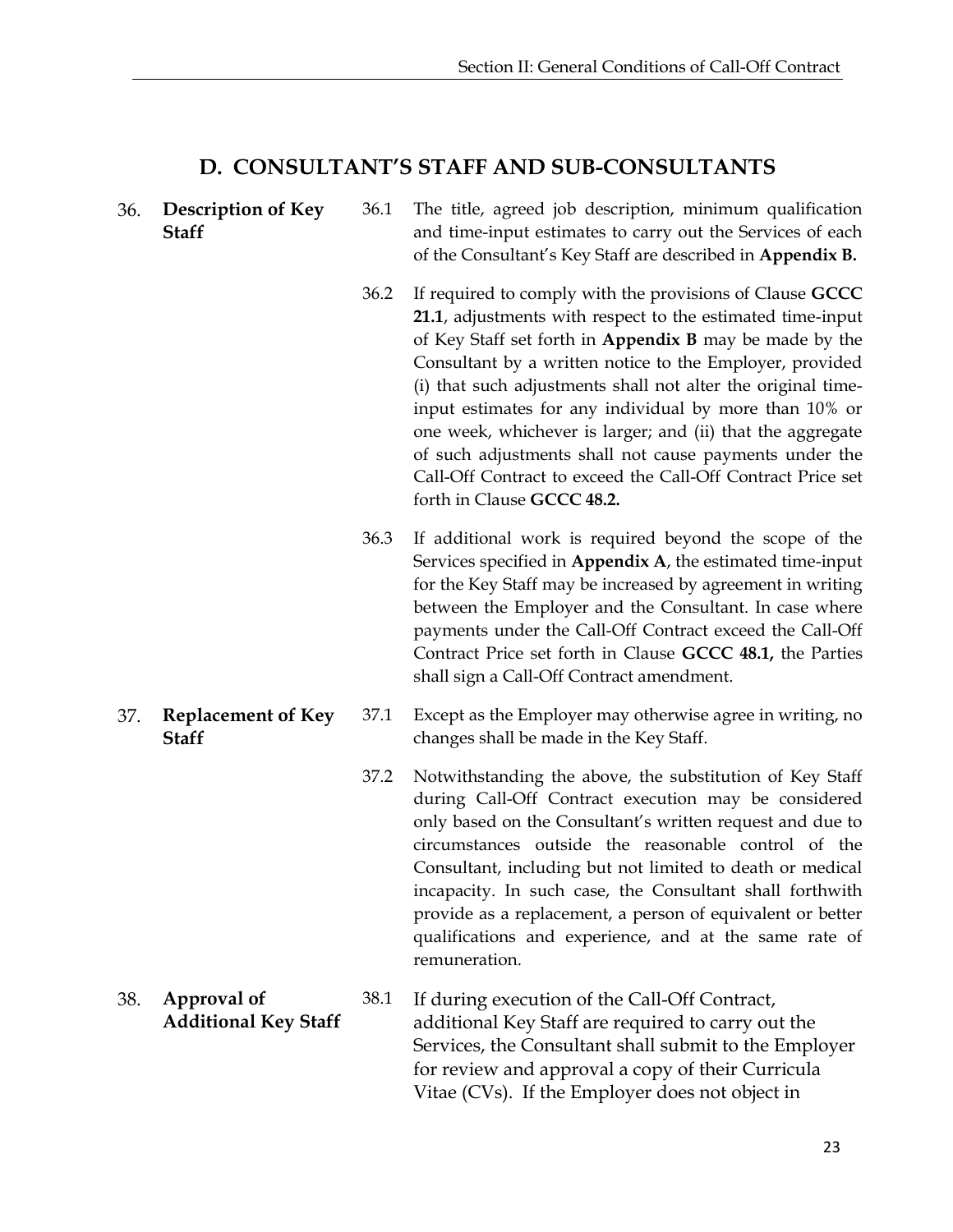## D. CONSULTANT'S STAFF AND SUB-CONSULTANTS

**36. Description of Key Staff**

36.1 The title, agreed job description, minimum qualification and time-input estimates to carry out the Services of each of the Consultant's Key Staff are described in **Appendix B.**

36.2 If required to comply with the provisions of Clause **GCCC 21.1**, adjustments with respect to the estimated time-input of Key Staff set forth in **Appendix B** may be made by the Consultant by a written notice to the Employer, provided (i) that such adjustments shall not alter the original time-input estimates for any individual by more than 10% or one week, whichever is larger; and (ii) that the aggregate of such adjustments shall not cause payments under the Call-Off Contract to exceed the Call-Off Contract Price set forth in Clause **GCCC 48.2.**

36.3 If additional work is required beyond the scope of the Services specified in **Appendix A**, the estimated time-input for the Key Staff may be increased by agreement in writing between the Employer and the Consultant. In case where payments under the Call-Off Contract exceed the Call-Off Contract Price set forth in Clause **GCCC 48.1,** the Parties shall sign a Call-Off Contract amendment.

**37. Replacement of Key Staff**

37.1 Except as the Employer may otherwise agree in writing, no changes shall be made in the Key Staff.

37.2 Notwithstanding the above, the substitution of Key Staff during Call-Off Contract execution may be considered only based on the Consultant's written request and due to circumstances outside the reasonable control of the Consultant, including but not limited to death or medical incapacity. In such case, the Consultant shall forthwith provide as a replacement, a person of equivalent or better qualifications and experience, and at the same rate of remuneration.

**38. Approval of Additional Key Staff**

38.1 If during execution of the Call-Off Contract, additional Key Staff are required to carry out the Services, the Consultant shall submit to the Employer for review and approval a copy of their Curricula Vitae (CVs). If the Employer does not object in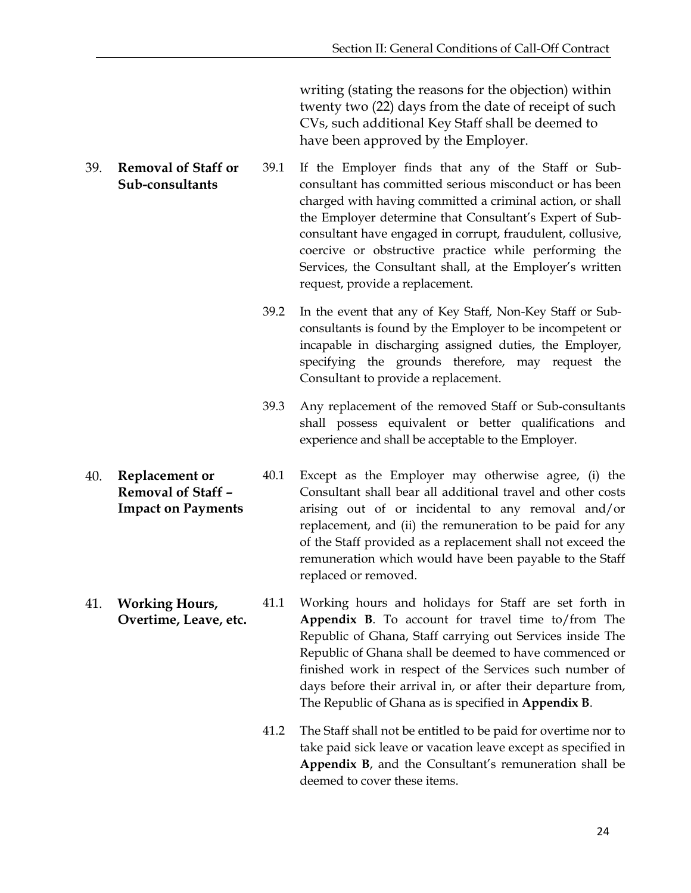writing (stating the reasons for the objection) within twenty two (22) days from the date of receipt of such CVs, such additional Key Staff shall be deemed to have been approved by the Employer.

**39. Removal of Staff or Sub-consultants**

39.1 If the Employer finds that any of the Staff or Sub-consultant has committed serious misconduct or has been charged with having committed a criminal action, or shall the Employer determine that Consultant's Expert of Sub-consultant have engaged in corrupt, fraudulent, collusive, coercive or obstructive practice while performing the Services, the Consultant shall, at the Employer's written request, provide a replacement.

39.2 In the event that any of Key Staff, Non-Key Staff or Sub-consultants is found by the Employer to be incompetent or incapable in discharging assigned duties, the Employer, specifying the grounds therefore, may request the Consultant to provide a replacement.

39.3 Any replacement of the removed Staff or Sub-consultants shall possess equivalent or better qualifications and experience and shall be acceptable to the Employer.

**40. Replacement or Removal of Staff – Impact on Payments**

40.1 Except as the Employer may otherwise agree, (i) the Consultant shall bear all additional travel and other costs arising out of or incidental to any removal and/or replacement, and (ii) the remuneration to be paid for any of the Staff provided as a replacement shall not exceed the remuneration which would have been payable to the Staff replaced or removed.

**41. Working Hours, Overtime, Leave, etc.**

41.1 Working hours and holidays for Staff are set forth in **Appendix B**. To account for travel time to/from The Republic of Ghana, Staff carrying out Services inside The Republic of Ghana shall be deemed to have commenced or finished work in respect of the Services such number of days before their arrival in, or after their departure from, The Republic of Ghana as is specified in **Appendix B**.

41.2 The Staff shall not be entitled to be paid for overtime nor to take paid sick leave or vacation leave except as specified in **Appendix B**, and the Consultant's remuneration shall be deemed to cover these items.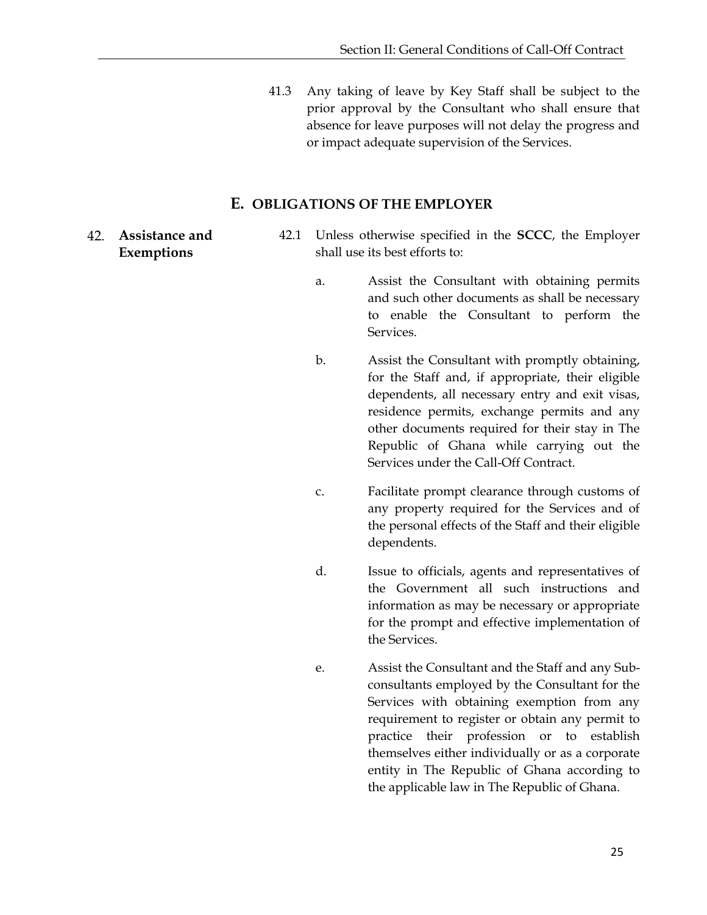41.3 Any taking of leave by Key Staff shall be subject to the prior approval by the Consultant who shall ensure that absence for leave purposes will not delay the progress and or impact adequate supervision of the Services.

## E. OBLIGATIONS OF THE EMPLOYER

### 42. Assistance and Exemptions

42.1 Unless otherwise specified in the **SCCC**, the Employer shall use its best efforts to:

a. Assist the Consultant with obtaining permits and such other documents as shall be necessary to enable the Consultant to perform the Services.

b. Assist the Consultant with promptly obtaining, for the Staff and, if appropriate, their eligible dependents, all necessary entry and exit visas, residence permits, exchange permits and any other documents required for their stay in The Republic of Ghana while carrying out the Services under the Call-Off Contract.

c. Facilitate prompt clearance through customs of any property required for the Services and of the personal effects of the Staff and their eligible dependents.

d. Issue to officials, agents and representatives of the Government all such instructions and information as may be necessary or appropriate for the prompt and effective implementation of the Services.

e. Assist the Consultant and the Staff and any Sub-consultants employed by the Consultant for the Services with obtaining exemption from any requirement to register or obtain any permit to practice their profession or to establish themselves either individually or as a corporate entity in The Republic of Ghana according to the applicable law in The Republic of Ghana.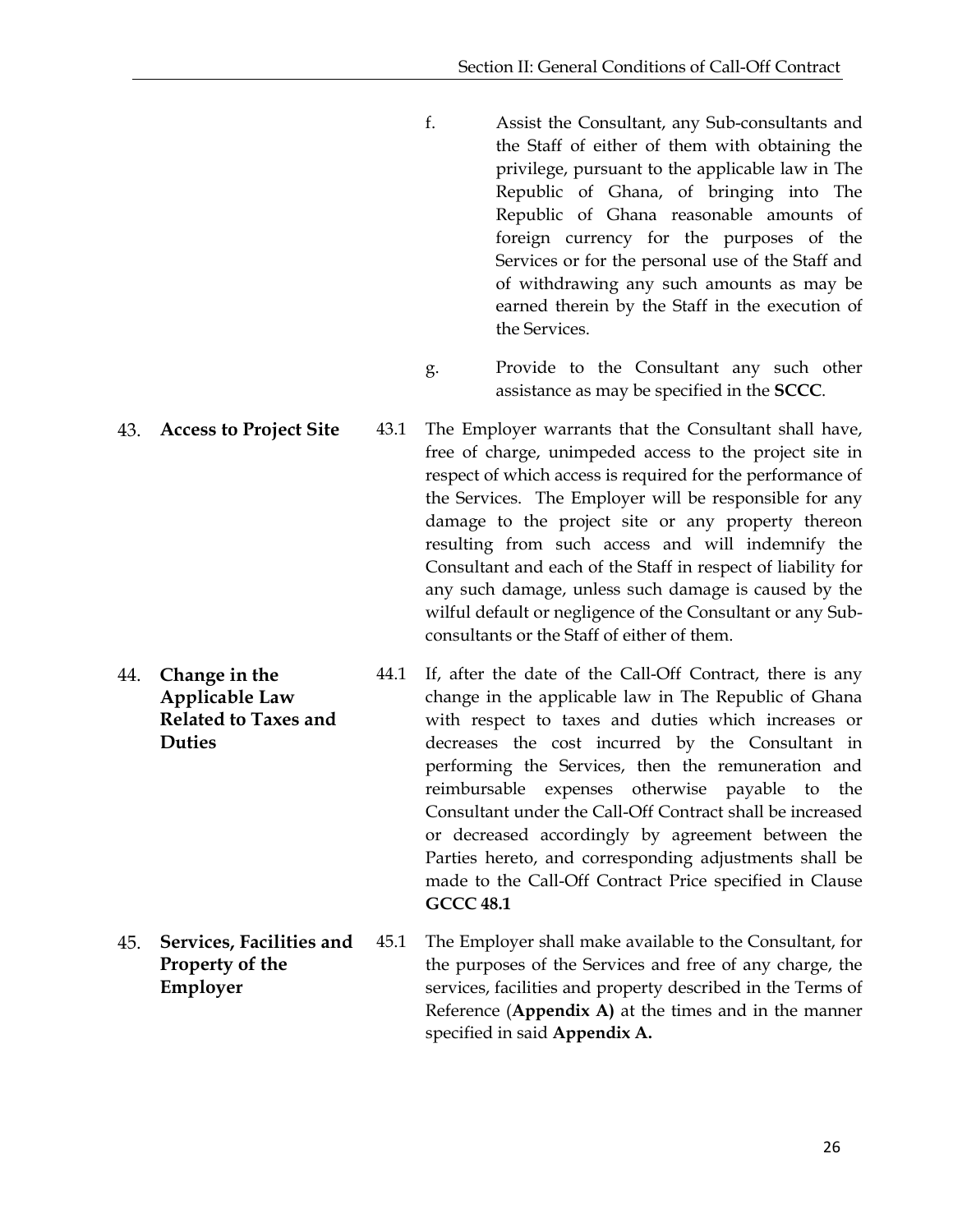f. Assist the Consultant, any Sub-consultants and the Staff of either of them with obtaining the privilege, pursuant to the applicable law in The Republic of Ghana, of bringing into The Republic of Ghana reasonable amounts of foreign currency for the purposes of the Services or for the personal use of the Staff and of withdrawing any such amounts as may be earned therein by the Staff in the execution of the Services.

g. Provide to the Consultant any such other assistance as may be specified in the **SCCC**.

### 43. Access to Project Site

43.1 The Employer warrants that the Consultant shall have, free of charge, unimpeded access to the project site in respect of which access is required for the performance of the Services. The Employer will be responsible for any damage to the project site or any property thereon resulting from such access and will indemnify the Consultant and each of the Staff in respect of liability for any such damage, unless such damage is caused by the wilful default or negligence of the Consultant or any Sub-consultants or the Staff of either of them.

### 44. Change in the Applicable Law Related to Taxes and Duties

44.1 If, after the date of the Call-Off Contract, there is any change in the applicable law in The Republic of Ghana with respect to taxes and duties which increases or decreases the cost incurred by the Consultant in performing the Services, then the remuneration and reimbursable expenses otherwise payable to the Consultant under the Call-Off Contract shall be increased or decreased accordingly by agreement between the Parties hereto, and corresponding adjustments shall be made to the Call-Off Contract Price specified in Clause **GCCC 48.1**

### 45. Services, Facilities and Property of the Employer

45.1 The Employer shall make available to the Consultant, for the purposes of the Services and free of any charge, the services, facilities and property described in the Terms of Reference (**Appendix A)** at the times and in the manner specified in said **Appendix A.**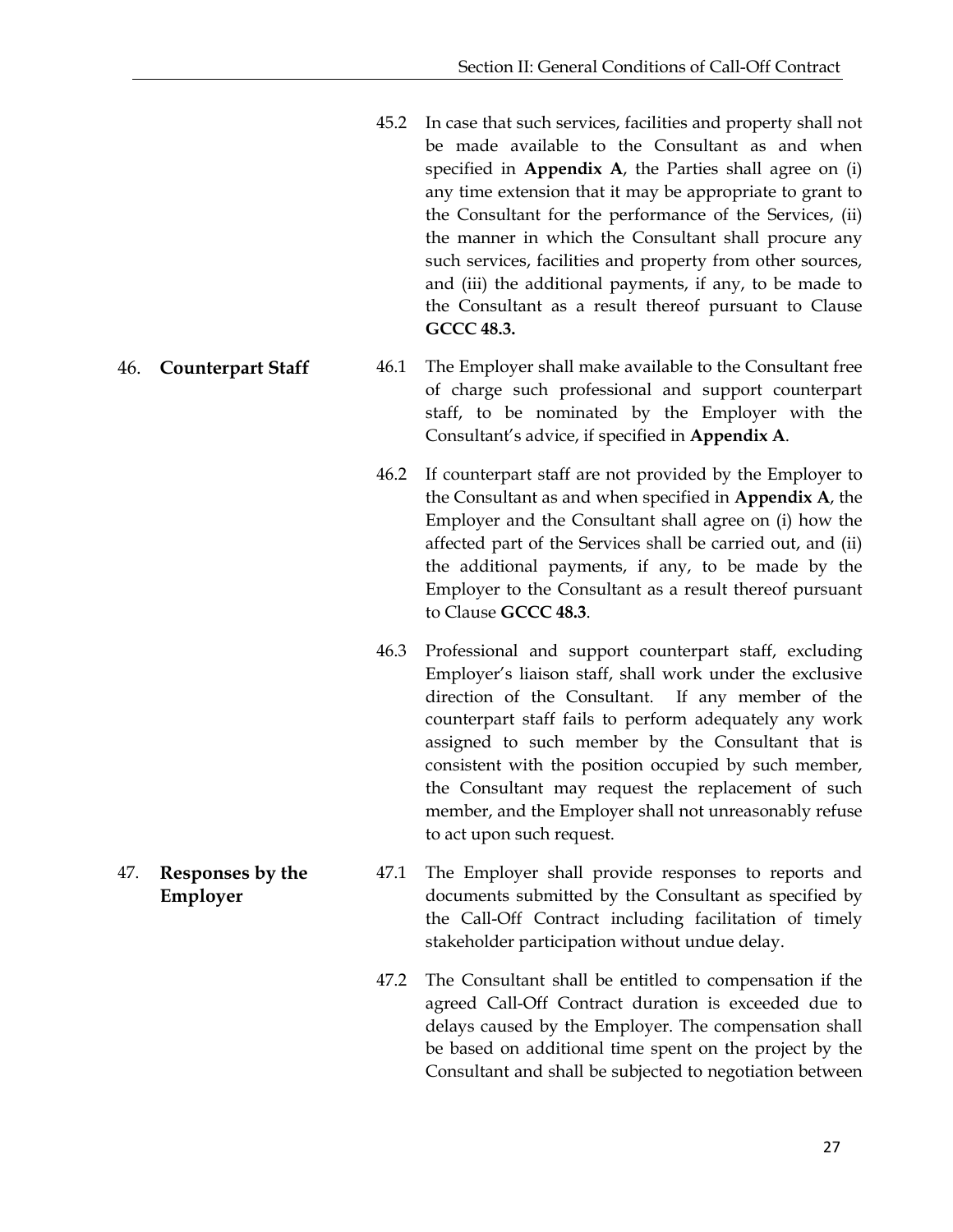45.2 In case that such services, facilities and property shall not be made available to the Consultant as and when specified in **Appendix A**, the Parties shall agree on (i) any time extension that it may be appropriate to grant to the Consultant for the performance of the Services, (ii) the manner in which the Consultant shall procure any such services, facilities and property from other sources, and (iii) the additional payments, if any, to be made to the Consultant as a result thereof pursuant to Clause **GCCC 48.3.**

### 46. Counterpart Staff

46.1 The Employer shall make available to the Consultant free of charge such professional and support counterpart staff, to be nominated by the Employer with the Consultant's advice, if specified in **Appendix A**.

46.2 If counterpart staff are not provided by the Employer to the Consultant as and when specified in **Appendix A**, the Employer and the Consultant shall agree on (i) how the affected part of the Services shall be carried out, and (ii) the additional payments, if any, to be made by the Employer to the Consultant as a result thereof pursuant to Clause **GCCC 48.3**.

46.3 Professional and support counterpart staff, excluding Employer's liaison staff, shall work under the exclusive direction of the Consultant. If any member of the counterpart staff fails to perform adequately any work assigned to such member by the Consultant that is consistent with the position occupied by such member, the Consultant may request the replacement of such member, and the Employer shall not unreasonably refuse to act upon such request.

### 47. Responses by the Employer

47.1 The Employer shall provide responses to reports and documents submitted by the Consultant as specified by the Call-Off Contract including facilitation of timely stakeholder participation without undue delay.

47.2 The Consultant shall be entitled to compensation if the agreed Call-Off Contract duration is exceeded due to delays caused by the Employer. The compensation shall be based on additional time spent on the project by the Consultant and shall be subjected to negotiation between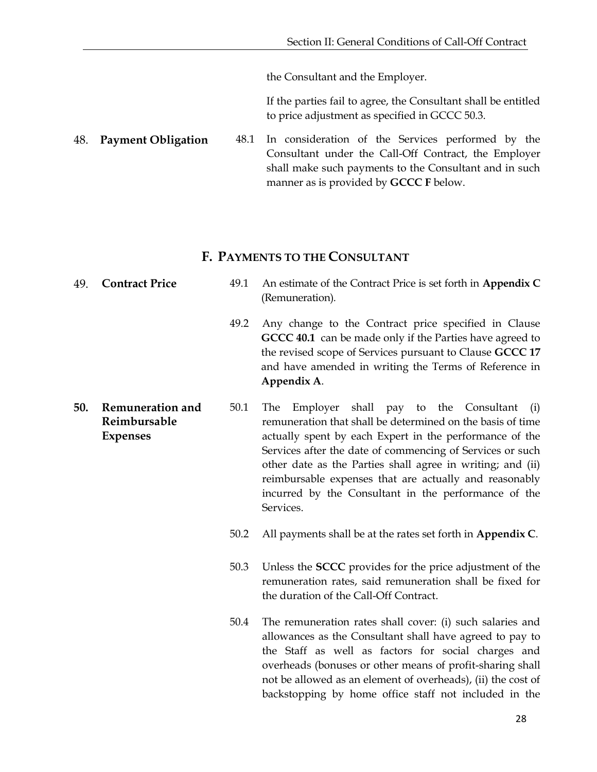the Consultant and the Employer.

If the parties fail to agree, the Consultant shall be entitled to price adjustment as specified in GCCC 50.3.

48. **Payment Obligation**

48.1 In consideration of the Services performed by the Consultant under the Call-Off Contract, the Employer shall make such payments to the Consultant and in such manner as is provided by **GCCC F** below.

## F. PAYMENTS TO THE CONSULTANT

49. **Contract Price**

49.1 An estimate of the Contract Price is set forth in **Appendix C** (Remuneration).

49.2 Any change to the Contract price specified in Clause **GCCC 40.1** can be made only if the Parties have agreed to the revised scope of Services pursuant to Clause **GCCC 17** and have amended in writing the Terms of Reference in **Appendix A**.

**50. Remuneration and Reimbursable Expenses**

50.1 The Employer shall pay to the Consultant (i) remuneration that shall be determined on the basis of time actually spent by each Expert in the performance of the Services after the date of commencing of Services or such other date as the Parties shall agree in writing; and (ii) reimbursable expenses that are actually and reasonably incurred by the Consultant in the performance of the Services.

50.2 All payments shall be at the rates set forth in **Appendix C**.

50.3 Unless the **SCCC** provides for the price adjustment of the remuneration rates, said remuneration shall be fixed for the duration of the Call-Off Contract.

50.4 The remuneration rates shall cover: (i) such salaries and allowances as the Consultant shall have agreed to pay to the Staff as well as factors for social charges and overheads (bonuses or other means of profit-sharing shall not be allowed as an element of overheads), (ii) the cost of backstopping by home office staff not included in the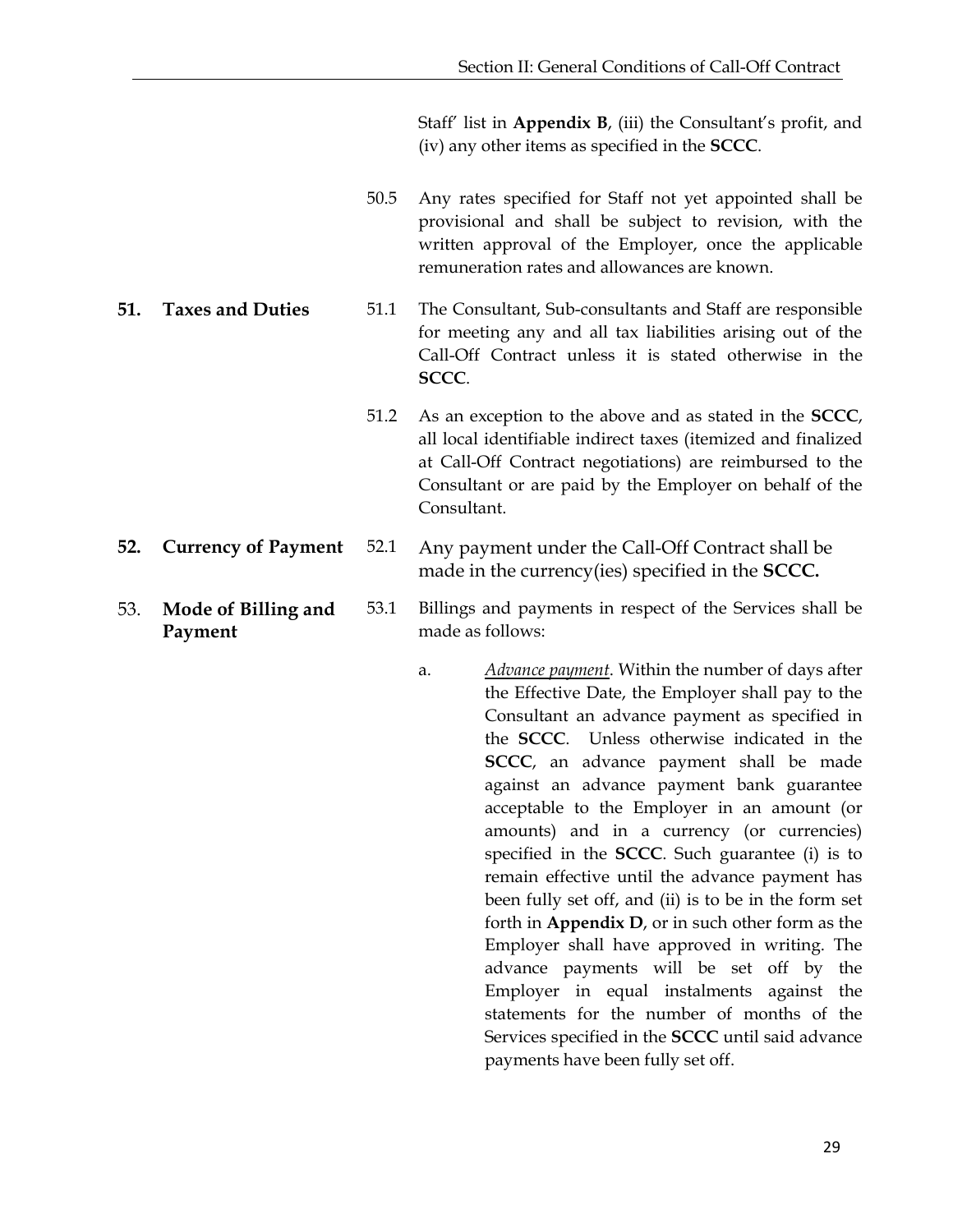Staff' list in **Appendix B**, (iii) the Consultant's profit, and (iv) any other items as specified in the **SCCC**.

50.5 Any rates specified for Staff not yet appointed shall be provisional and shall be subject to revision, with the written approval of the Employer, once the applicable remuneration rates and allowances are known.

**51. Taxes and Duties**

51.1 The Consultant, Sub-consultants and Staff are responsible for meeting any and all tax liabilities arising out of the Call-Off Contract unless it is stated otherwise in the **SCCC**.

51.2 As an exception to the above and as stated in the **SCCC**, all local identifiable indirect taxes (itemized and finalized at Call-Off Contract negotiations) are reimbursed to the Consultant or are paid by the Employer on behalf of the Consultant.

**52. Currency of Payment**

52.1 Any payment under the Call-Off Contract shall be made in the currency(ies) specified in the **SCCC.**

53. **Mode of Billing and Payment**

53.1 Billings and payments in respect of the Services shall be made as follows:

a. *Advance payment*. Within the number of days after the Effective Date, the Employer shall pay to the Consultant an advance payment as specified in the **SCCC**. Unless otherwise indicated in the **SCCC**, an advance payment shall be made against an advance payment bank guarantee acceptable to the Employer in an amount (or amounts) and in a currency (or currencies) specified in the **SCCC**. Such guarantee (i) is to remain effective until the advance payment has been fully set off, and (ii) is to be in the form set forth in **Appendix D**, or in such other form as the Employer shall have approved in writing. The advance payments will be set off by the Employer in equal instalments against the statements for the number of months of the Services specified in the **SCCC** until said advance payments have been fully set off.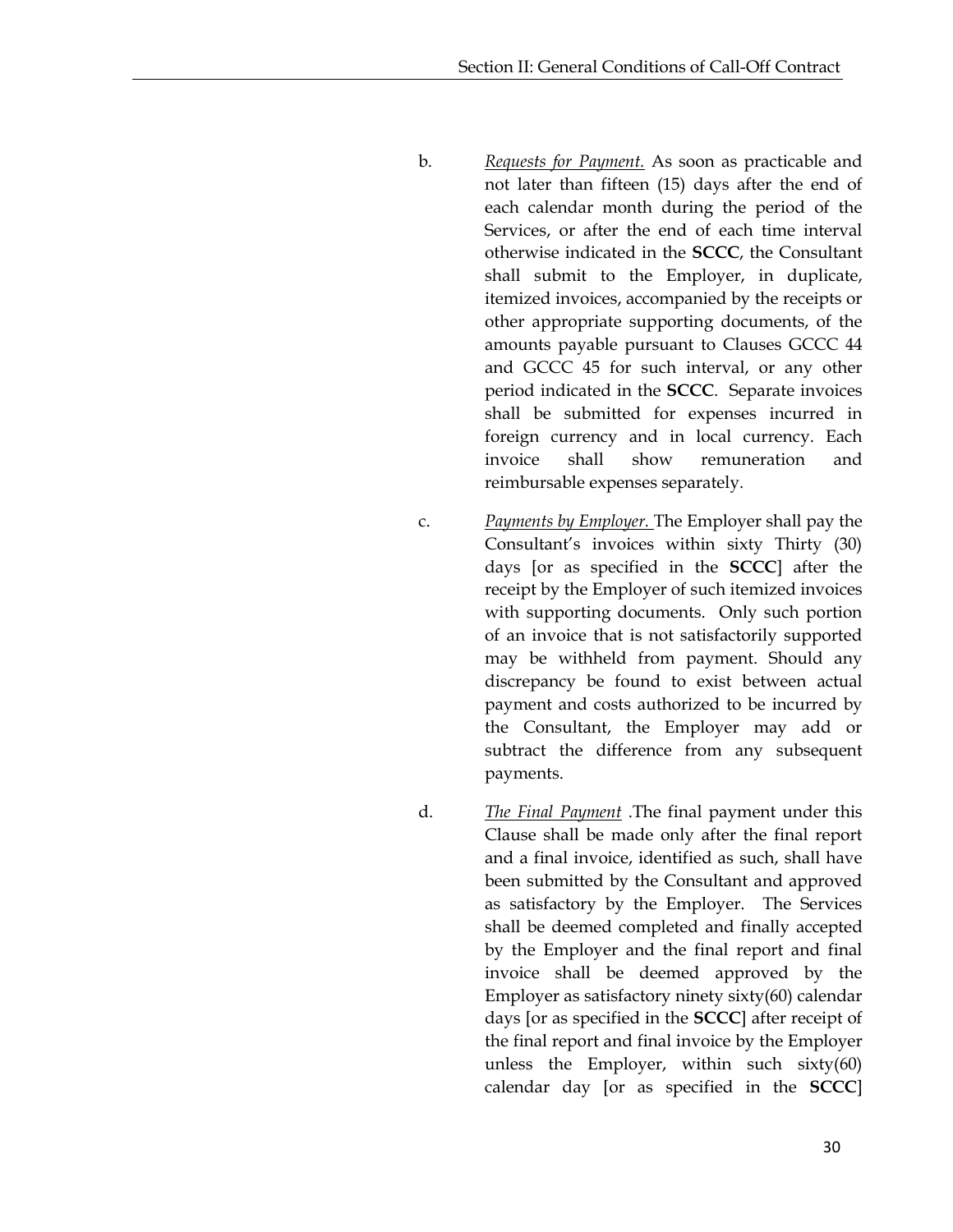b. *Requests for Payment.* As soon as practicable and not later than fifteen (15) days after the end of each calendar month during the period of the Services, or after the end of each time interval otherwise indicated in the **SCCC**, the Consultant shall submit to the Employer, in duplicate, itemized invoices, accompanied by the receipts or other appropriate supporting documents, of the amounts payable pursuant to Clauses GCCC 44 and GCCC 45 for such interval, or any other period indicated in the **SCCC**. Separate invoices shall be submitted for expenses incurred in foreign currency and in local currency. Each invoice shall show remuneration and reimbursable expenses separately.

c. *Payments by Employer.* The Employer shall pay the Consultant's invoices within sixty Thirty (30) days [or as specified in the **SCCC**] after the receipt by the Employer of such itemized invoices with supporting documents. Only such portion of an invoice that is not satisfactorily supported may be withheld from payment. Should any discrepancy be found to exist between actual payment and costs authorized to be incurred by the Consultant, the Employer may add or subtract the difference from any subsequent payments.

d. *The Final Payment* .The final payment under this Clause shall be made only after the final report and a final invoice, identified as such, shall have been submitted by the Consultant and approved as satisfactory by the Employer. The Services shall be deemed completed and finally accepted by the Employer and the final report and final invoice shall be deemed approved by the Employer as satisfactory ninety sixty(60) calendar days [or as specified in the **SCCC**] after receipt of the final report and final invoice by the Employer unless the Employer, within such sixty(60) calendar day [or as specified in the **SCCC**]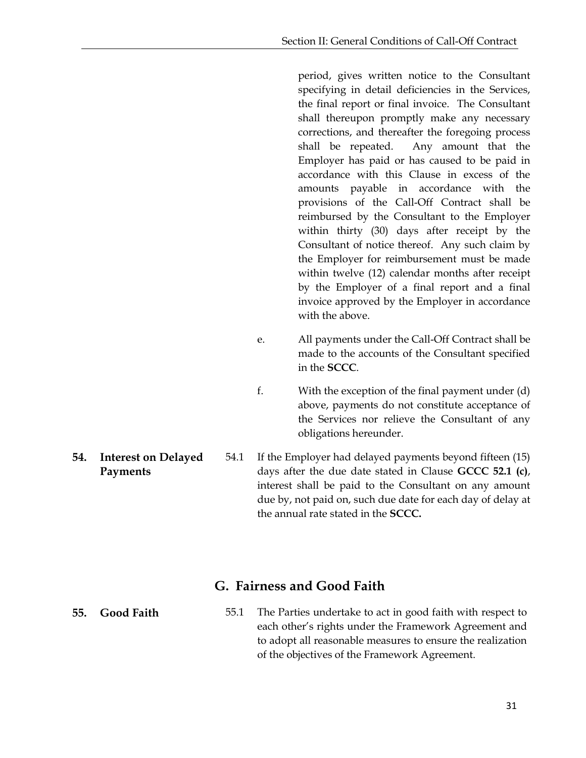period, gives written notice to the Consultant specifying in detail deficiencies in the Services, the final report or final invoice. The Consultant shall thereupon promptly make any necessary corrections, and thereafter the foregoing process shall be repeated. Any amount that the Employer has paid or has caused to be paid in accordance with this Clause in excess of the amounts payable in accordance with the provisions of the Call-Off Contract shall be reimbursed by the Consultant to the Employer within thirty (30) days after receipt by the Consultant of notice thereof. Any such claim by the Employer for reimbursement must be made within twelve (12) calendar months after receipt by the Employer of a final report and a final invoice approved by the Employer in accordance with the above.

e. All payments under the Call-Off Contract shall be made to the accounts of the Consultant specified in the **SCCC**.

f. With the exception of the final payment under (d) above, payments do not constitute acceptance of the Services nor relieve the Consultant of any obligations hereunder.

**54. Interest on Delayed Payments**

54.1 If the Employer had delayed payments beyond fifteen (15) days after the due date stated in Clause **GCCC 52.1 (c)**, interest shall be paid to the Consultant on any amount due by, not paid on, such due date for each day of delay at the annual rate stated in the **SCCC.**

## G. Fairness and Good Faith

**55. Good Faith**

55.1 The Parties undertake to act in good faith with respect to each other's rights under the Framework Agreement and to adopt all reasonable measures to ensure the realization of the objectives of the Framework Agreement.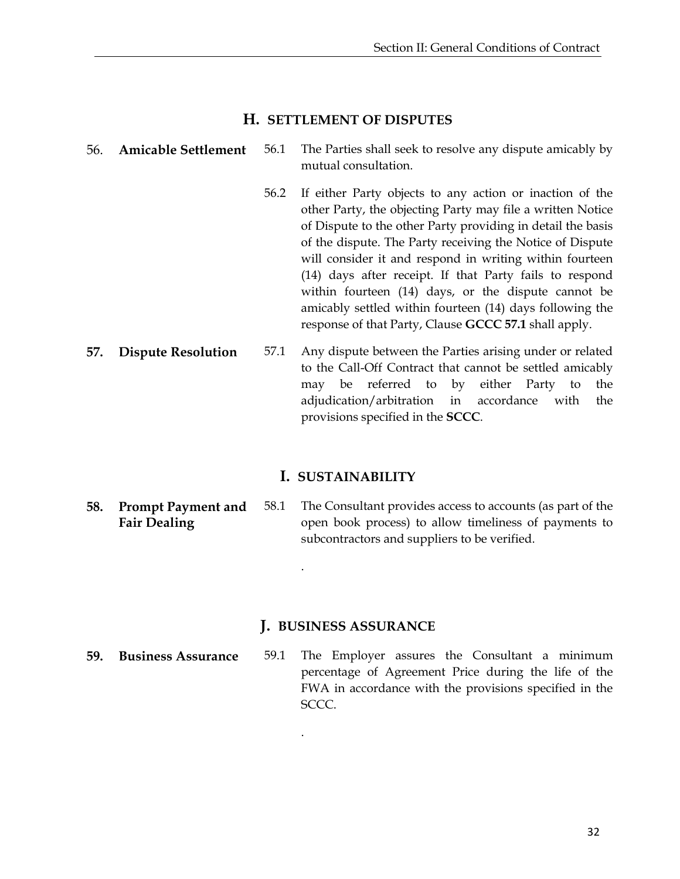## H. SETTLEMENT OF DISPUTES

**56. Amicable Settlement**

56.1 The Parties shall seek to resolve any dispute amicably by mutual consultation.

56.2 If either Party objects to any action or inaction of the other Party, the objecting Party may file a written Notice of Dispute to the other Party providing in detail the basis of the dispute. The Party receiving the Notice of Dispute will consider it and respond in writing within fourteen (14) days after receipt. If that Party fails to respond within fourteen (14) days, or the dispute cannot be amicably settled within fourteen (14) days following the response of that Party, Clause **GCCC 57.1** shall apply.

**57. Dispute Resolution**

57.1 Any dispute between the Parties arising under or related to the Call-Off Contract that cannot be settled amicably may be referred to by either Party to the adjudication/arbitration in accordance with the provisions specified in the **SCCC**.

## I. SUSTAINABILITY

**58. Prompt Payment and Fair Dealing**

58.1 The Consultant provides access to accounts (as part of the open book process) to allow timeliness of payments to subcontractors and suppliers to be verified.

.

## J. BUSINESS ASSURANCE

**59. Business Assurance**

59.1 The Employer assures the Consultant a minimum percentage of Agreement Price during the life of the FWA in accordance with the provisions specified in the SCCC.

.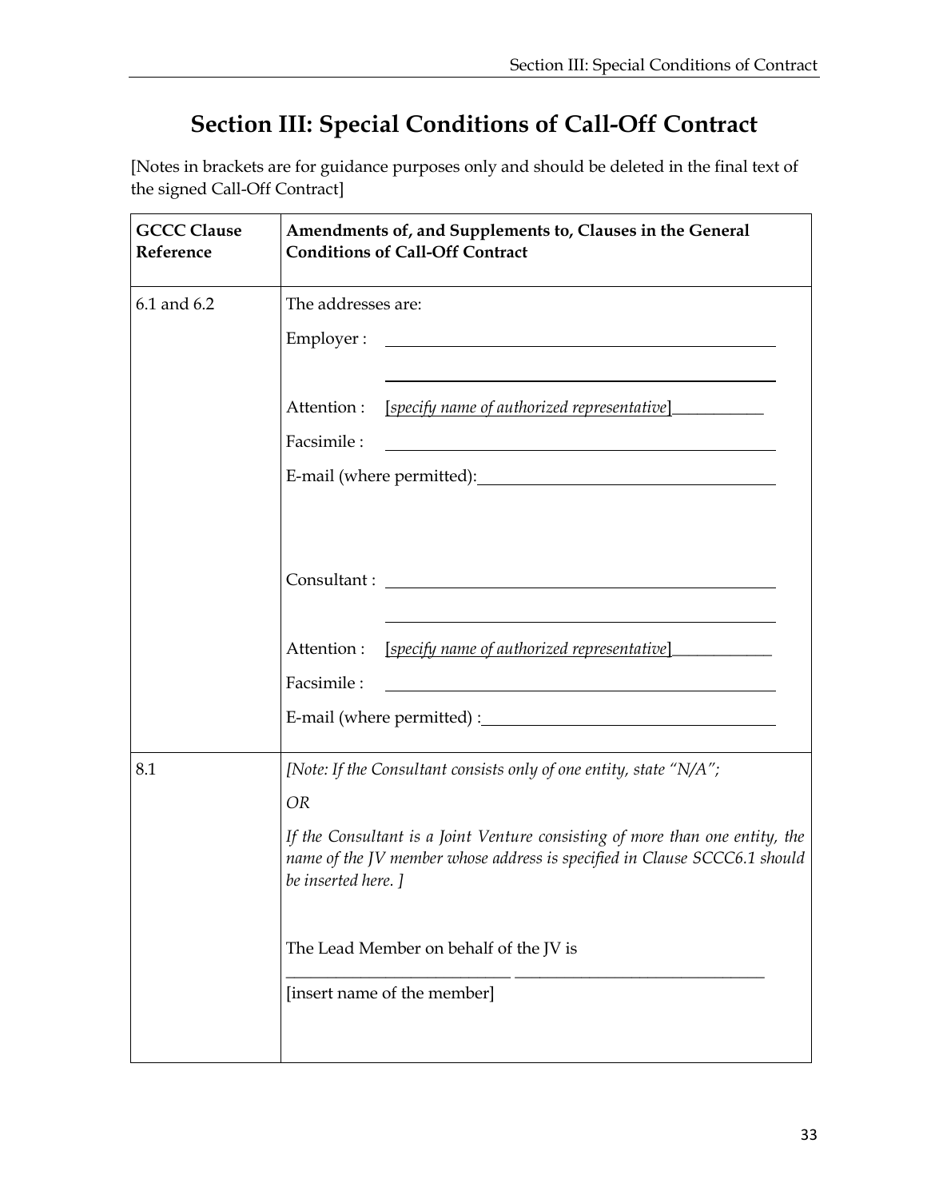# Section III: Special Conditions of Call-Off Contract

[Notes in brackets are for guidance purposes only and should be deleted in the final text of the signed Call-Off Contract]

| GCCC Clause Reference | Amendments of, and Supplements to, Clauses in the General Conditions of Call-Off Contract |
|---|---|
| 6.1 and 6.2 | The addresses are:<br><br>Employer : ______________________________<br>______________________________<br><br>Attention : [*specify name of authorized representative*]___________<br>Facsimile : ______________________________<br>E-mail (where permitted):______________________________<br><br>Consultant : ______________________________<br>______________________________<br><br>Attention : [*specify name of authorized representative*]____________<br>Facsimile : ______________________________<br>E-mail (where permitted) :______________________________ |
| 8.1 | *[Note: If the Consultant consists only of one entity, state "N/A";*<br><br>*OR*<br><br>*If the Consultant is a Joint Venture consisting of more than one entity, the name of the JV member whose address is specified in Clause SCCC6.1 should be inserted here. ]*<br><br>The Lead Member on behalf of the JV is<br>___________________________ ______________________________<br>[insert name of the member] |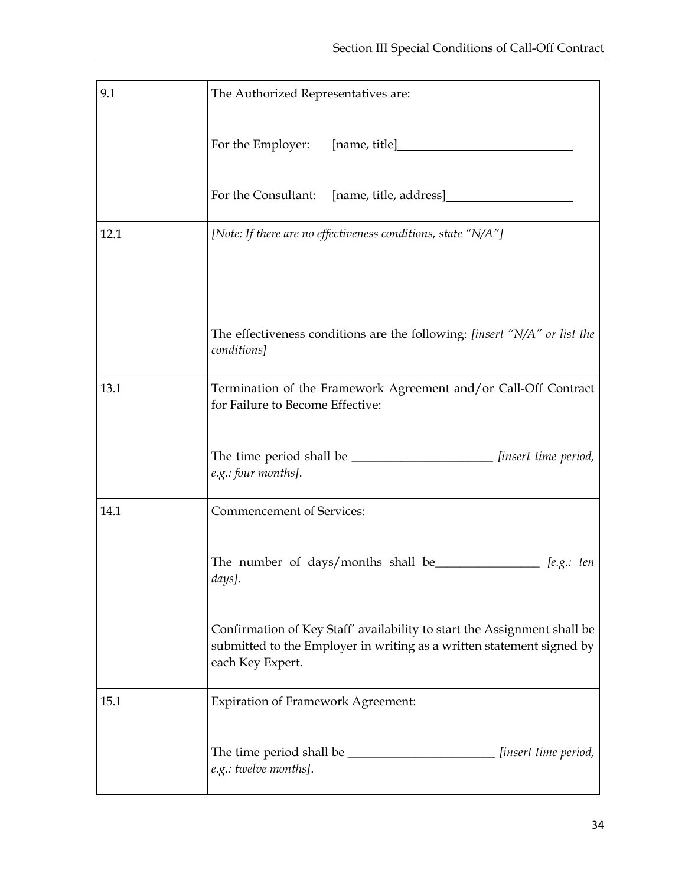| | |
|---|---|
| 9.1 | The Authorized Representatives are:<br><br>For the Employer: [name, title]____________________________<br><br>For the Consultant: [name, title, address]____________________ |
| 12.1 | *[Note: If there are no effectiveness conditions, state "N/A"]*<br><br>The effectiveness conditions are the following: *[insert "N/A" or list the conditions]* |
| 13.1 | Termination of the Framework Agreement and/or Call-Off Contract for Failure to Become Effective:<br><br>The time period shall be _______________________ *[insert time period, e.g.: four months]*. |
| 14.1 | Commencement of Services:<br><br>The number of days/months shall be_________________ *[e.g.: ten days]*.<br><br>Confirmation of Key Staff' availability to start the Assignment shall be submitted to the Employer in writing as a written statement signed by each Key Expert. |
| 15.1 | Expiration of Framework Agreement:<br><br>The time period shall be ________________________ *[insert time period, e.g.: twelve months]*. |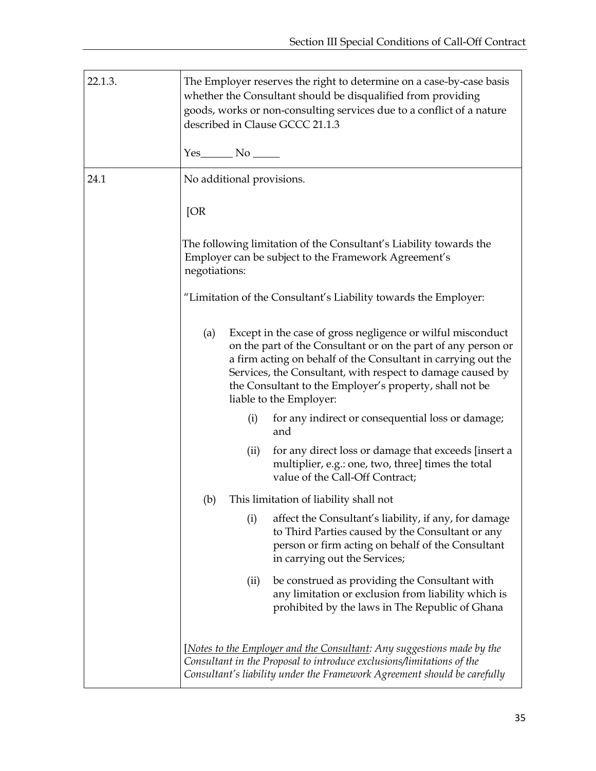| | |
|---|---|
| 22.1.3. | The Employer reserves the right to determine on a case-by-case basis whether the Consultant should be disqualified from providing goods, works or non-consulting services due to a conflict of a nature described in Clause GCCC 21.1.3<br><br>Yes______ No _____ |
| 24.1 | No additional provisions.<br><br>[OR<br><br>The following limitation of the Consultant's Liability towards the Employer can be subject to the Framework Agreement's negotiations:<br><br>"Limitation of the Consultant's Liability towards the Employer:<br><br>(a) Except in the case of gross negligence or wilful misconduct on the part of the Consultant or on the part of any person or a firm acting on behalf of the Consultant in carrying out the Services, the Consultant, with respect to damage caused by the Consultant to the Employer's property, shall not be liable to the Employer:<br><br>(i) for any indirect or consequential loss or damage; and<br><br>(ii) for any direct loss or damage that exceeds [insert a multiplier, e.g.: one, two, three] times the total value of the Call-Off Contract;<br><br>(b) This limitation of liability shall not<br><br>(i) affect the Consultant's liability, if any, for damage to Third Parties caused by the Consultant or any person or firm acting on behalf of the Consultant in carrying out the Services;<br><br>(ii) be construed as providing the Consultant with any limitation or exclusion from liability which is prohibited by the laws in The Republic of Ghana<br><br>[*<u>Notes to the Employer and the Consultant</u>: Any suggestions made by the Consultant in the Proposal to introduce exclusions/limitations of the Consultant's liability under the Framework Agreement should be carefully* |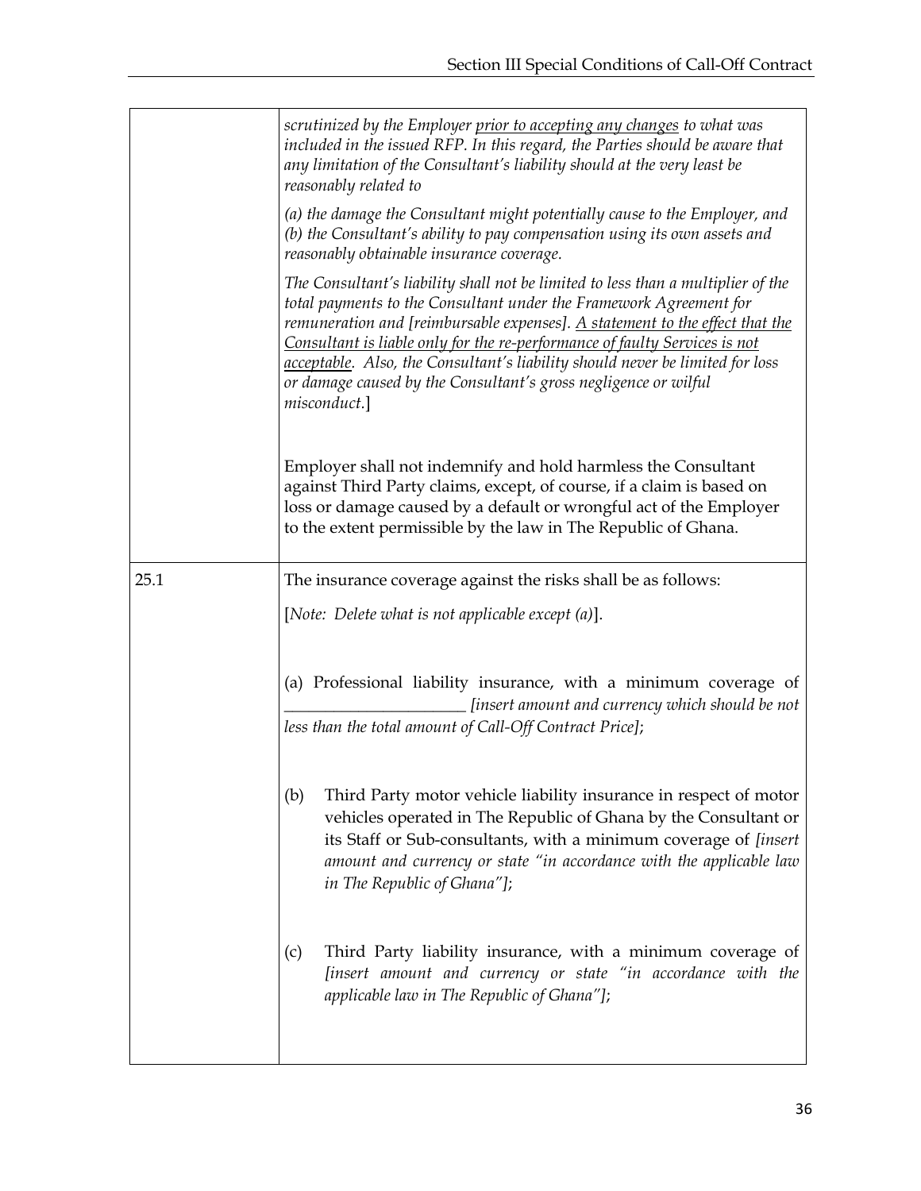| | |
|---|---|
| | *scrutinized by the Employer <u>prior to accepting any changes</u> to what was included in the issued RFP. In this regard, the Parties should be aware that any limitation of the Consultant's liability should at the very least be reasonably related to*<br><br>*(a) the damage the Consultant might potentially cause to the Employer, and (b) the Consultant's ability to pay compensation using its own assets and reasonably obtainable insurance coverage.*<br><br>*The Consultant's liability shall not be limited to less than a multiplier of the total payments to the Consultant under the Framework Agreement for remuneration and [reimbursable expenses]. <u>A statement to the effect that the Consultant is liable only for the re-performance of faulty Services is not acceptable</u>. Also, the Consultant's liability should never be limited for loss or damage caused by the Consultant's gross negligence or wilful misconduct.*]<br><br>Employer shall not indemnify and hold harmless the Consultant against Third Party claims, except, of course, if a claim is based on loss or damage caused by a default or wrongful act of the Employer to the extent permissible by the law in The Republic of Ghana. |
| 25.1 | The insurance coverage against the risks shall be as follows:<br><br>[*Note: Delete what is not applicable except (a)*].<br><br>(a) Professional liability insurance, with a minimum coverage of ______________________ *[insert amount and currency which should be not less than the total amount of Call-Off Contract Price]*;<br><br>(b) Third Party motor vehicle liability insurance in respect of motor vehicles operated in The Republic of Ghana by the Consultant or its Staff or Sub-consultants, with a minimum coverage of *[insert amount and currency or state "in accordance with the applicable law in The Republic of Ghana"]*;<br><br>(c) Third Party liability insurance, with a minimum coverage of *[insert amount and currency or state "in accordance with the applicable law in The Republic of Ghana"]*; |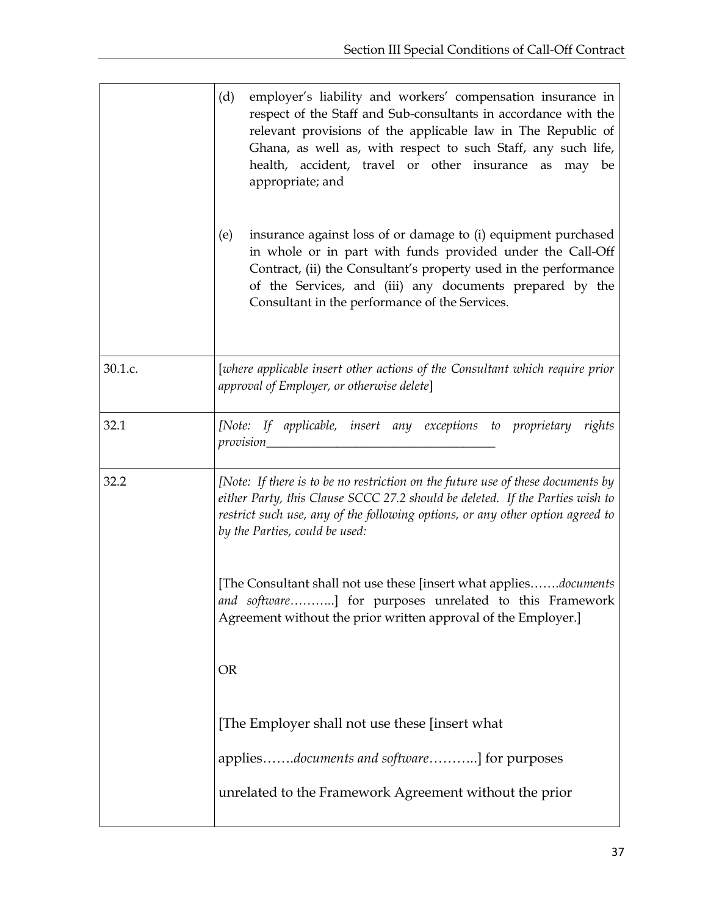| | |
|---|---|
| | (d) employer's liability and workers' compensation insurance in respect of the Staff and Sub-consultants in accordance with the relevant provisions of the applicable law in The Republic of Ghana, as well as, with respect to such Staff, any such life, health, accident, travel or other insurance as may be appropriate; and<br><br>(e) insurance against loss of or damage to (i) equipment purchased in whole or in part with funds provided under the Call-Off Contract, (ii) the Consultant's property used in the performance of the Services, and (iii) any documents prepared by the Consultant in the performance of the Services. |
| 30.1.c. | [*where applicable insert other actions of the Consultant which require prior approval of Employer, or otherwise delete*] |
| 32.1 | *[Note: If applicable, insert any exceptions to proprietary rights provision*_____________________________________ |
| 32.2 | *[Note: If there is to be no restriction on the future use of these documents by either Party, this Clause SCCC 27.2 should be deleted. If the Parties wish to restrict such use, any of the following options, or any other option agreed to by the Parties, could be used:*<br><br>[The Consultant shall not use these [insert what applies…….*documents and software*………..] for purposes unrelated to this Framework Agreement without the prior written approval of the Employer.]<br><br>OR<br><br>[The Employer shall not use these [insert what applies…….*documents and software*………..] for purposes unrelated to the Framework Agreement without the prior |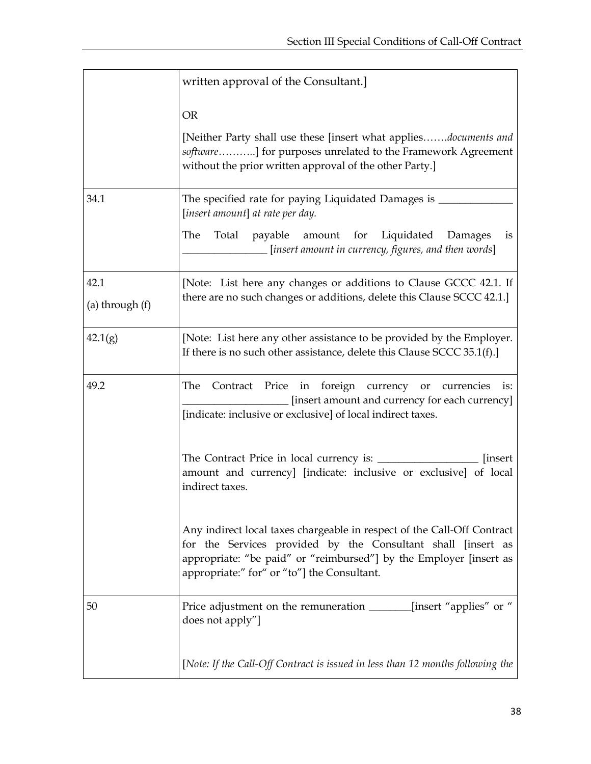| | |
|---|---|
| | written approval of the Consultant.]<br><br>OR<br><br>[Neither Party shall use these [insert what applies…….*documents and software*………..] for purposes unrelated to the Framework Agreement without the prior written approval of the other Party.] |
| 34.1 | The specified rate for paying Liquidated Damages is ______________ [*insert amount*] *at rate per day.*<br><br>The Total payable amount for Liquidated Damages is ________________ [*insert amount in currency, figures, and then words*] |
| 42.1<br><br>(a) through (f) | [Note: List here any changes or additions to Clause GCCC 42.1. If there are no such changes or additions, delete this Clause SCCC 42.1.] |
| 42.1(g) | [Note: List here any other assistance to be provided by the Employer. If there is no such other assistance, delete this Clause SCCC 35.1(f).] |
| 49.2 | The Contract Price in foreign currency or currencies is: ____________________ [insert amount and currency for each currency] [indicate: inclusive or exclusive] of local indirect taxes.<br><br>The Contract Price in local currency is: ___________________ [insert amount and currency] [indicate: inclusive or exclusive] of local indirect taxes.<br><br>Any indirect local taxes chargeable in respect of the Call-Off Contract for the Services provided by the Consultant shall [insert as appropriate: "be paid" or "reimbursed"] by the Employer [insert as appropriate:" for" or "to"] the Consultant. |
| 50 | Price adjustment on the remuneration ________[insert "applies" or " does not apply"]<br><br>[*Note: If the Call-Off Contract is issued in less than 12 months following the* |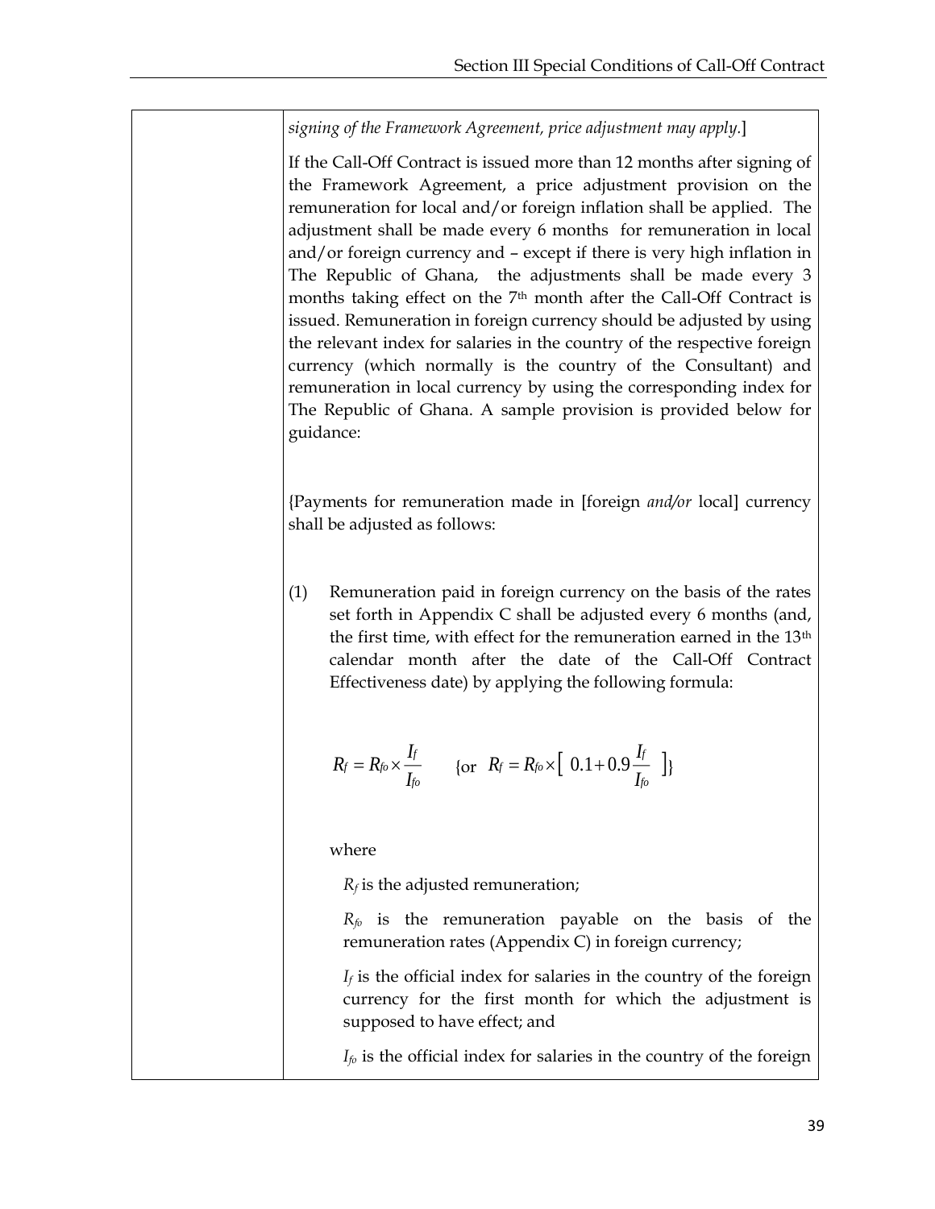| | *signing of the Framework Agreement, price adjustment may apply.*]<br><br>If the Call-Off Contract is issued more than 12 months after signing of the Framework Agreement, a price adjustment provision on the remuneration for local and/or foreign inflation shall be applied. The adjustment shall be made every 6 months for remuneration in local and/or foreign currency and – except if there is very high inflation in The Republic of Ghana, the adjustments shall be made every 3 months taking effect on the 7th month after the Call-Off Contract is issued. Remuneration in foreign currency should be adjusted by using the relevant index for salaries in the country of the respective foreign currency (which normally is the country of the Consultant) and remuneration in local currency by using the corresponding index for The Republic of Ghana. A sample provision is provided below for guidance:<br><br>{Payments for remuneration made in [foreign *and/or* local] currency shall be adjusted as follows:<br><br>(1) Remuneration paid in foreign currency on the basis of the rates set forth in Appendix C shall be adjusted every 6 months (and, the first time, with effect for the remuneration earned in the 13th calendar month after the date of the Call-Off Contract Effectiveness date) by applying the following formula:<br><br>$R_f = R_{fo} \times \frac{I_f}{I_{fo}}$ {or $R_f = R_{fo} \times [\ 0.1 + 0.9 \frac{I_f}{I_{fo}}\ ]$}<br><br>where<br><br>$R_f$ is the adjusted remuneration;<br><br>$R_{fo}$ is the remuneration payable on the basis of the remuneration rates (Appendix C) in foreign currency;<br><br>$I_f$ is the official index for salaries in the country of the foreign currency for the first month for which the adjustment is supposed to have effect; and<br><br>$I_{fo}$ is the official index for salaries in the country of the foreign |
|---|---|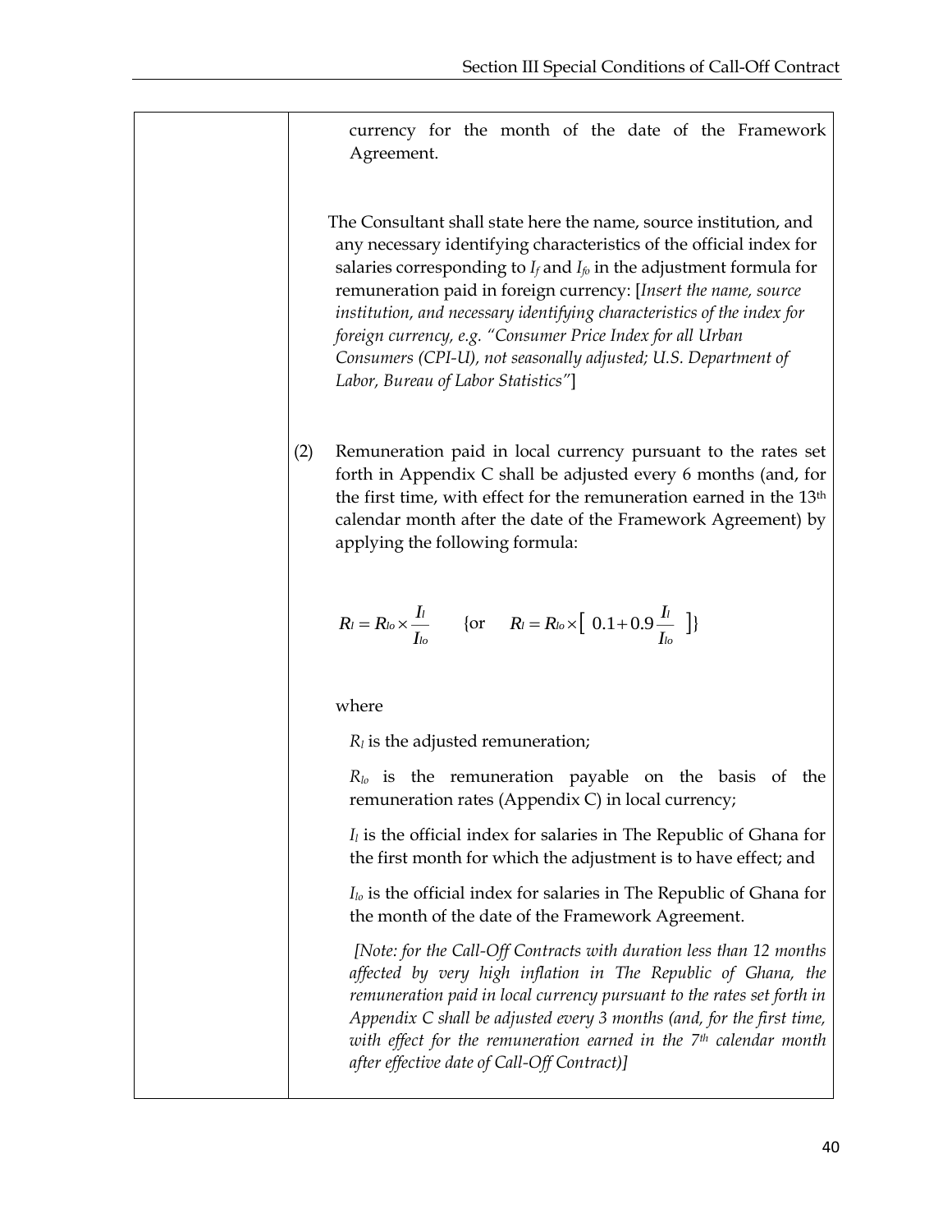| | currency for the month of the date of the Framework Agreement.<br><br>The Consultant shall state here the name, source institution, and any necessary identifying characteristics of the official index for salaries corresponding to $I_f$ and $I_{fo}$ in the adjustment formula for remuneration paid in foreign currency: [*Insert the name, source institution, and necessary identifying characteristics of the index for foreign currency, e.g. "Consumer Price Index for all Urban Consumers (CPI-U), not seasonally adjusted; U.S. Department of Labor, Bureau of Labor Statistics"*]<br><br>(2) Remuneration paid in local currency pursuant to the rates set forth in Appendix C shall be adjusted every 6 months (and, for the first time, with effect for the remuneration earned in the 13th calendar month after the date of the Framework Agreement) by applying the following formula:<br><br>$R_l = R_{lo} \times \frac{I_l}{I_{lo}} \quad \{\text{or} \quad R_l = R_{lo} \times [\ 0.1 + 0.9 \frac{I_l}{I_{lo}}\ ]\}$<br><br>where<br><br>$R_l$ is the adjusted remuneration;<br><br>$R_{lo}$ is the remuneration payable on the basis of the remuneration rates (Appendix C) in local currency;<br><br>$I_l$ is the official index for salaries in The Republic of Ghana for the first month for which the adjustment is to have effect; and<br><br>$I_{lo}$ is the official index for salaries in The Republic of Ghana for the month of the date of the Framework Agreement.<br><br>*[Note: for the Call-Off Contracts with duration less than 12 months affected by very high inflation in The Republic of Ghana, the remuneration paid in local currency pursuant to the rates set forth in Appendix C shall be adjusted every 3 months (and, for the first time, with effect for the remuneration earned in the 7th calendar month after effective date of Call-Off Contract)]* |
|---|---|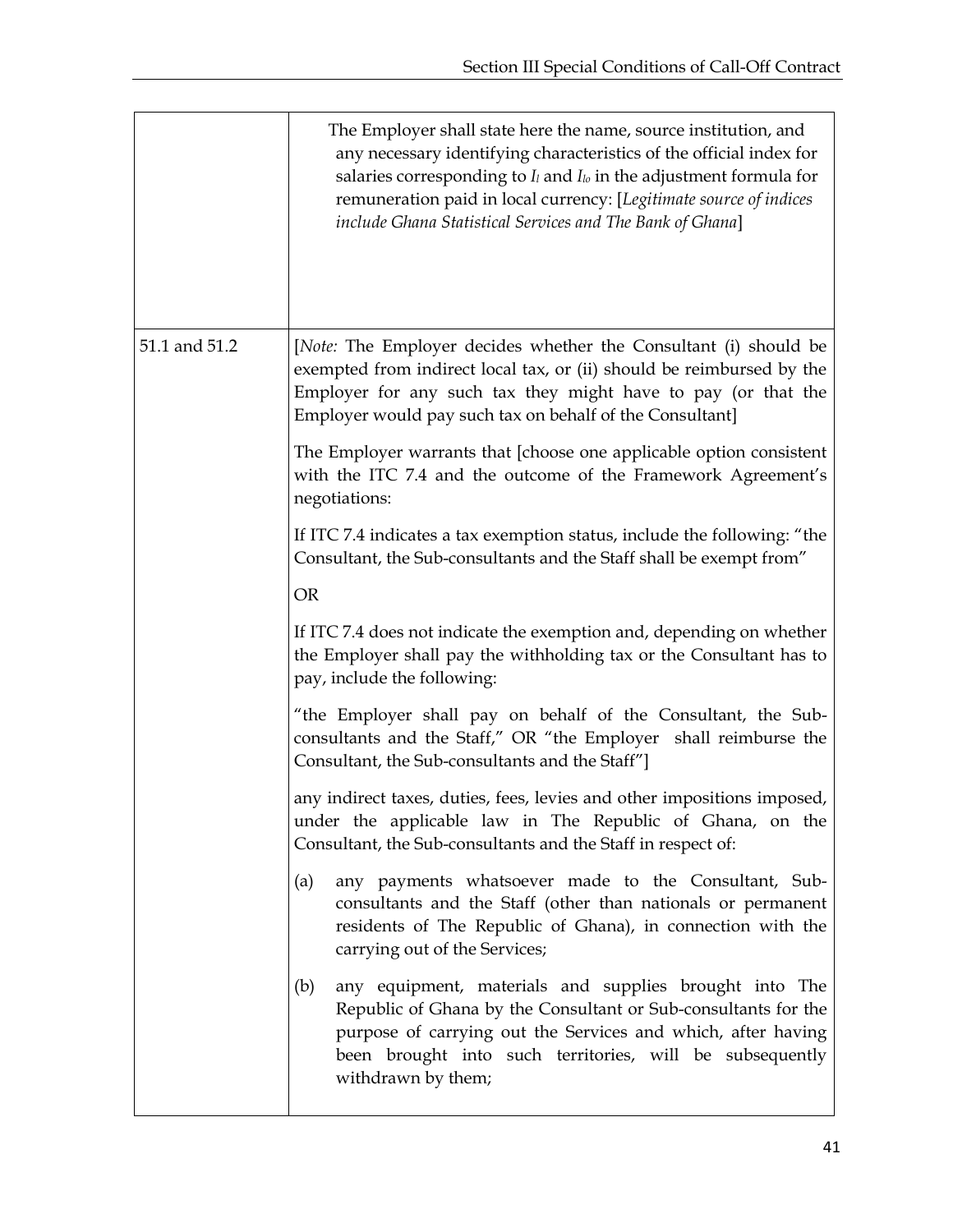| | |
|---|---|
| | The Employer shall state here the name, source institution, and any necessary identifying characteristics of the official index for salaries corresponding to $I_l$ and $I_{lo}$ in the adjustment formula for remuneration paid in local currency: [*Legitimate source of indices include Ghana Statistical Services and The Bank of Ghana*] |
| 51.1 and 51.2 | [*Note:* The Employer decides whether the Consultant (i) should be exempted from indirect local tax, or (ii) should be reimbursed by the Employer for any such tax they might have to pay (or that the Employer would pay such tax on behalf of the Consultant]<br><br>The Employer warrants that [choose one applicable option consistent with the ITC 7.4 and the outcome of the Framework Agreement's negotiations:<br><br>If ITC 7.4 indicates a tax exemption status, include the following: "the Consultant, the Sub-consultants and the Staff shall be exempt from"<br><br>OR<br><br>If ITC 7.4 does not indicate the exemption and, depending on whether the Employer shall pay the withholding tax or the Consultant has to pay, include the following:<br><br>"the Employer shall pay on behalf of the Consultant, the Sub-consultants and the Staff," OR "the Employer shall reimburse the Consultant, the Sub-consultants and the Staff"]<br><br>any indirect taxes, duties, fees, levies and other impositions imposed, under the applicable law in The Republic of Ghana, on the Consultant, the Sub-consultants and the Staff in respect of:<br><br>(a) any payments whatsoever made to the Consultant, Sub-consultants and the Staff (other than nationals or permanent residents of The Republic of Ghana), in connection with the carrying out of the Services;<br><br>(b) any equipment, materials and supplies brought into The Republic of Ghana by the Consultant or Sub-consultants for the purpose of carrying out the Services and which, after having been brought into such territories, will be subsequently withdrawn by them; |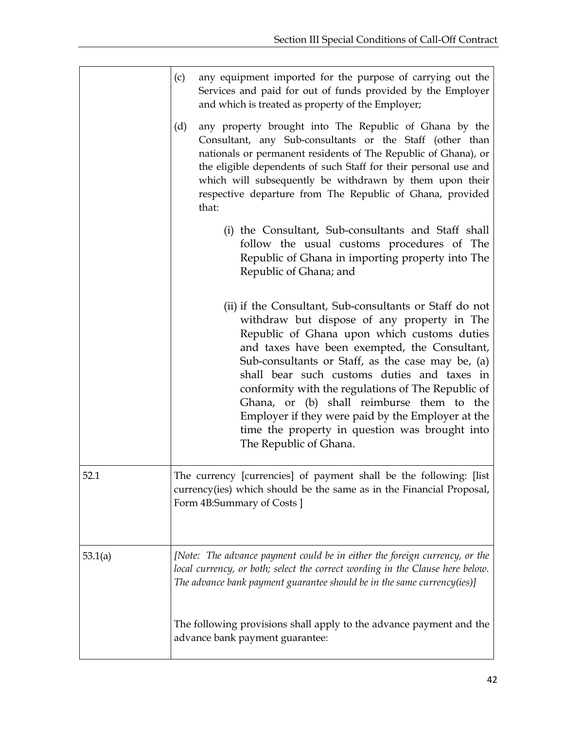| | |
|---|---|
| | (c) any equipment imported for the purpose of carrying out the Services and paid for out of funds provided by the Employer and which is treated as property of the Employer;<br><br>(d) any property brought into The Republic of Ghana by the Consultant, any Sub-consultants or the Staff (other than nationals or permanent residents of The Republic of Ghana), or the eligible dependents of such Staff for their personal use and which will subsequently be withdrawn by them upon their respective departure from The Republic of Ghana, provided that:<br><br>(i) the Consultant, Sub-consultants and Staff shall follow the usual customs procedures of The Republic of Ghana in importing property into The Republic of Ghana; and<br><br>(ii) if the Consultant, Sub-consultants or Staff do not withdraw but dispose of any property in The Republic of Ghana upon which customs duties and taxes have been exempted, the Consultant, Sub-consultants or Staff, as the case may be, (a) shall bear such customs duties and taxes in conformity with the regulations of The Republic of Ghana, or (b) shall reimburse them to the Employer if they were paid by the Employer at the time the property in question was brought into The Republic of Ghana. |
| 52.1 | The currency [currencies] of payment shall be the following: [list currency(ies) which should be the same as in the Financial Proposal, Form 4B:Summary of Costs ] |
| 53.1(a) | *[Note: The advance payment could be in either the foreign currency, or the local currency, or both; select the correct wording in the Clause here below. The advance bank payment guarantee should be in the same currency(ies)]*<br><br>The following provisions shall apply to the advance payment and the advance bank payment guarantee: |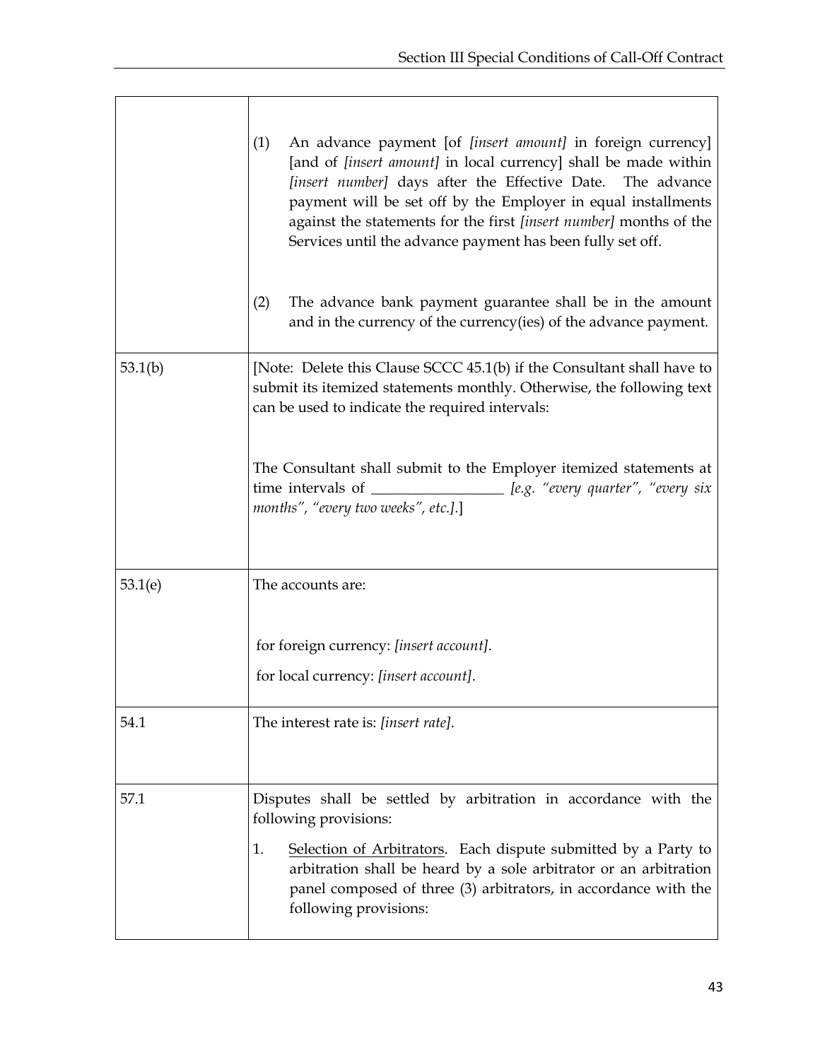| | |
|---|---|
| | (1) An advance payment [of *[insert amount]* in foreign currency] [and of *[insert amount]* in local currency] shall be made within *[insert number]* days after the Effective Date. The advance payment will be set off by the Employer in equal installments against the statements for the first *[insert number]* months of the Services until the advance payment has been fully set off.<br><br>(2) The advance bank payment guarantee shall be in the amount and in the currency of the currency(ies) of the advance payment. |
| 53.1(b) | [Note: Delete this Clause SCCC 45.1(b) if the Consultant shall have to submit its itemized statements monthly. Otherwise, the following text can be used to indicate the required intervals:<br><br>The Consultant shall submit to the Employer itemized statements at time intervals of ________________ *[e.g. "every quarter", "every six months", "every two weeks", etc.]*.] |
| 53.1(e) | The accounts are:<br><br>for foreign currency: *[insert account]*.<br><br>for local currency: *[insert account]*. |
| 54.1 | The interest rate is: *[insert rate]*. |
| 57.1 | Disputes shall be settled by arbitration in accordance with the following provisions:<br><br>1. Selection of Arbitrators. Each dispute submitted by a Party to arbitration shall be heard by a sole arbitrator or an arbitration panel composed of three (3) arbitrators, in accordance with the following provisions: |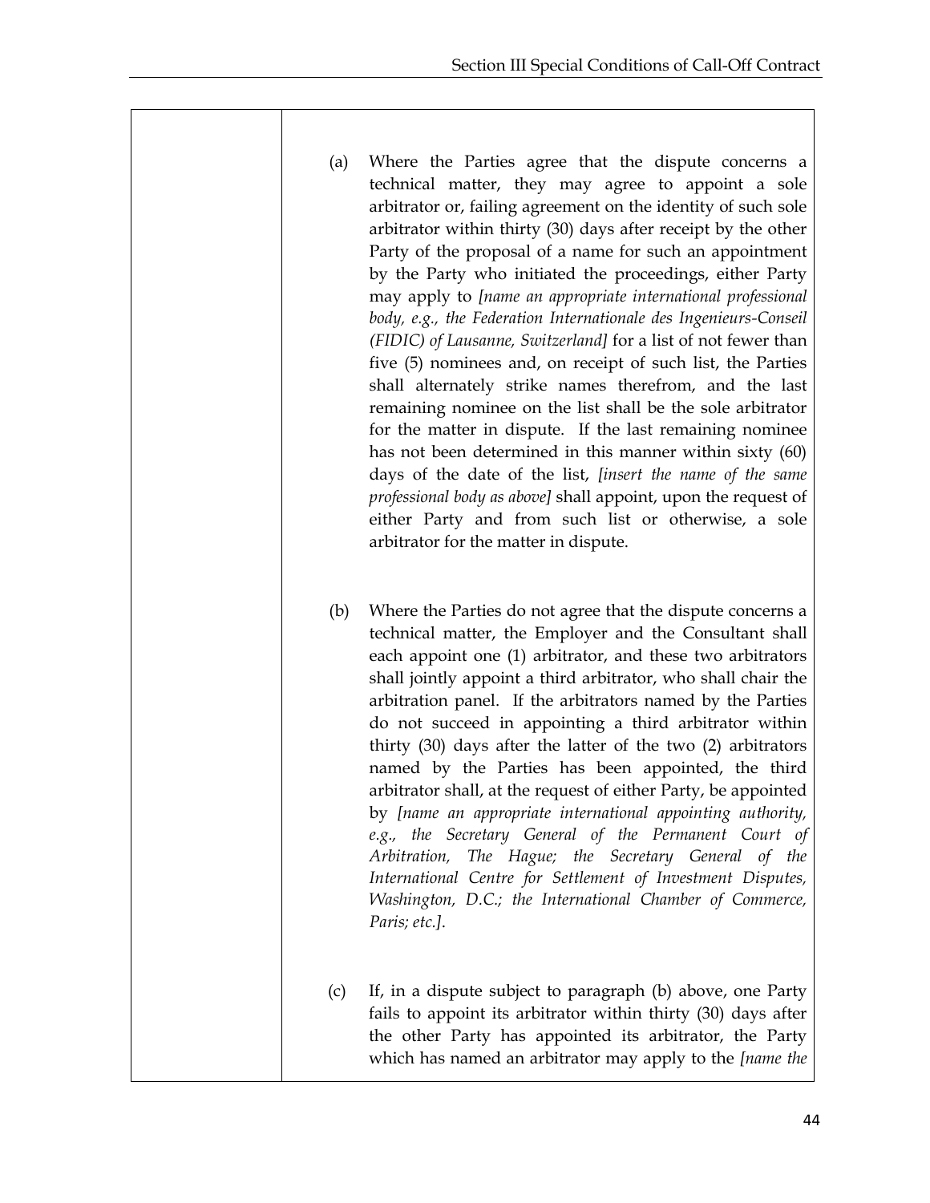| | |
|---|---|
| | (a) Where the Parties agree that the dispute concerns a technical matter, they may agree to appoint a sole arbitrator or, failing agreement on the identity of such sole arbitrator within thirty (30) days after receipt by the other Party of the proposal of a name for such an appointment by the Party who initiated the proceedings, either Party may apply to *[name an appropriate international professional body, e.g., the Federation Internationale des Ingenieurs-Conseil (FIDIC) of Lausanne, Switzerland]* for a list of not fewer than five (5) nominees and, on receipt of such list, the Parties shall alternately strike names therefrom, and the last remaining nominee on the list shall be the sole arbitrator for the matter in dispute. If the last remaining nominee has not been determined in this manner within sixty (60) days of the date of the list, *[insert the name of the same professional body as above]* shall appoint, upon the request of either Party and from such list or otherwise, a sole arbitrator for the matter in dispute.<br><br>(b) Where the Parties do not agree that the dispute concerns a technical matter, the Employer and the Consultant shall each appoint one (1) arbitrator, and these two arbitrators shall jointly appoint a third arbitrator, who shall chair the arbitration panel. If the arbitrators named by the Parties do not succeed in appointing a third arbitrator within thirty (30) days after the latter of the two (2) arbitrators named by the Parties has been appointed, the third arbitrator shall, at the request of either Party, be appointed by *[name an appropriate international appointing authority, e.g., the Secretary General of the Permanent Court of Arbitration, The Hague; the Secretary General of the International Centre for Settlement of Investment Disputes, Washington, D.C.; the International Chamber of Commerce, Paris; etc.]*.<br><br>(c) If, in a dispute subject to paragraph (b) above, one Party fails to appoint its arbitrator within thirty (30) days after the other Party has appointed its arbitrator, the Party which has named an arbitrator may apply to the *[name the* |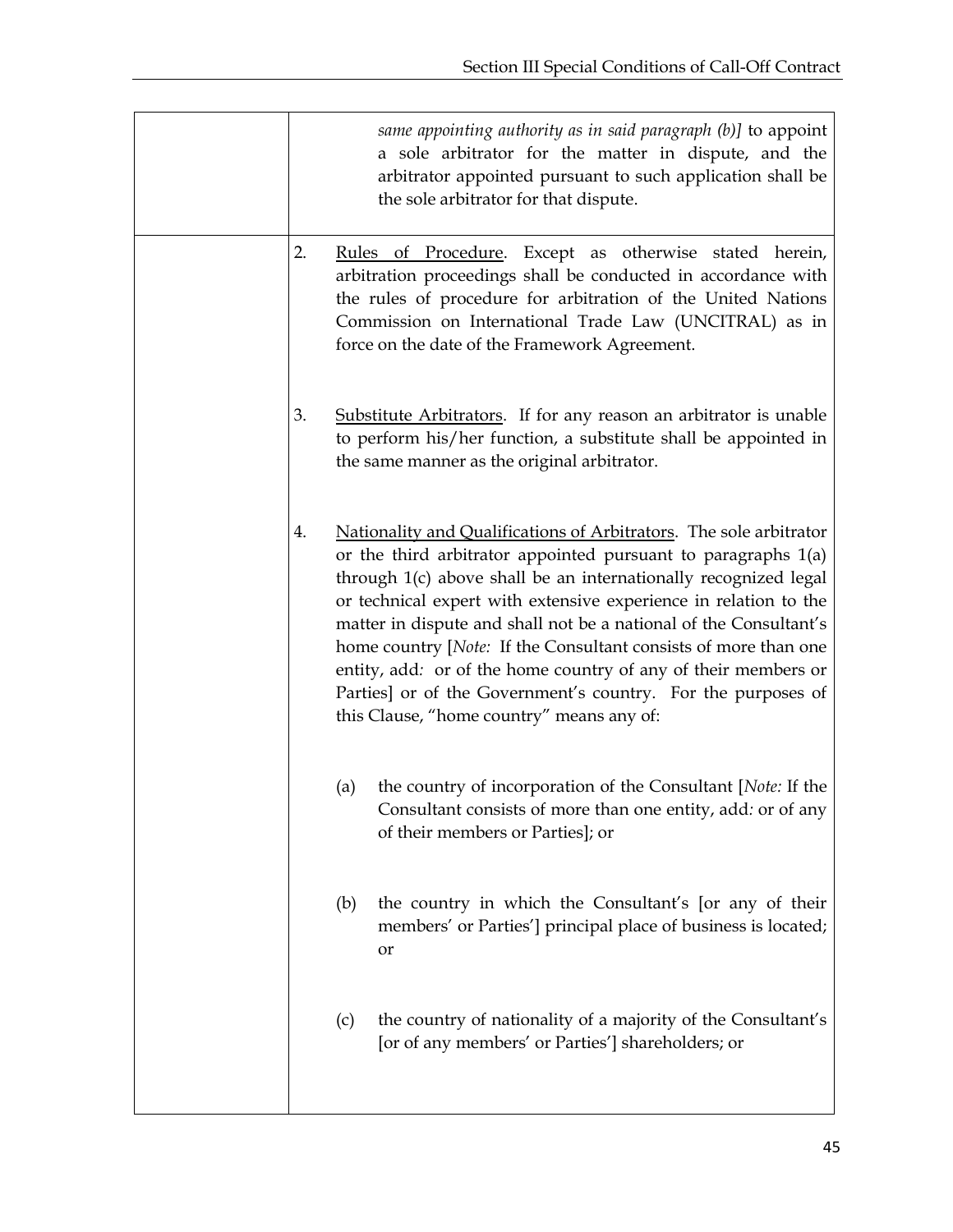*same appointing authority as in said paragraph (b)]* to appoint a sole arbitrator for the matter in dispute, and the arbitrator appointed pursuant to such application shall be the sole arbitrator for that dispute.

2. Rules of Procedure. Except as otherwise stated herein, arbitration proceedings shall be conducted in accordance with the rules of procedure for arbitration of the United Nations Commission on International Trade Law (UNCITRAL) as in force on the date of the Framework Agreement.

3. Substitute Arbitrators. If for any reason an arbitrator is unable to perform his/her function, a substitute shall be appointed in the same manner as the original arbitrator.

4. Nationality and Qualifications of Arbitrators. The sole arbitrator or the third arbitrator appointed pursuant to paragraphs 1(a) through 1(c) above shall be an internationally recognized legal or technical expert with extensive experience in relation to the matter in dispute and shall not be a national of the Consultant's home country [*Note:* If the Consultant consists of more than one entity, add*:* or of the home country of any of their members or Parties] or of the Government's country. For the purposes of this Clause, "home country" means any of:

   (a) the country of incorporation of the Consultant [*Note:* If the Consultant consists of more than one entity, add*:* or of any of their members or Parties]; or

   (b) the country in which the Consultant's [or any of their members' or Parties'] principal place of business is located; or

   (c) the country of nationality of a majority of the Consultant's [or of any members' or Parties'] shareholders; or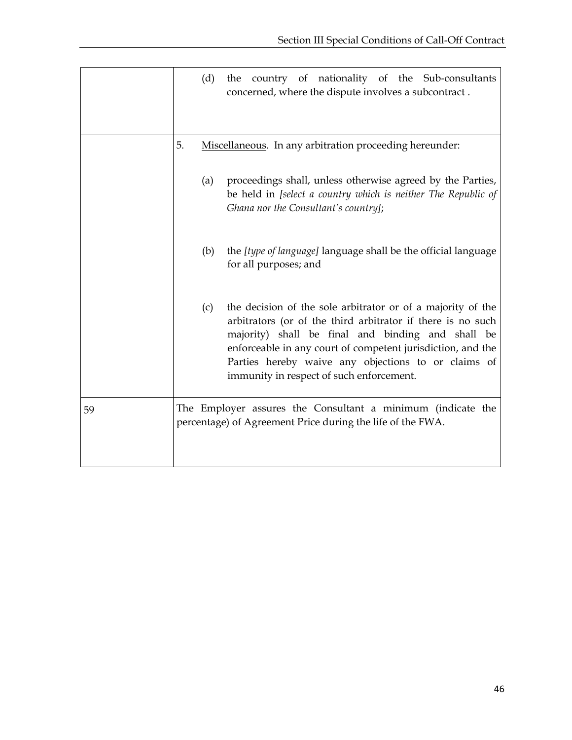| | |
|---|---|
| | (d) the country of nationality of the Sub-consultants concerned, where the dispute involves a subcontract . |
| | 5. <u>Miscellaneous</u>. In any arbitration proceeding hereunder:<br><br>(a) proceedings shall, unless otherwise agreed by the Parties, be held in *[select a country which is neither The Republic of Ghana nor the Consultant's country]*;<br><br>(b) the *[type of language]* language shall be the official language for all purposes; and<br><br>(c) the decision of the sole arbitrator or of a majority of the arbitrators (or of the third arbitrator if there is no such majority) shall be final and binding and shall be enforceable in any court of competent jurisdiction, and the Parties hereby waive any objections to or claims of immunity in respect of such enforcement. |
| 59 | The Employer assures the Consultant a minimum (indicate the percentage) of Agreement Price during the life of the FWA. |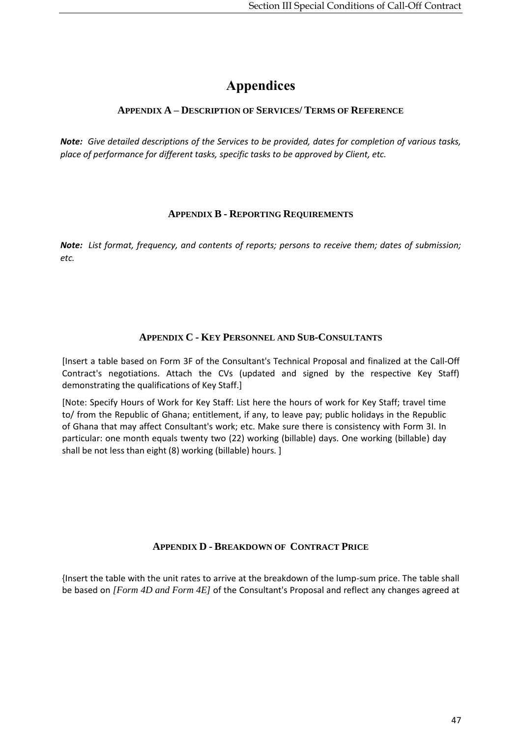# Appendices

## APPENDIX A – DESCRIPTION OF SERVICES/ TERMS OF REFERENCE

***Note:*** *Give detailed descriptions of the Services to be provided, dates for completion of various tasks, place of performance for different tasks, specific tasks to be approved by Client, etc.*

## APPENDIX B - REPORTING REQUIREMENTS

***Note:*** *List format, frequency, and contents of reports; persons to receive them; dates of submission; etc.*

## APPENDIX C - KEY PERSONNEL AND SUB-CONSULTANTS

[Insert a table based on Form 3F of the Consultant's Technical Proposal and finalized at the Call-Off Contract's negotiations. Attach the CVs (updated and signed by the respective Key Staff) demonstrating the qualifications of Key Staff.]

[Note: Specify Hours of Work for Key Staff: List here the hours of work for Key Staff; travel time to/ from the Republic of Ghana; entitlement, if any, to leave pay; public holidays in the Republic of Ghana that may affect Consultant's work; etc. Make sure there is consistency with Form 3I. In particular: one month equals twenty two (22) working (billable) days. One working (billable) day shall be not less than eight (8) working (billable) hours. ]

## APPENDIX D - BREAKDOWN OF CONTRACT PRICE

{Insert the table with the unit rates to arrive at the breakdown of the lump-sum price. The table shall be based on *[Form 4D and Form 4E]* of the Consultant's Proposal and reflect any changes agreed at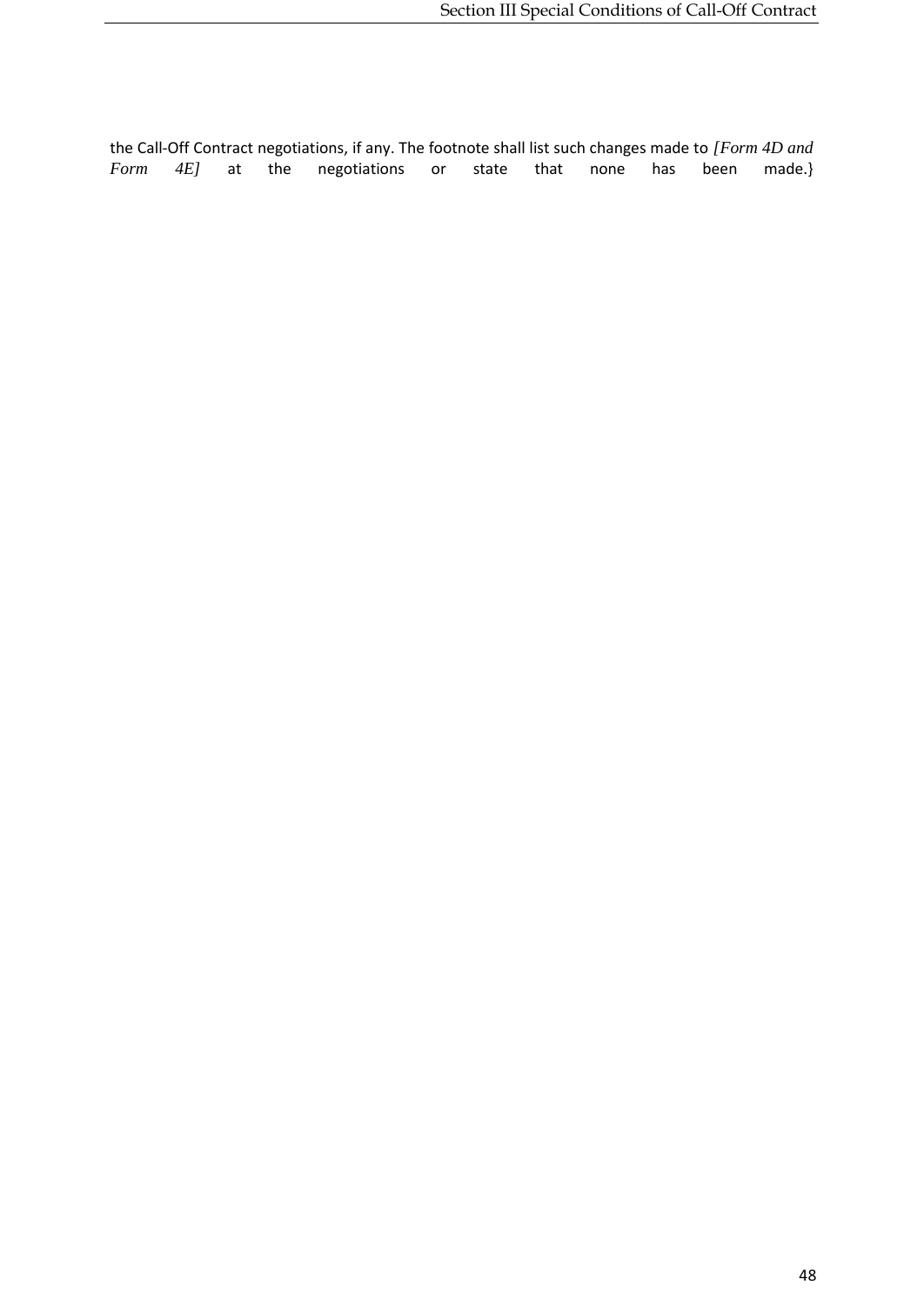the Call-Off Contract negotiations, if any. The footnote shall list such changes made to *[Form 4D and Form 4E]* at the negotiations or state that none has been made.}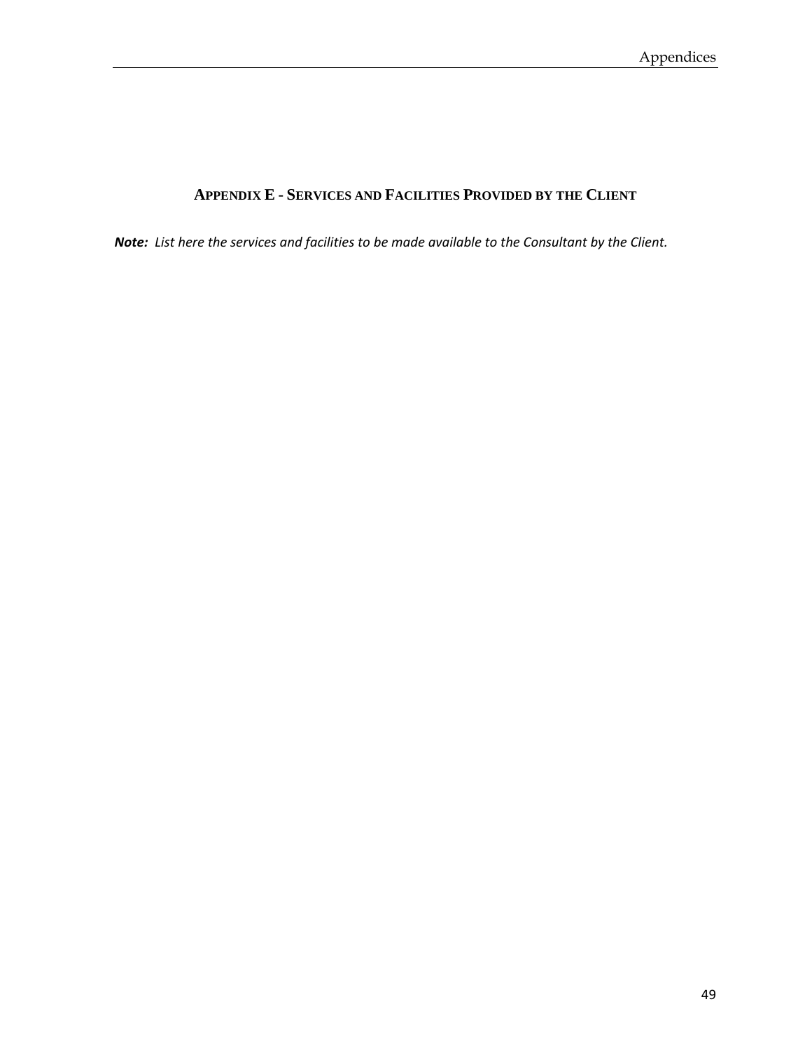## Appendix E - Services and Facilities Provided by the Client

***Note:*** *List here the services and facilities to be made available to the Consultant by the Client.*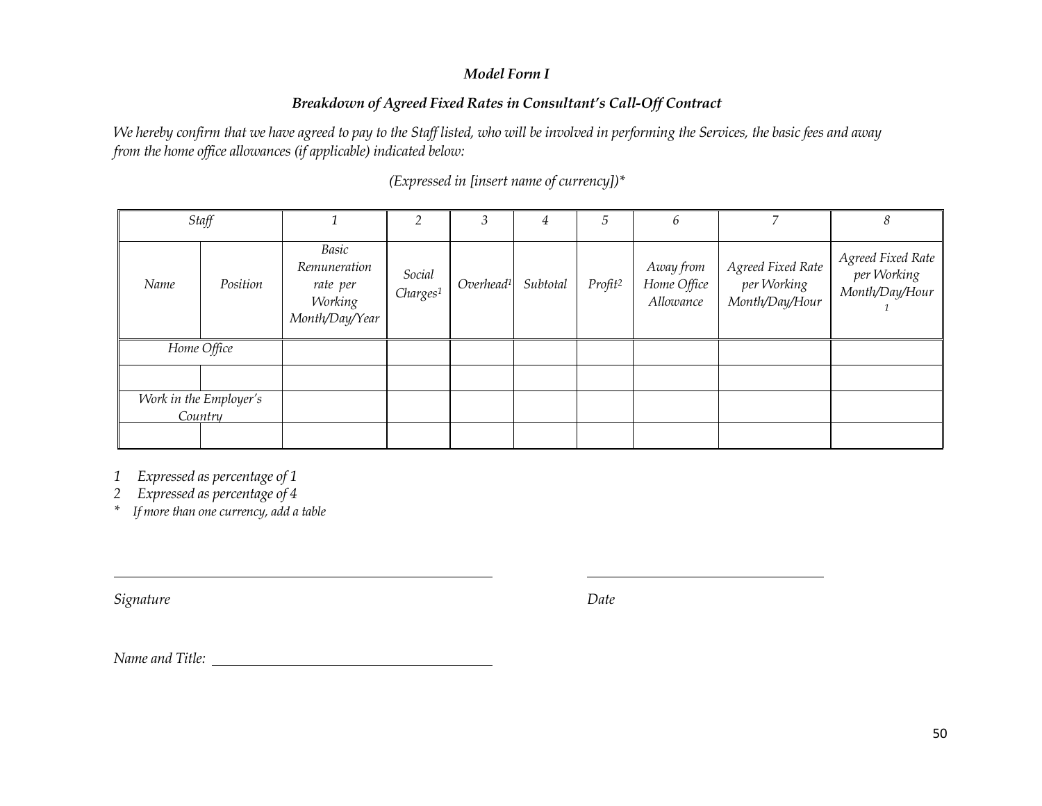### *Model Form I*

### *Breakdown of Agreed Fixed Rates in Consultant's Call-Off Contract*

*We hereby confirm that we have agreed to pay to the Staff listed, who will be involved in performing the Services, the basic fees and away from the home office allowances (if applicable) indicated below:*

*(Expressed in [insert name of currency])**

| *Staff* | | *1* | *2* | *3* | *4* | *5* | *6* | *7* | *8* |
|---|---|---|---|---|---|---|---|---|---|
| *Name* | *Position* | *Basic Remuneration rate per Working Month/Day/Year* | *Social Charges*[1] | *Overhead*[1] | *Subtotal* | *Profit*[2] | *Away from Home Office Allowance* | *Agreed Fixed Rate per Working Month/Day/Hour* | *Agreed Fixed Rate per Working Month/Day/Hour* [1] |
| *Home Office* | | | | | | | | | |
| | | | | | | | | | |
| *Work in the Employer's Country* | | | | | | | | | |
| | | | | | | | | | |

*1 Expressed as percentage of 1*
*2 Expressed as percentage of 4*
** If more than one currency, add a table*

______________________________ ______________________________

*Signature* *Date*

*Name and Title:* ______________________________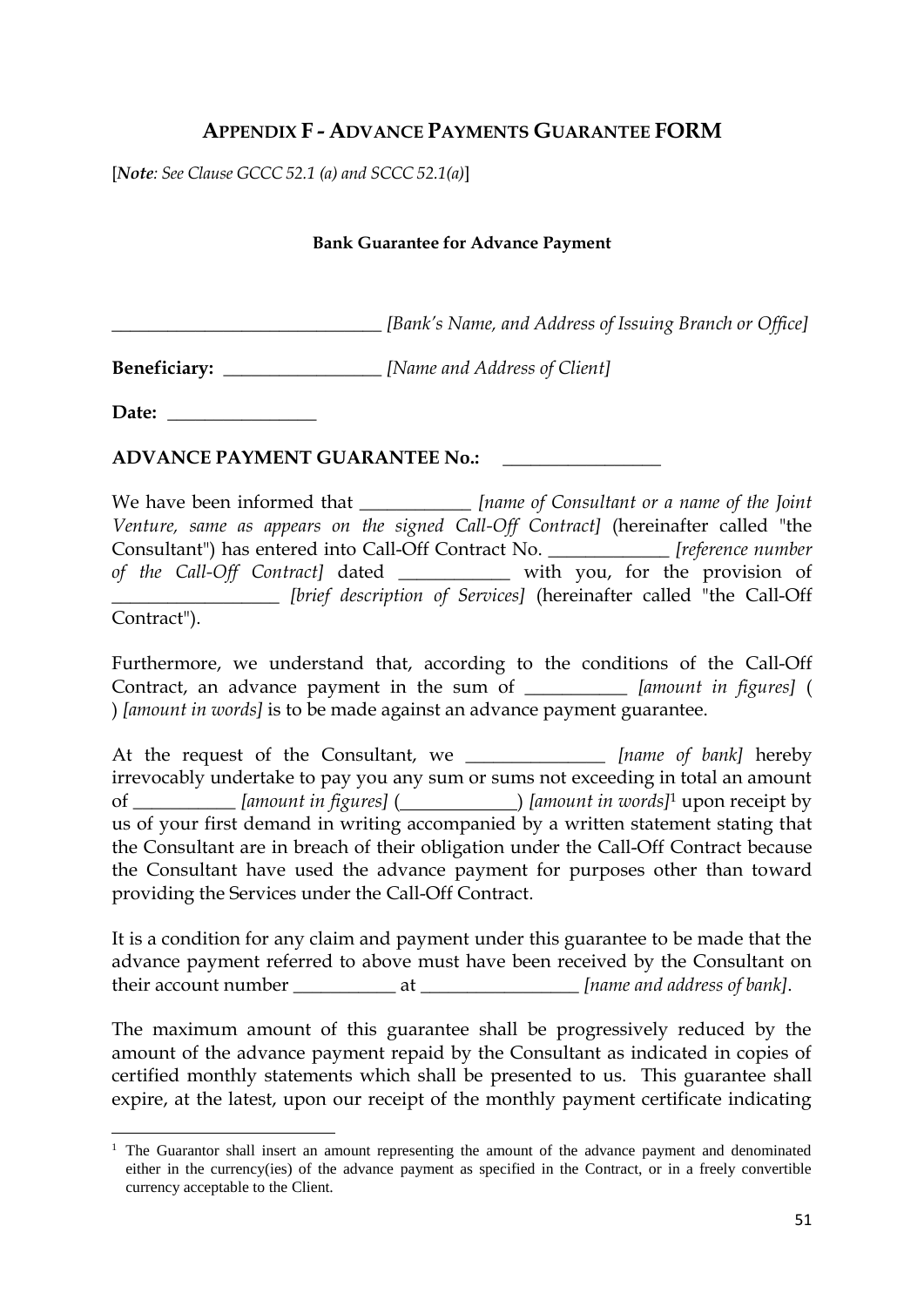## APPENDIX F - ADVANCE PAYMENTS GUARANTEE FORM

[*Note: See Clause GCCC 52.1 (a) and SCCC 52.1(a)*]

**Bank Guarantee for Advance Payment**

_____________________________ *[Bank's Name, and Address of Issuing Branch or Office]*

**Beneficiary:** _________________ *[Name and Address of Client]*

**Date:** ________________

**ADVANCE PAYMENT GUARANTEE No.:** _________________

We have been informed that ____________ *[name of Consultant or a name of the Joint Venture, same as appears on the signed Call-Off Contract]* (hereinafter called "the Consultant") has entered into Call-Off Contract No. _____________ *[reference number of the Call-Off Contract]* dated ____________ with you, for the provision of __________________ *[brief description of Services]* (hereinafter called "the Call-Off Contract").

Furthermore, we understand that, according to the conditions of the Call-Off Contract, an advance payment in the sum of ___________ *[amount in figures]* ( ) *[amount in words]* is to be made against an advance payment guarantee.

At the request of the Consultant, we _______________ *[name of bank]* hereby irrevocably undertake to pay you any sum or sums not exceeding in total an amount of ___________ *[amount in figures]* (____________) *[amount in words]*[1] upon receipt by us of your first demand in writing accompanied by a written statement stating that the Consultant are in breach of their obligation under the Call-Off Contract because the Consultant have used the advance payment for purposes other than toward providing the Services under the Call-Off Contract.

It is a condition for any claim and payment under this guarantee to be made that the advance payment referred to above must have been received by the Consultant on their account number ___________ at _________________ *[name and address of bank]*.

The maximum amount of this guarantee shall be progressively reduced by the amount of the advance payment repaid by the Consultant as indicated in copies of certified monthly statements which shall be presented to us. This guarantee shall expire, at the latest, upon our receipt of the monthly payment certificate indicating

---

[1] The Guarantor shall insert an amount representing the amount of the advance payment and denominated either in the currency(ies) of the advance payment as specified in the Contract, or in a freely convertible currency acceptable to the Client.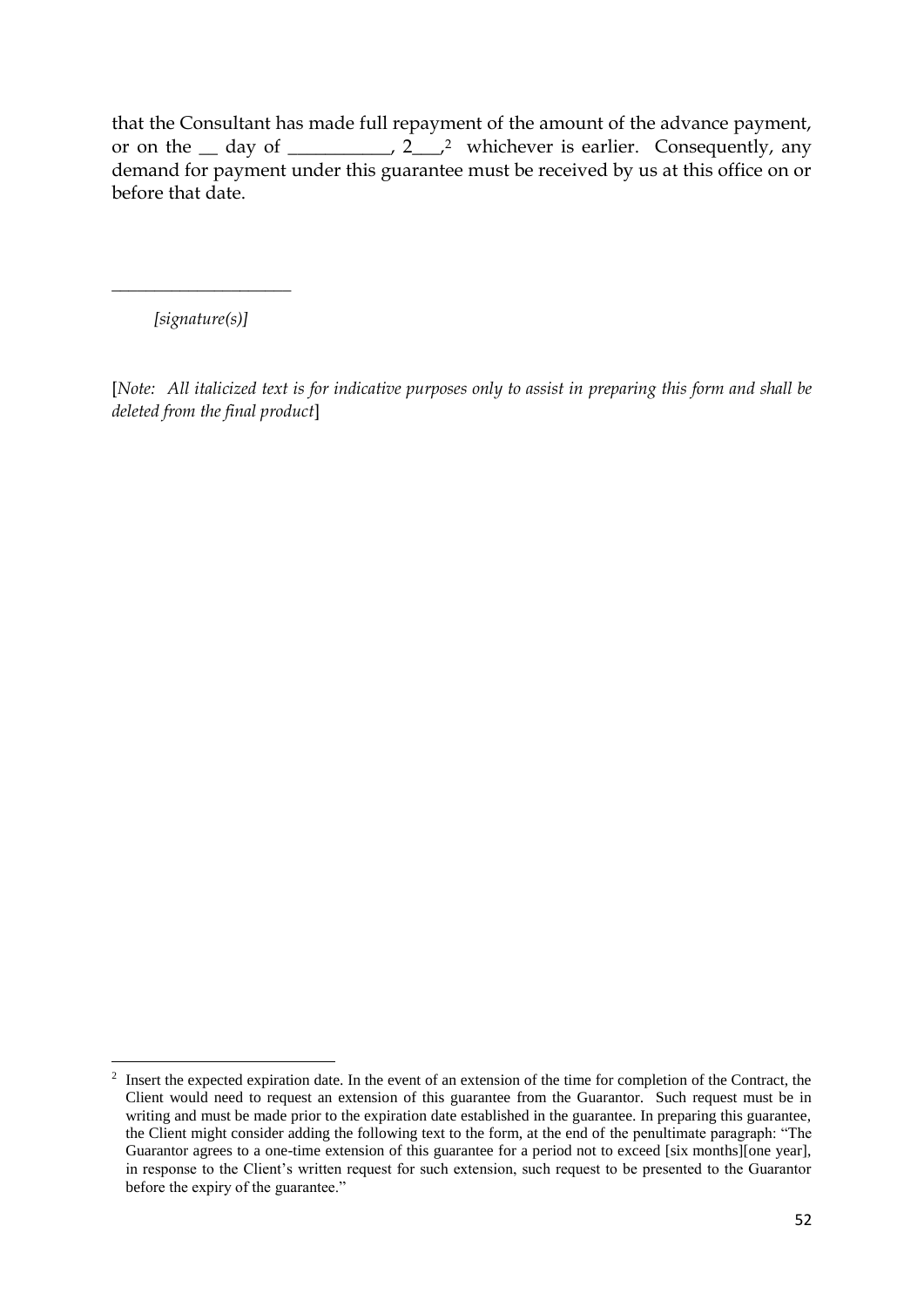that the Consultant has made full repayment of the amount of the advance payment, or on the __ day of __________, 2___,[2] whichever is earlier. Consequently, any demand for payment under this guarantee must be received by us at this office on or before that date.

_____________________

*[signature(s)]*

[*Note: All italicized text is for indicative purposes only to assist in preparing this form and shall be deleted from the final product*]

---

[2] Insert the expected expiration date. In the event of an extension of the time for completion of the Contract, the Client would need to request an extension of this guarantee from the Guarantor. Such request must be in writing and must be made prior to the expiration date established in the guarantee. In preparing this guarantee, the Client might consider adding the following text to the form, at the end of the penultimate paragraph: "The Guarantor agrees to a one-time extension of this guarantee for a period not to exceed [six months][one year], in response to the Client's written request for such extension, such request to be presented to the Guarantor before the expiry of the guarantee."